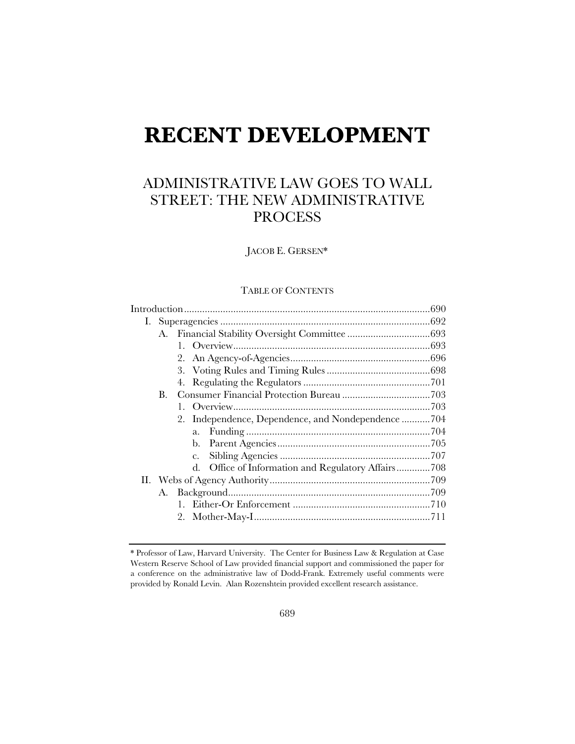# RECENT DEVELOPMENT

## ADMINISTRATIVE LAW GOES TO WALL STREET: THE NEW ADMINISTRATIVE PROCESS

JACOB E. GERSEN*

TABLE OF CONTENTS

Introduction ............................................................................................690
I. Superagencies ...................................................................................692
  A. Financial Stability Oversight Committee ....................................693
    1. Overview ...............................................................................693
    2. An Agency-of-Agencies ...........................................................696
    3. Voting Rules and Timing Rules ...............................................698
    4. Regulating the Regulators .......................................................701
  B. Consumer Financial Protection Bureau .......................................703
    1. Overview ...............................................................................703
    2. Independence, Dependence, and Nondependence ...................704
      a. Funding ...........................................................................704
      b. Parent Agencies ...............................................................705
      c. Sibling Agencies ..............................................................707
      d. Office of Information and Regulatory Affairs .....................708
II. Webs of Agency Authority ...............................................................709
  A. Background .................................................................................709
    1. Either-Or Enforcement ...........................................................710
    2. Mother-May-I ........................................................................711

---

\* Professor of Law, Harvard University. The Center for Business Law & Regulation at Case Western Reserve School of Law provided financial support and commissioned the paper for a conference on the administrative law of Dodd-Frank. Extremely useful comments were provided by Ronald Levin. Alan Rozenshtein provided excellent research assistance.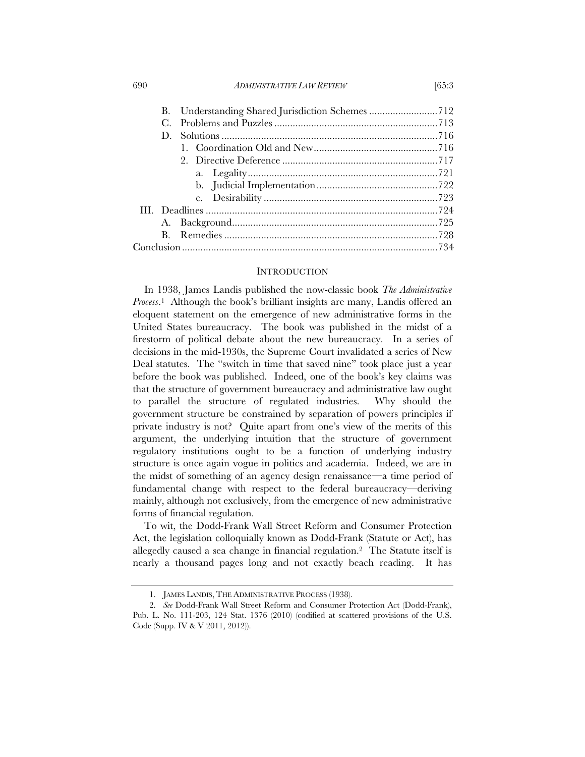B. Understanding Shared Jurisdiction Schemes .......................... 712
C. Problems and Puzzles ............................................................. 713
D. Solutions ................................................................................. 716
   1. Coordination Old and New .............................................. 716
   2. Directive Deference .......................................................... 717
      a. Legality ....................................................................... 721
      b. Judicial Implementation ............................................. 722
      c. Desirability ................................................................. 723
III. Deadlines ....................................................................................... 724
   A. Background ............................................................................ 725
   B. Remedies ................................................................................ 728
Conclusion ............................................................................................... 734

## INTRODUCTION

In 1938, James Landis published the now-classic book *The Administrative Process*.[1] Although the book's brilliant insights are many, Landis offered an eloquent statement on the emergence of new administrative forms in the United States bureaucracy. The book was published in the midst of a firestorm of political debate about the new bureaucracy. In a series of decisions in the mid-1930s, the Supreme Court invalidated a series of New Deal statutes. The "switch in time that saved nine" took place just a year before the book was published. Indeed, one of the book's key claims was that the structure of government bureaucracy and administrative law ought to parallel the structure of regulated industries. Why should the government structure be constrained by separation of powers principles if private industry is not? Quite apart from one's view of the merits of this argument, the underlying intuition that the structure of government regulatory institutions ought to be a function of underlying industry structure is once again vogue in politics and academia. Indeed, we are in the midst of something of an agency design renaissance—a time period of fundamental change with respect to the federal bureaucracy—deriving mainly, although not exclusively, from the emergence of new administrative forms of financial regulation.

To wit, the Dodd-Frank Wall Street Reform and Consumer Protection Act, the legislation colloquially known as Dodd-Frank (Statute or Act), has allegedly caused a sea change in financial regulation.[2] The Statute itself is nearly a thousand pages long and not exactly beach reading. It has

---

1. JAMES LANDIS, THE ADMINISTRATIVE PROCESS (1938).

2. *See* Dodd-Frank Wall Street Reform and Consumer Protection Act (Dodd-Frank), Pub. L. No. 111-203, 124 Stat. 1376 (2010) (codified at scattered provisions of the U.S. Code (Supp. IV & V 2011, 2012)).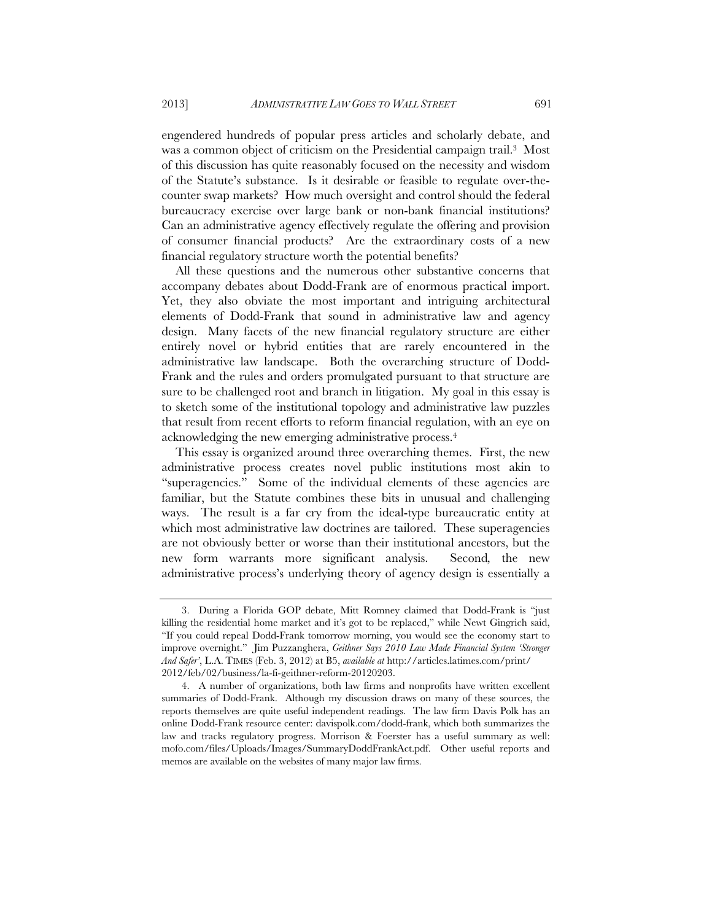engendered hundreds of popular press articles and scholarly debate, and was a common object of criticism on the Presidential campaign trail.[3] Most of this discussion has quite reasonably focused on the necessity and wisdom of the Statute's substance. Is it desirable or feasible to regulate over-the-counter swap markets? How much oversight and control should the federal bureaucracy exercise over large bank or non-bank financial institutions? Can an administrative agency effectively regulate the offering and provision of consumer financial products? Are the extraordinary costs of a new financial regulatory structure worth the potential benefits?

All these questions and the numerous other substantive concerns that accompany debates about Dodd-Frank are of enormous practical import. Yet, they also obviate the most important and intriguing architectural elements of Dodd-Frank that sound in administrative law and agency design. Many facets of the new financial regulatory structure are either entirely novel or hybrid entities that are rarely encountered in the administrative law landscape. Both the overarching structure of Dodd-Frank and the rules and orders promulgated pursuant to that structure are sure to be challenged root and branch in litigation. My goal in this essay is to sketch some of the institutional topology and administrative law puzzles that result from recent efforts to reform financial regulation, with an eye on acknowledging the new emerging administrative process.[4]

This essay is organized around three overarching themes. First, the new administrative process creates novel public institutions most akin to "superagencies." Some of the individual elements of these agencies are familiar, but the Statute combines these bits in unusual and challenging ways. The result is a far cry from the ideal-type bureaucratic entity at which most administrative law doctrines are tailored. These superagencies are not obviously better or worse than their institutional ancestors, but the new form warrants more significant analysis. Second, the new administrative process's underlying theory of agency design is essentially a

---

3. During a Florida GOP debate, Mitt Romney claimed that Dodd-Frank is "just killing the residential home market and it's got to be replaced," while Newt Gingrich said, "If you could repeal Dodd-Frank tomorrow morning, you would see the economy start to improve overnight." Jim Puzzanghera, *Geithner Says 2010 Law Made Financial System 'Stronger And Safer'*, L.A. TIMES (Feb. 3, 2012) at B5, *available at* http://articles.latimes.com/print/2012/feb/02/business/la-fi-geithner-reform-20120203.

4. A number of organizations, both law firms and nonprofits have written excellent summaries of Dodd-Frank. Although my discussion draws on many of these sources, the reports themselves are quite useful independent readings. The law firm Davis Polk has an online Dodd-Frank resource center: davispolk.com/dodd-frank, which both summarizes the law and tracks regulatory progress. Morrison & Foerster has a useful summary as well: mofo.com/files/Uploads/Images/SummaryDoddFrankAct.pdf. Other useful reports and memos are available on the websites of many major law firms.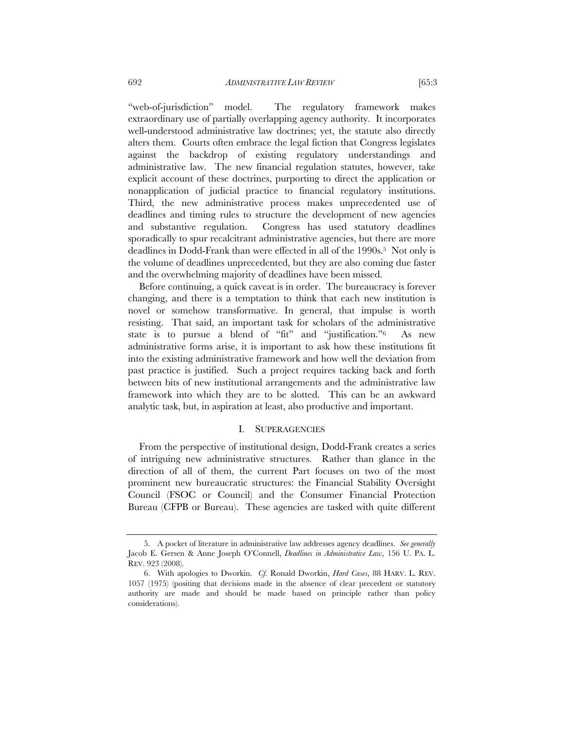"web-of-jurisdiction" model. The regulatory framework makes extraordinary use of partially overlapping agency authority. It incorporates well-understood administrative law doctrines; yet, the statute also directly alters them. Courts often embrace the legal fiction that Congress legislates against the backdrop of existing regulatory understandings and administrative law. The new financial regulation statutes, however, take explicit account of these doctrines, purporting to direct the application or nonapplication of judicial practice to financial regulatory institutions. Third, the new administrative process makes unprecedented use of deadlines and timing rules to structure the development of new agencies and substantive regulation. Congress has used statutory deadlines sporadically to spur recalcitrant administrative agencies, but there are more deadlines in Dodd-Frank than were effected in all of the 1990s.[5] Not only is the volume of deadlines unprecedented, but they are also coming due faster and the overwhelming majority of deadlines have been missed.

Before continuing, a quick caveat is in order. The bureaucracy is forever changing, and there is a temptation to think that each new institution is novel or somehow transformative. In general, that impulse is worth resisting. That said, an important task for scholars of the administrative state is to pursue a blend of "fit" and "justification."[6] As new administrative forms arise, it is important to ask how these institutions fit into the existing administrative framework and how well the deviation from past practice is justified. Such a project requires tacking back and forth between bits of new institutional arrangements and the administrative law framework into which they are to be slotted. This can be an awkward analytic task, but, in aspiration at least, also productive and important.

## I. SUPERAGENCIES

From the perspective of institutional design, Dodd-Frank creates a series of intriguing new administrative structures. Rather than glance in the direction of all of them, the current Part focuses on two of the most prominent new bureaucratic structures: the Financial Stability Oversight Council (FSOC or Council) and the Consumer Financial Protection Bureau (CFPB or Bureau). These agencies are tasked with quite different

---

5. A pocket of literature in administrative law addresses agency deadlines. *See generally* Jacob E. Gersen & Anne Joseph O'Connell, *Deadlines in Administrative Law*, 156 U. PA. L. REV. 923 (2008).

6. With apologies to Dworkin. *Cf.* Ronald Dworkin, *Hard Cases*, 88 HARV. L. REV. 1057 (1975) (positing that decisions made in the absence of clear precedent or statutory authority are made and should be made based on principle rather than policy considerations).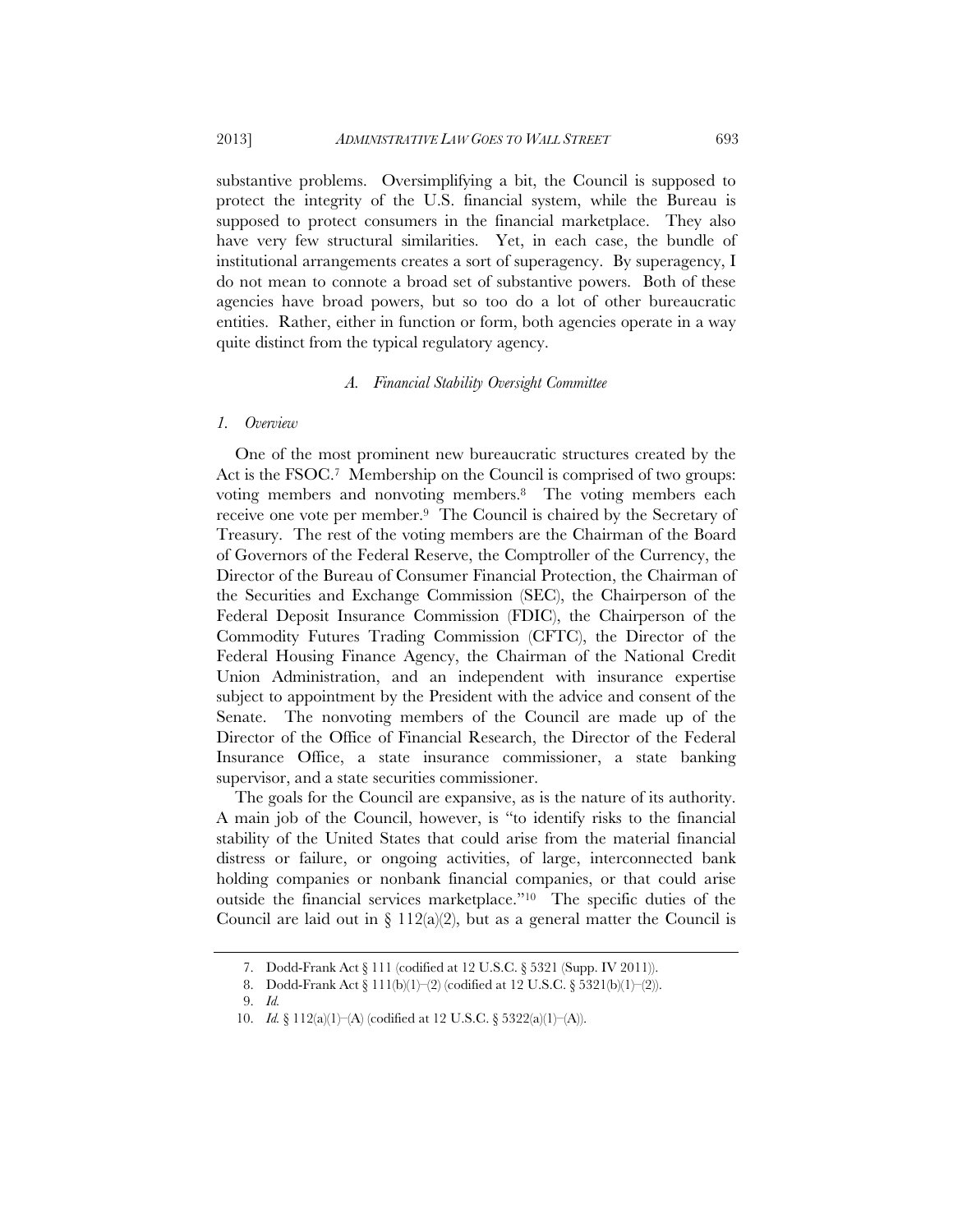substantive problems. Oversimplifying a bit, the Council is supposed to protect the integrity of the U.S. financial system, while the Bureau is supposed to protect consumers in the financial marketplace. They also have very few structural similarities. Yet, in each case, the bundle of institutional arrangements creates a sort of superagency. By superagency, I do not mean to connote a broad set of substantive powers. Both of these agencies have broad powers, but so too do a lot of other bureaucratic entities. Rather, either in function or form, both agencies operate in a way quite distinct from the typical regulatory agency.

### *A. Financial Stability Oversight Committee*

#### *1. Overview*

One of the most prominent new bureaucratic structures created by the Act is the FSOC.[7] Membership on the Council is comprised of two groups: voting members and nonvoting members.[8] The voting members each receive one vote per member.[9] The Council is chaired by the Secretary of Treasury. The rest of the voting members are the Chairman of the Board of Governors of the Federal Reserve, the Comptroller of the Currency, the Director of the Bureau of Consumer Financial Protection, the Chairman of the Securities and Exchange Commission (SEC), the Chairperson of the Federal Deposit Insurance Commission (FDIC), the Chairperson of the Commodity Futures Trading Commission (CFTC), the Director of the Federal Housing Finance Agency, the Chairman of the National Credit Union Administration, and an independent with insurance expertise subject to appointment by the President with the advice and consent of the Senate. The nonvoting members of the Council are made up of the Director of the Office of Financial Research, the Director of the Federal Insurance Office, a state insurance commissioner, a state banking supervisor, and a state securities commissioner.

The goals for the Council are expansive, as is the nature of its authority. A main job of the Council, however, is "to identify risks to the financial stability of the United States that could arise from the material financial distress or failure, or ongoing activities, of large, interconnected bank holding companies or nonbank financial companies, or that could arise outside the financial services marketplace."[10] The specific duties of the Council are laid out in § 112(a)(2), but as a general matter the Council is

---

7. Dodd-Frank Act § 111 (codified at 12 U.S.C. § 5321 (Supp. IV 2011)).

8. Dodd-Frank Act § 111(b)(1)–(2) (codified at 12 U.S.C. § 5321(b)(1)–(2)).

9. *Id.*

10. *Id.* § 112(a)(1)–(A) (codified at 12 U.S.C. § 5322(a)(1)–(A)).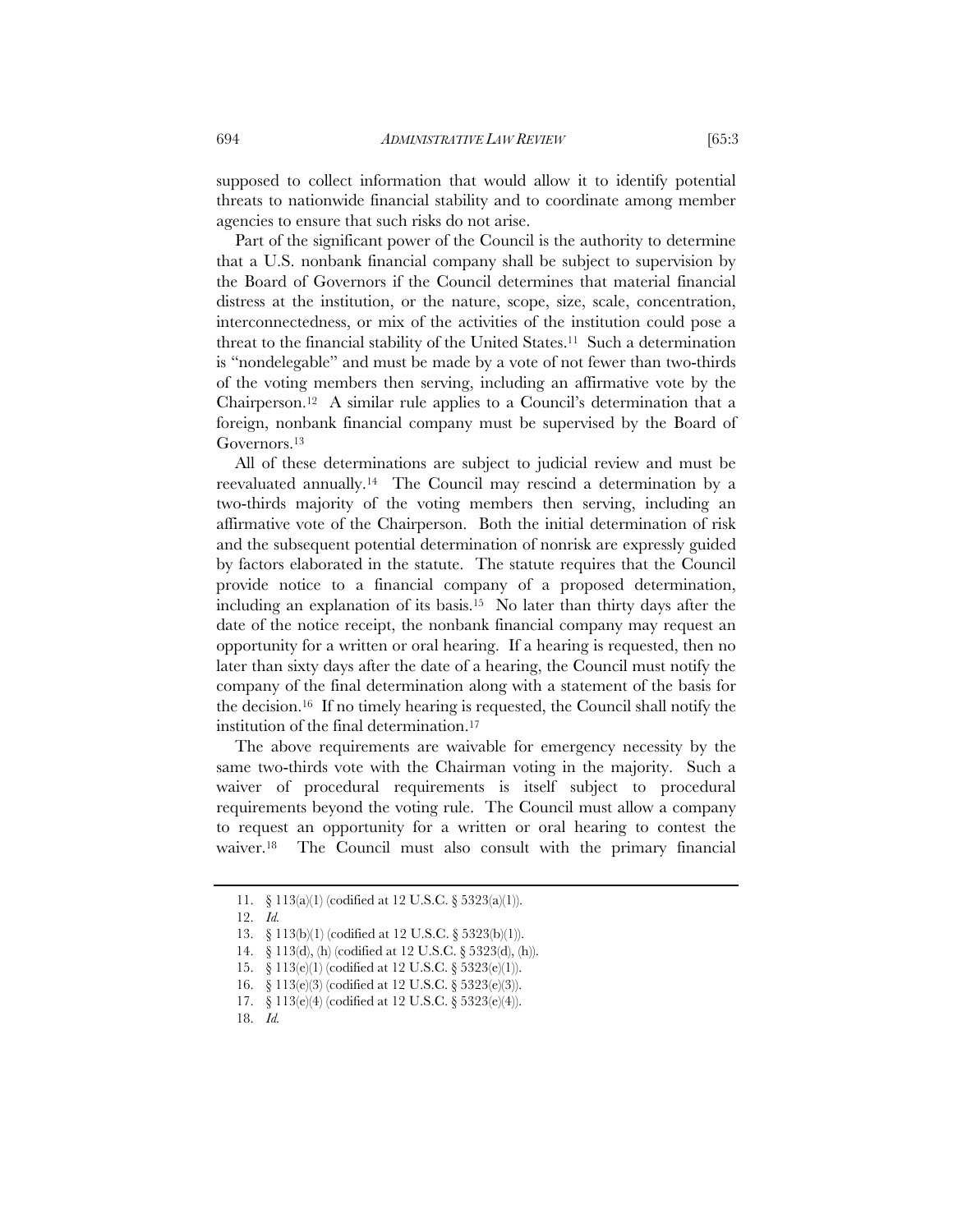supposed to collect information that would allow it to identify potential threats to nationwide financial stability and to coordinate among member agencies to ensure that such risks do not arise.

Part of the significant power of the Council is the authority to determine that a U.S. nonbank financial company shall be subject to supervision by the Board of Governors if the Council determines that material financial distress at the institution, or the nature, scope, size, scale, concentration, interconnectedness, or mix of the activities of the institution could pose a threat to the financial stability of the United States.[11] Such a determination is "nondelegable" and must be made by a vote of not fewer than two-thirds of the voting members then serving, including an affirmative vote by the Chairperson.[12] A similar rule applies to a Council's determination that a foreign, nonbank financial company must be supervised by the Board of Governors.[13]

All of these determinations are subject to judicial review and must be reevaluated annually.[14] The Council may rescind a determination by a two-thirds majority of the voting members then serving, including an affirmative vote of the Chairperson. Both the initial determination of risk and the subsequent potential determination of nonrisk are expressly guided by factors elaborated in the statute. The statute requires that the Council provide notice to a financial company of a proposed determination, including an explanation of its basis.[15] No later than thirty days after the date of the notice receipt, the nonbank financial company may request an opportunity for a written or oral hearing. If a hearing is requested, then no later than sixty days after the date of a hearing, the Council must notify the company of the final determination along with a statement of the basis for the decision.[16] If no timely hearing is requested, the Council shall notify the institution of the final determination.[17]

The above requirements are waivable for emergency necessity by the same two-thirds vote with the Chairman voting in the majority. Such a waiver of procedural requirements is itself subject to procedural requirements beyond the voting rule. The Council must allow a company to request an opportunity for a written or oral hearing to contest the waiver.[18] The Council must also consult with the primary financial

11. § 113(a)(1) (codified at 12 U.S.C. § 5323(a)(1)).

12. *Id.*

13. § 113(b)(1) (codified at 12 U.S.C. § 5323(b)(1)).

14. § 113(d), (h) (codified at 12 U.S.C. § 5323(d), (h)).

15. § 113(e)(1) (codified at 12 U.S.C. § 5323(e)(1)).

16. § 113(e)(3) (codified at 12 U.S.C. § 5323(e)(3)).

17. § 113(e)(4) (codified at 12 U.S.C. § 5323(e)(4)).

18. *Id.*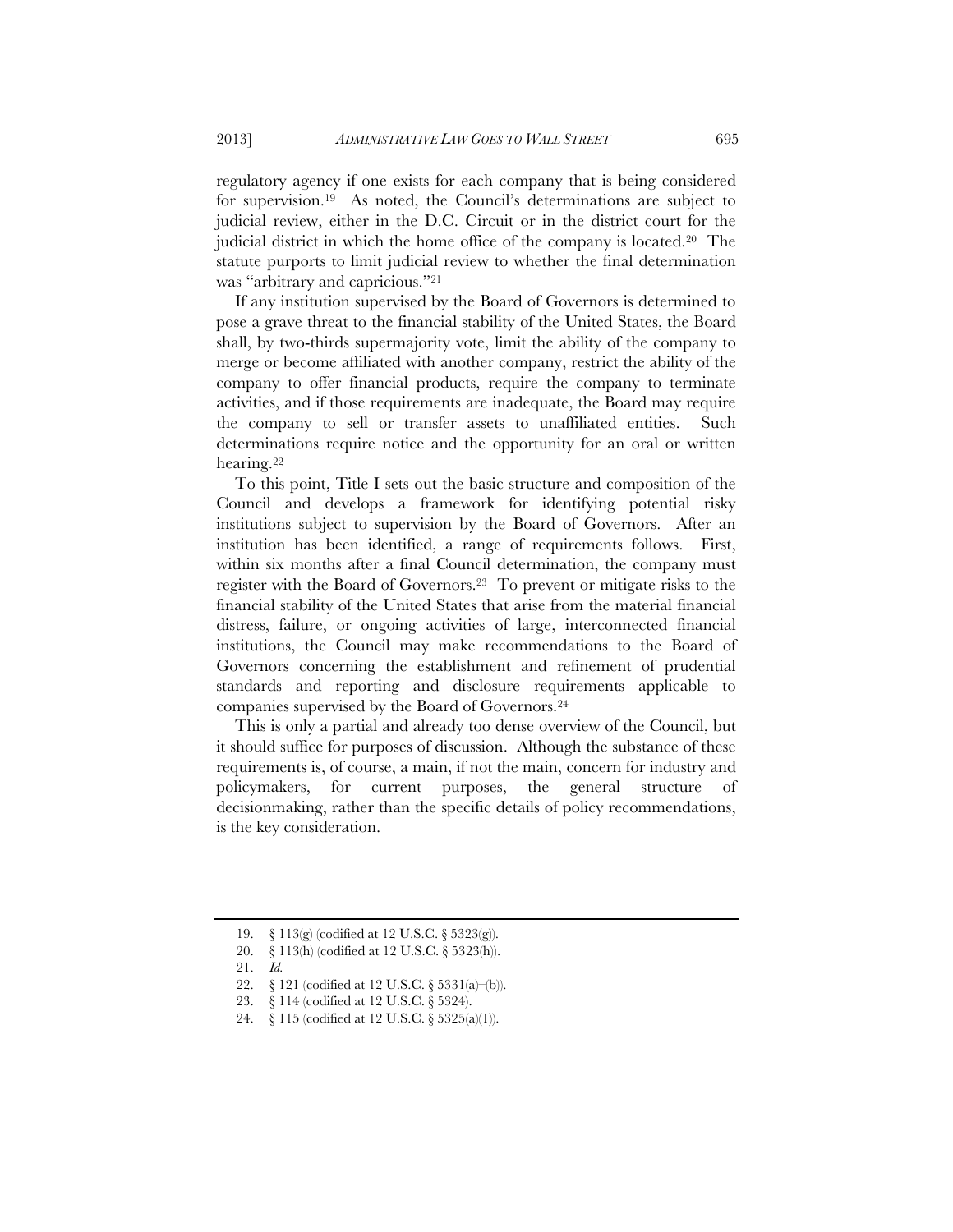regulatory agency if one exists for each company that is being considered for supervision.[19] As noted, the Council's determinations are subject to judicial review, either in the D.C. Circuit or in the district court for the judicial district in which the home office of the company is located.[20] The statute purports to limit judicial review to whether the final determination was "arbitrary and capricious."[21]

If any institution supervised by the Board of Governors is determined to pose a grave threat to the financial stability of the United States, the Board shall, by two-thirds supermajority vote, limit the ability of the company to merge or become affiliated with another company, restrict the ability of the company to offer financial products, require the company to terminate activities, and if those requirements are inadequate, the Board may require the company to sell or transfer assets to unaffiliated entities. Such determinations require notice and the opportunity for an oral or written hearing.[22]

To this point, Title I sets out the basic structure and composition of the Council and develops a framework for identifying potential risky institutions subject to supervision by the Board of Governors. After an institution has been identified, a range of requirements follows. First, within six months after a final Council determination, the company must register with the Board of Governors.[23] To prevent or mitigate risks to the financial stability of the United States that arise from the material financial distress, failure, or ongoing activities of large, interconnected financial institutions, the Council may make recommendations to the Board of Governors concerning the establishment and refinement of prudential standards and reporting and disclosure requirements applicable to companies supervised by the Board of Governors.[24]

This is only a partial and already too dense overview of the Council, but it should suffice for purposes of discussion. Although the substance of these requirements is, of course, a main, if not the main, concern for industry and policymakers, for current purposes, the general structure of decisionmaking, rather than the specific details of policy recommendations, is the key consideration.

---

19. § 113(g) (codified at 12 U.S.C. § 5323(g)).
20. § 113(h) (codified at 12 U.S.C. § 5323(h)).
21. *Id.*
22. § 121 (codified at 12 U.S.C. § 5331(a)–(b)).
23. § 114 (codified at 12 U.S.C. § 5324).
24. § 115 (codified at 12 U.S.C. § 5325(a)(1)).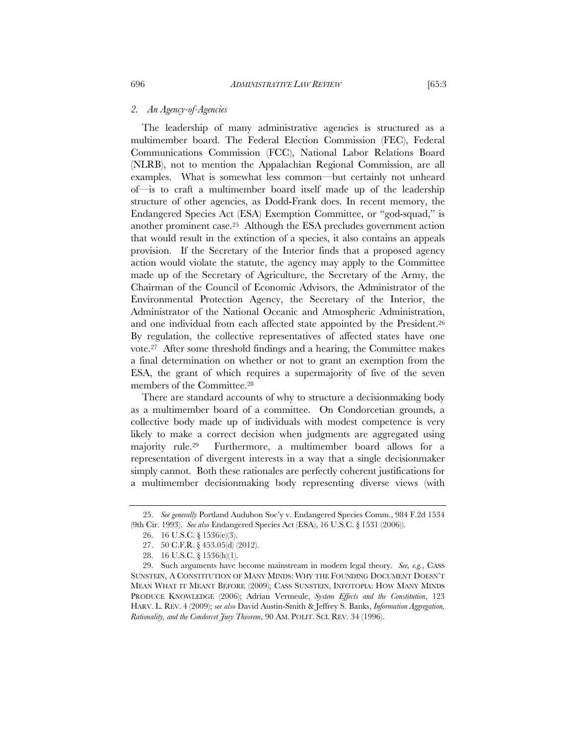### *2. An Agency-of-Agencies*

The leadership of many administrative agencies is structured as a multimember board. The Federal Election Commission (FEC), Federal Communications Commission (FCC), National Labor Relations Board (NLRB), not to mention the Appalachian Regional Commission, are all examples. What is somewhat less common—but certainly not unheard of—is to craft a multimember board itself made up of the leadership structure of other agencies, as Dodd-Frank does. In recent memory, the Endangered Species Act (ESA) Exemption Committee, or "god-squad," is another prominent case.[25] Although the ESA precludes government action that would result in the extinction of a species, it also contains an appeals provision. If the Secretary of the Interior finds that a proposed agency action would violate the statute, the agency may apply to the Committee made up of the Secretary of Agriculture, the Secretary of the Army, the Chairman of the Council of Economic Advisors, the Administrator of the Environmental Protection Agency, the Secretary of the Interior, the Administrator of the National Oceanic and Atmospheric Administration, and one individual from each affected state appointed by the President.[26] By regulation, the collective representatives of affected states have one vote.[27] After some threshold findings and a hearing, the Committee makes a final determination on whether or not to grant an exemption from the ESA, the grant of which requires a supermajority of five of the seven members of the Committee.[28]

There are standard accounts of why to structure a decisionmaking body as a multimember board of a committee. On Condorcetian grounds, a collective body made up of individuals with modest competence is very likely to make a correct decision when judgments are aggregated using majority rule.[29] Furthermore, a multimember board allows for a representation of divergent interests in a way that a single decisionmaker simply cannot. Both these rationales are perfectly coherent justifications for a multimember decisionmaking body representing diverse views (with

---

25. *See generally* Portland Audubon Soc'y v. Endangered Species Comm., 984 F.2d 1534 (9th Cir. 1993). *See also* Endangered Species Act (ESA), 16 U.S.C. § 1531 (2006)).

26. 16 U.S.C. § 1536(e)(3).

27. 50 C.F.R. § 453.05(d) (2012).

28. 16 U.S.C. § 1536(h)(1).

29. Such arguments have become mainstream in modern legal theory. *See, e.g.*, CASS SUNSTEIN, A CONSTITUTION OF MANY MINDS: WHY THE FOUNDING DOCUMENT DOESN'T MEAN WHAT IT MEANT BEFORE (2009); CASS SUNSTEIN, INFOTOPIA: HOW MANY MINDS PRODUCE KNOWLEDGE (2006); Adrian Vermeule, *System Effects and the Constitution*, 123 HARV. L. REV. 4 (2009); *see also* David Austin-Smith & Jeffrey S. Banks, *Information Aggregation, Rationality, and the Condorcet Jury Theorem*, 90 AM. POLIT. SCI. REV. 34 (1996).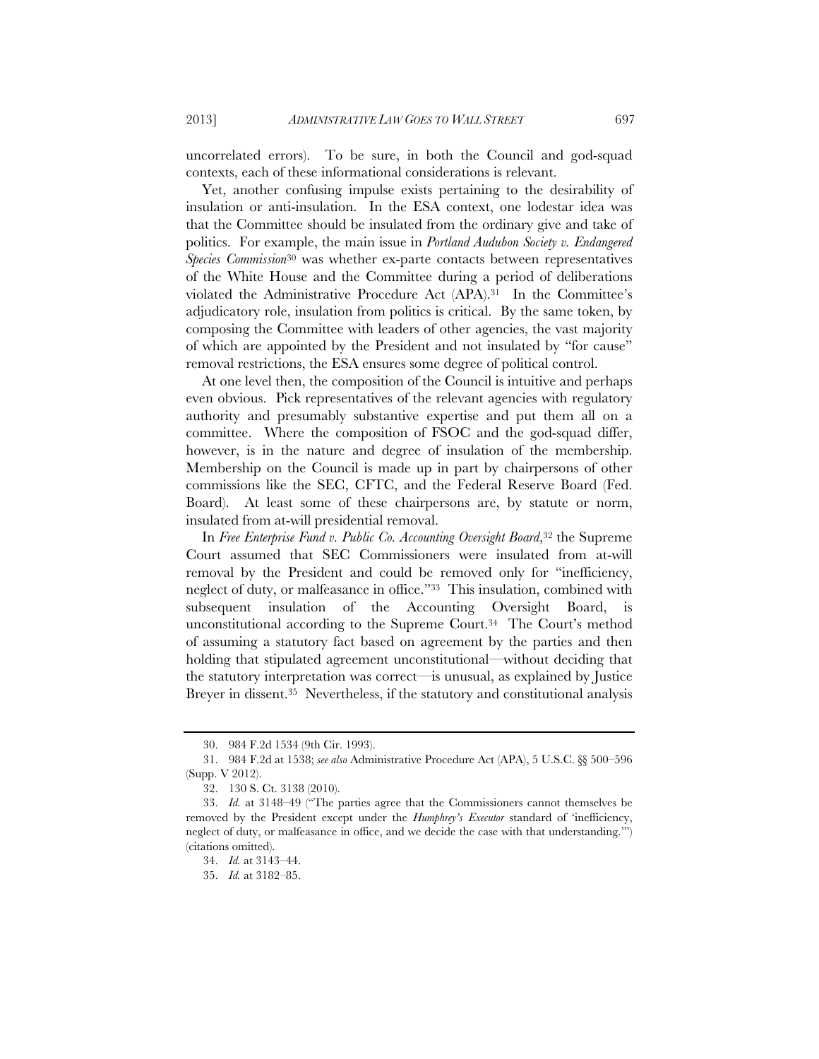uncorrelated errors). To be sure, in both the Council and god-squad contexts, each of these informational considerations is relevant.

Yet, another confusing impulse exists pertaining to the desirability of insulation or anti-insulation. In the ESA context, one lodestar idea was that the Committee should be insulated from the ordinary give and take of politics. For example, the main issue in *Portland Audubon Society v. Endangered Species Commission*[30] was whether ex-parte contacts between representatives of the White House and the Committee during a period of deliberations violated the Administrative Procedure Act (APA).[31] In the Committee's adjudicatory role, insulation from politics is critical. By the same token, by composing the Committee with leaders of other agencies, the vast majority of which are appointed by the President and not insulated by "for cause" removal restrictions, the ESA ensures some degree of political control.

At one level then, the composition of the Council is intuitive and perhaps even obvious. Pick representatives of the relevant agencies with regulatory authority and presumably substantive expertise and put them all on a committee. Where the composition of FSOC and the god-squad differ, however, is in the nature and degree of insulation of the membership. Membership on the Council is made up in part by chairpersons of other commissions like the SEC, CFTC, and the Federal Reserve Board (Fed. Board). At least some of these chairpersons are, by statute or norm, insulated from at-will presidential removal.

In *Free Enterprise Fund v. Public Co. Accounting Oversight Board*,[32] the Supreme Court assumed that SEC Commissioners were insulated from at-will removal by the President and could be removed only for "inefficiency, neglect of duty, or malfeasance in office."[33] This insulation, combined with subsequent insulation of the Accounting Oversight Board, is unconstitutional according to the Supreme Court.[34] The Court's method of assuming a statutory fact based on agreement by the parties and then holding that stipulated agreement unconstitutional—without deciding that the statutory interpretation was correct—is unusual, as explained by Justice Breyer in dissent.[35] Nevertheless, if the statutory and constitutional analysis

---

30. 984 F.2d 1534 (9th Cir. 1993).

31. 984 F.2d at 1538; *see also* Administrative Procedure Act (APA), 5 U.S.C. §§ 500–596 (Supp. V 2012).

32. 130 S. Ct. 3138 (2010).

33. *Id.* at 3148–49 ("The parties agree that the Commissioners cannot themselves be removed by the President except under the *Humphrey's Executor* standard of 'inefficiency, neglect of duty, or malfeasance in office, and we decide the case with that understanding.'") (citations omitted).

34. *Id.* at 3143–44.

35. *Id.* at 3182–85.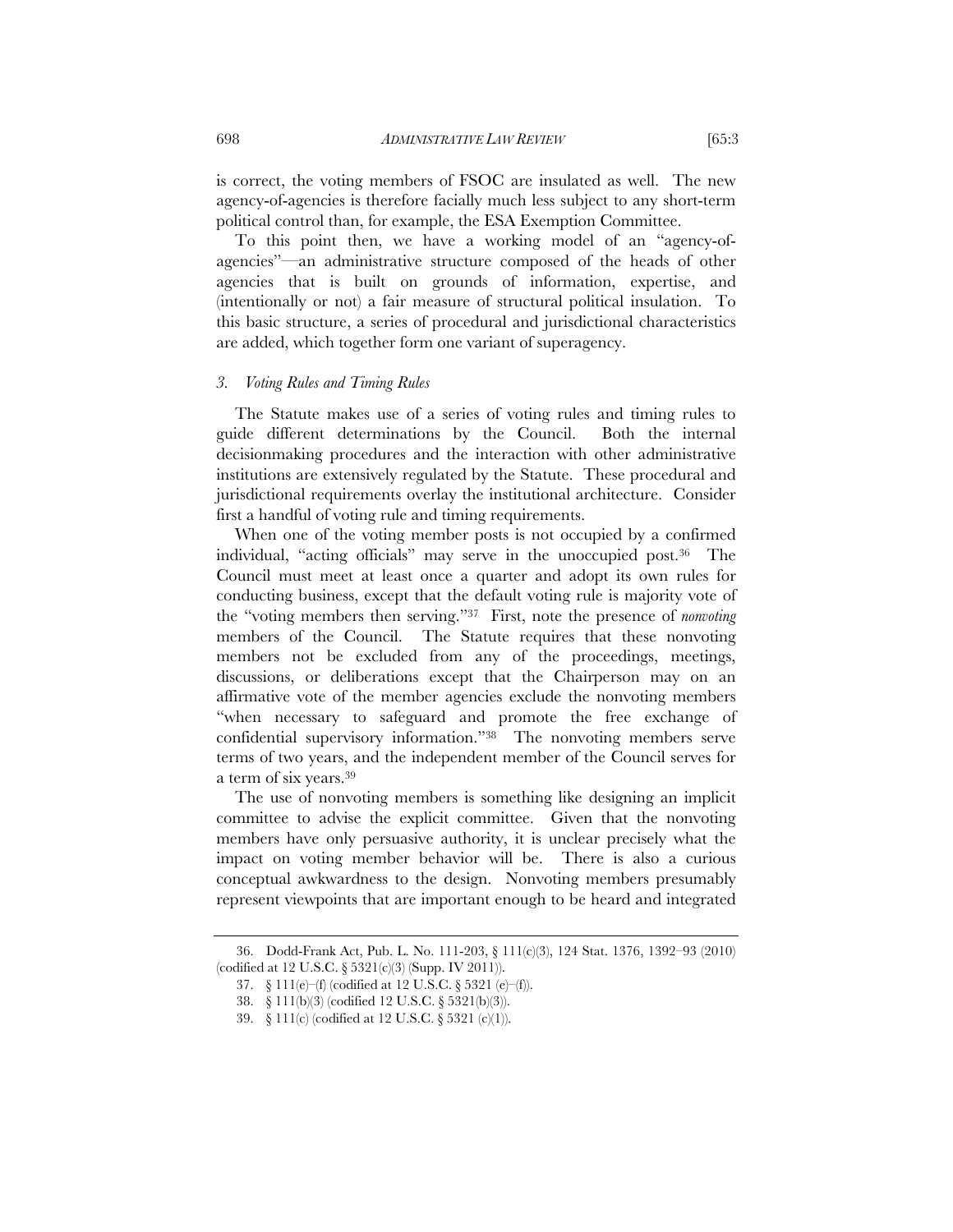is correct, the voting members of FSOC are insulated as well. The new agency-of-agencies is therefore facially much less subject to any short-term political control than, for example, the ESA Exemption Committee.

To this point then, we have a working model of an "agency-of-agencies"—an administrative structure composed of the heads of other agencies that is built on grounds of information, expertise, and (intentionally or not) a fair measure of structural political insulation. To this basic structure, a series of procedural and jurisdictional characteristics are added, which together form one variant of superagency.

### *3. Voting Rules and Timing Rules*

The Statute makes use of a series of voting rules and timing rules to guide different determinations by the Council. Both the internal decisionmaking procedures and the interaction with other administrative institutions are extensively regulated by the Statute. These procedural and jurisdictional requirements overlay the institutional architecture. Consider first a handful of voting rule and timing requirements.

When one of the voting member posts is not occupied by a confirmed individual, "acting officials" may serve in the unoccupied post.[36] The Council must meet at least once a quarter and adopt its own rules for conducting business, except that the default voting rule is majority vote of the "voting members then serving."[37] First, note the presence of *nonvoting* members of the Council. The Statute requires that these nonvoting members not be excluded from any of the proceedings, meetings, discussions, or deliberations except that the Chairperson may on an affirmative vote of the member agencies exclude the nonvoting members "when necessary to safeguard and promote the free exchange of confidential supervisory information."[38] The nonvoting members serve terms of two years, and the independent member of the Council serves for a term of six years.[39]

The use of nonvoting members is something like designing an implicit committee to advise the explicit committee. Given that the nonvoting members have only persuasive authority, it is unclear precisely what the impact on voting member behavior will be. There is also a curious conceptual awkwardness to the design. Nonvoting members presumably represent viewpoints that are important enough to be heard and integrated

---

36. Dodd-Frank Act, Pub. L. No. 111-203, § 111(c)(3), 124 Stat. 1376, 1392–93 (2010) (codified at 12 U.S.C. § 5321(c)(3) (Supp. IV 2011)).

37. § 111(e)–(f) (codified at 12 U.S.C. § 5321 (e)–(f)).

38. § 111(b)(3) (codified 12 U.S.C. § 5321(b)(3)).

39. § 111(c) (codified at 12 U.S.C. § 5321 (c)(1)).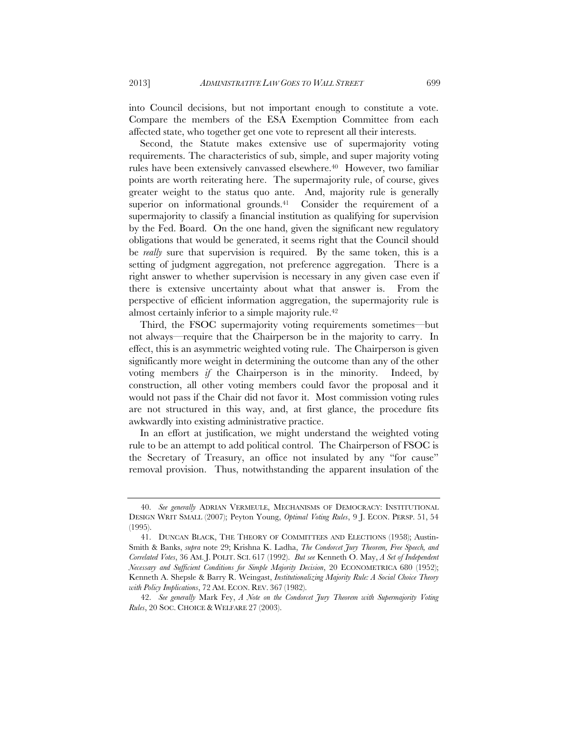into Council decisions, but not important enough to constitute a vote. Compare the members of the ESA Exemption Committee from each affected state, who together get one vote to represent all their interests.

Second, the Statute makes extensive use of supermajority voting requirements. The characteristics of sub, simple, and super majority voting rules have been extensively canvassed elsewhere.[40] However, two familiar points are worth reiterating here. The supermajority rule, of course, gives greater weight to the status quo ante. And, majority rule is generally superior on informational grounds.[41] Consider the requirement of a supermajority to classify a financial institution as qualifying for supervision by the Fed. Board. On the one hand, given the significant new regulatory obligations that would be generated, it seems right that the Council should be *really* sure that supervision is required. By the same token, this is a setting of judgment aggregation, not preference aggregation. There is a right answer to whether supervision is necessary in any given case even if there is extensive uncertainty about what that answer is. From the perspective of efficient information aggregation, the supermajority rule is almost certainly inferior to a simple majority rule.[42]

Third, the FSOC supermajority voting requirements sometimes—but not always—require that the Chairperson be in the majority to carry. In effect, this is an asymmetric weighted voting rule. The Chairperson is given significantly more weight in determining the outcome than any of the other voting members *if* the Chairperson is in the minority. Indeed, by construction, all other voting members could favor the proposal and it would not pass if the Chair did not favor it. Most commission voting rules are not structured in this way, and, at first glance, the procedure fits awkwardly into existing administrative practice.

In an effort at justification, we might understand the weighted voting rule to be an attempt to add political control. The Chairperson of FSOC is the Secretary of Treasury, an office not insulated by any "for cause" removal provision. Thus, notwithstanding the apparent insulation of the

---

40. *See generally* ADRIAN VERMEULE, MECHANISMS OF DEMOCRACY: INSTITUTIONAL DESIGN WRIT SMALL (2007); Peyton Young, *Optimal Voting Rules*, 9 J. ECON. PERSP. 51, 54 (1995).

41. DUNCAN BLACK, THE THEORY OF COMMITTEES AND ELECTIONS (1958); Austin-Smith & Banks, *supra* note 29; Krishna K. Ladha, *The Condorcet Jury Theorem, Free Speech, and Correlated Votes*, 36 AM. J. POLIT. SCI. 617 (1992). *But see* Kenneth O. May, *A Set of Independent Necessary and Sufficient Conditions for Simple Majority Decision*, 20 ECONOMETRICA 680 (1952); Kenneth A. Shepsle & Barry R. Weingast, *Institutionalizing Majority Rule: A Social Choice Theory with Policy Implications*, 72 AM. ECON. REV. 367 (1982).

42. *See generally* Mark Fey, *A Note on the Condorcet Jury Theorem with Supermajority Voting Rules*, 20 SOC. CHOICE & WELFARE 27 (2003).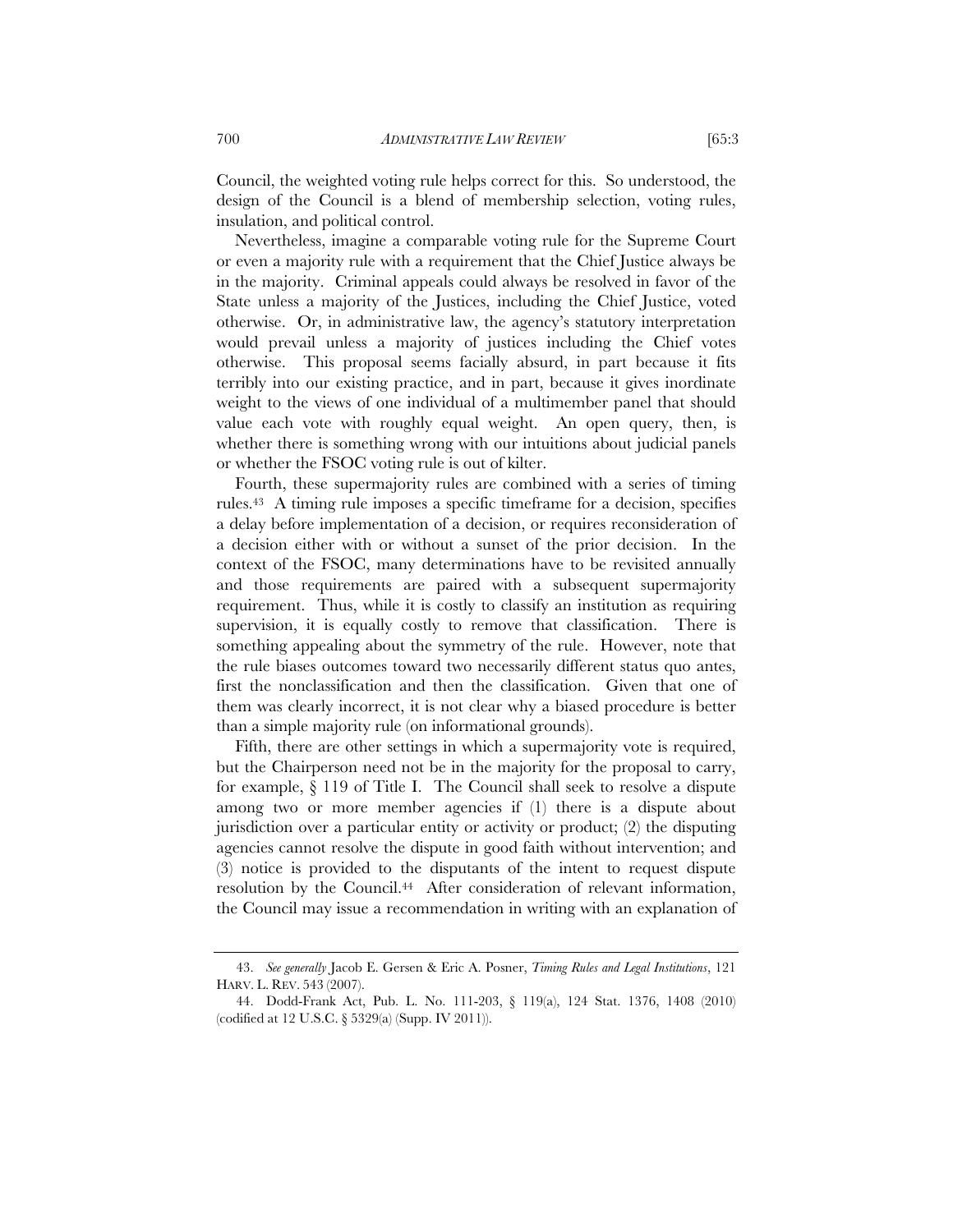Council, the weighted voting rule helps correct for this. So understood, the design of the Council is a blend of membership selection, voting rules, insulation, and political control.

Nevertheless, imagine a comparable voting rule for the Supreme Court or even a majority rule with a requirement that the Chief Justice always be in the majority. Criminal appeals could always be resolved in favor of the State unless a majority of the Justices, including the Chief Justice, voted otherwise. Or, in administrative law, the agency's statutory interpretation would prevail unless a majority of justices including the Chief votes otherwise. This proposal seems facially absurd, in part because it fits terribly into our existing practice, and in part, because it gives inordinate weight to the views of one individual of a multimember panel that should value each vote with roughly equal weight. An open query, then, is whether there is something wrong with our intuitions about judicial panels or whether the FSOC voting rule is out of kilter.

Fourth, these supermajority rules are combined with a series of timing rules.[43] A timing rule imposes a specific timeframe for a decision, specifies a delay before implementation of a decision, or requires reconsideration of a decision either with or without a sunset of the prior decision. In the context of the FSOC, many determinations have to be revisited annually and those requirements are paired with a subsequent supermajority requirement. Thus, while it is costly to classify an institution as requiring supervision, it is equally costly to remove that classification. There is something appealing about the symmetry of the rule. However, note that the rule biases outcomes toward two necessarily different status quo antes, first the nonclassification and then the classification. Given that one of them was clearly incorrect, it is not clear why a biased procedure is better than a simple majority rule (on informational grounds).

Fifth, there are other settings in which a supermajority vote is required, but the Chairperson need not be in the majority for the proposal to carry, for example, § 119 of Title I. The Council shall seek to resolve a dispute among two or more member agencies if (1) there is a dispute about jurisdiction over a particular entity or activity or product; (2) the disputing agencies cannot resolve the dispute in good faith without intervention; and (3) notice is provided to the disputants of the intent to request dispute resolution by the Council.[44] After consideration of relevant information, the Council may issue a recommendation in writing with an explanation of

---

43. *See generally* Jacob E. Gersen & Eric A. Posner, *Timing Rules and Legal Institutions*, 121 HARV. L. REV. 543 (2007).

44. Dodd-Frank Act, Pub. L. No. 111-203, § 119(a), 124 Stat. 1376, 1408 (2010) (codified at 12 U.S.C. § 5329(a) (Supp. IV 2011)).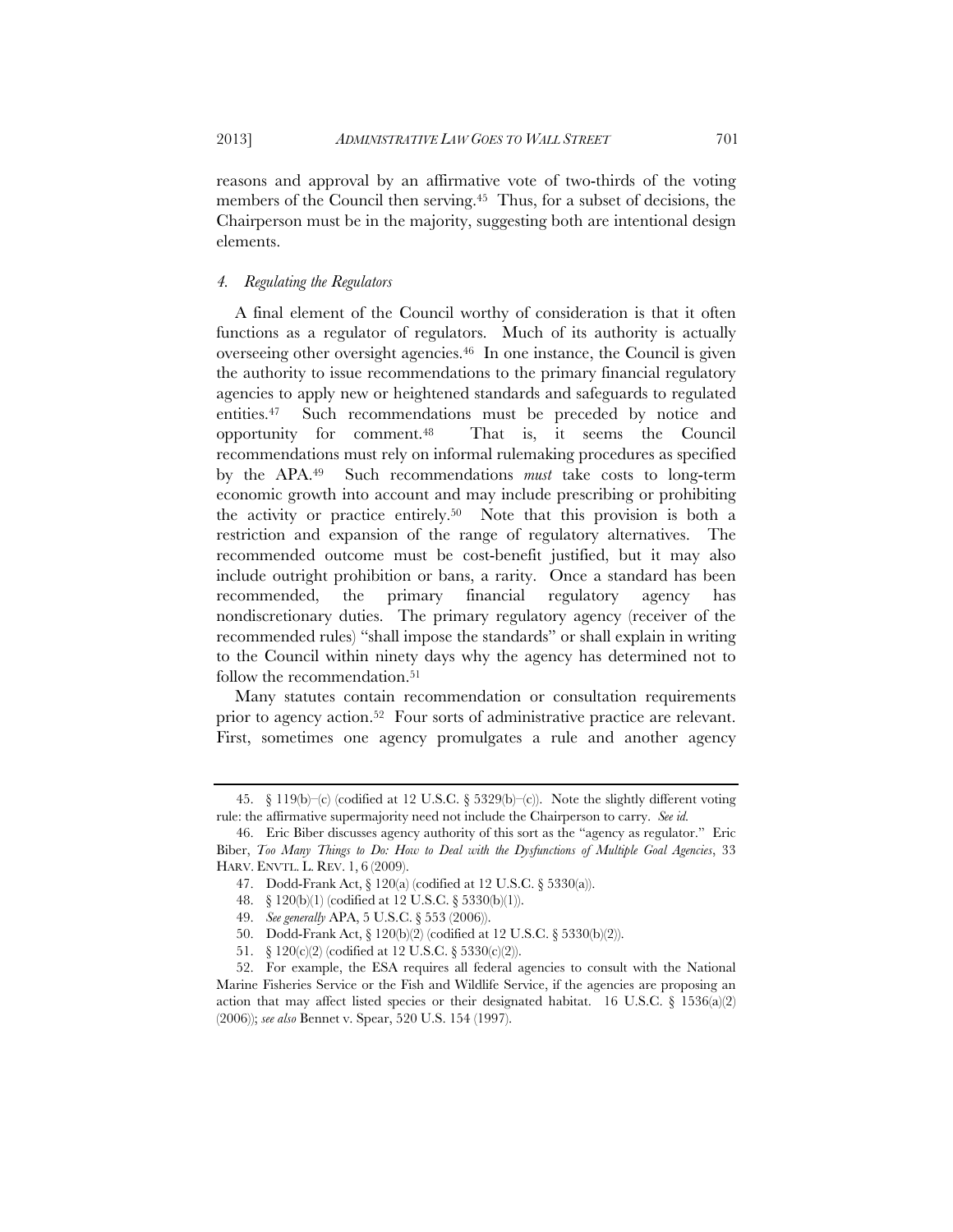reasons and approval by an affirmative vote of two-thirds of the voting members of the Council then serving.[45] Thus, for a subset of decisions, the Chairperson must be in the majority, suggesting both are intentional design elements.

#### *4. Regulating the Regulators*

A final element of the Council worthy of consideration is that it often functions as a regulator of regulators. Much of its authority is actually overseeing other oversight agencies.[46] In one instance, the Council is given the authority to issue recommendations to the primary financial regulatory agencies to apply new or heightened standards and safeguards to regulated entities.[47] Such recommendations must be preceded by notice and opportunity for comment.[48] That is, it seems the Council recommendations must rely on informal rulemaking procedures as specified by the APA.[49] Such recommendations *must* take costs to long-term economic growth into account and may include prescribing or prohibiting the activity or practice entirely.[50] Note that this provision is both a restriction and expansion of the range of regulatory alternatives. The recommended outcome must be cost-benefit justified, but it may also include outright prohibition or bans, a rarity. Once a standard has been recommended, the primary financial regulatory agency has nondiscretionary duties. The primary regulatory agency (receiver of the recommended rules) "shall impose the standards" or shall explain in writing to the Council within ninety days why the agency has determined not to follow the recommendation.[51]

Many statutes contain recommendation or consultation requirements prior to agency action.[52] Four sorts of administrative practice are relevant. First, sometimes one agency promulgates a rule and another agency

---

45. § 119(b)–(c) (codified at 12 U.S.C. § 5329(b)–(c)). Note the slightly different voting rule: the affirmative supermajority need not include the Chairperson to carry. *See id.*

46. Eric Biber discusses agency authority of this sort as the "agency as regulator." Eric Biber, *Too Many Things to Do: How to Deal with the Dysfunctions of Multiple Goal Agencies*, 33 HARV. ENVTL. L. REV. 1, 6 (2009).

47. Dodd-Frank Act, § 120(a) (codified at 12 U.S.C. § 5330(a)).

48. § 120(b)(1) (codified at 12 U.S.C. § 5330(b)(1)).

49. *See generally* APA, 5 U.S.C. § 553 (2006)).

50. Dodd-Frank Act, § 120(b)(2) (codified at 12 U.S.C. § 5330(b)(2)).

51. § 120(c)(2) (codified at 12 U.S.C. § 5330(c)(2)).

52. For example, the ESA requires all federal agencies to consult with the National Marine Fisheries Service or the Fish and Wildlife Service, if the agencies are proposing an action that may affect listed species or their designated habitat. 16 U.S.C. § 1536(a)(2) (2006)); *see also* Bennet v. Spear, 520 U.S. 154 (1997).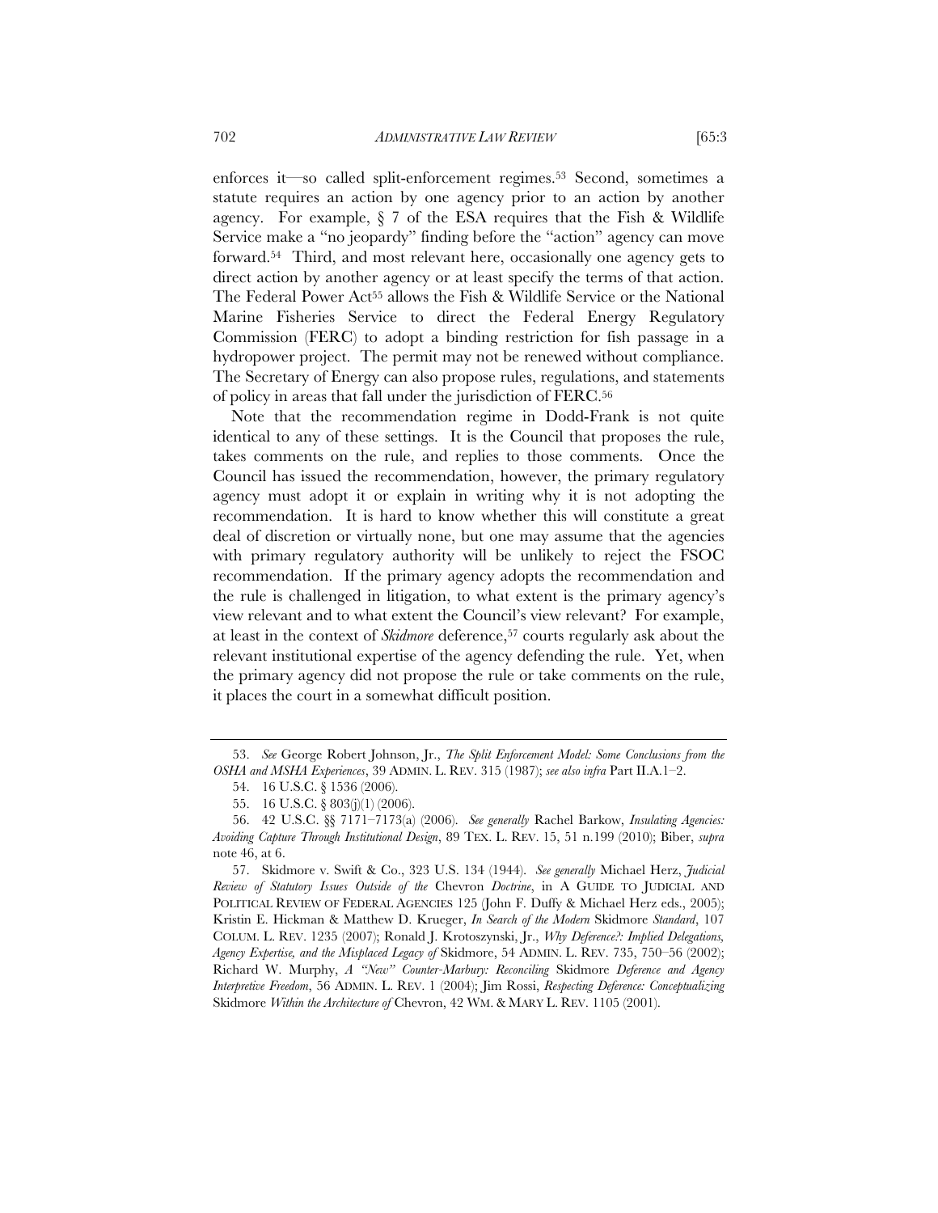enforces it—so called split-enforcement regimes.[53] Second, sometimes a statute requires an action by one agency prior to an action by another agency. For example, § 7 of the ESA requires that the Fish & Wildlife Service make a "no jeopardy" finding before the "action" agency can move forward.[54] Third, and most relevant here, occasionally one agency gets to direct action by another agency or at least specify the terms of that action. The Federal Power Act[55] allows the Fish & Wildlife Service or the National Marine Fisheries Service to direct the Federal Energy Regulatory Commission (FERC) to adopt a binding restriction for fish passage in a hydropower project. The permit may not be renewed without compliance. The Secretary of Energy can also propose rules, regulations, and statements of policy in areas that fall under the jurisdiction of FERC.[56]

Note that the recommendation regime in Dodd-Frank is not quite identical to any of these settings. It is the Council that proposes the rule, takes comments on the rule, and replies to those comments. Once the Council has issued the recommendation, however, the primary regulatory agency must adopt it or explain in writing why it is not adopting the recommendation. It is hard to know whether this will constitute a great deal of discretion or virtually none, but one may assume that the agencies with primary regulatory authority will be unlikely to reject the FSOC recommendation. If the primary agency adopts the recommendation and the rule is challenged in litigation, to what extent is the primary agency's view relevant and to what extent the Council's view relevant? For example, at least in the context of *Skidmore* deference,[57] courts regularly ask about the relevant institutional expertise of the agency defending the rule. Yet, when the primary agency did not propose the rule or take comments on the rule, it places the court in a somewhat difficult position.

---

53. *See* George Robert Johnson, Jr., *The Split Enforcement Model: Some Conclusions from the OSHA and MSHA Experiences*, 39 ADMIN. L. REV. 315 (1987); *see also infra* Part II.A.1–2.

54. 16 U.S.C. § 1536 (2006).

55. 16 U.S.C. § 803(j)(1) (2006).

56. 42 U.S.C. §§ 7171–7173(a) (2006). *See generally* Rachel Barkow, *Insulating Agencies: Avoiding Capture Through Institutional Design*, 89 TEX. L. REV. 15, 51 n.199 (2010); Biber, *supra* note 46, at 6.

57. Skidmore v. Swift & Co., 323 U.S. 134 (1944). *See generally* Michael Herz, *Judicial Review of Statutory Issues Outside of the* Chevron *Doctrine*, in A GUIDE TO JUDICIAL AND POLITICAL REVIEW OF FEDERAL AGENCIES 125 (John F. Duffy & Michael Herz eds., 2005); Kristin E. Hickman & Matthew D. Krueger, *In Search of the Modern* Skidmore *Standard*, 107 COLUM. L. REV. 1235 (2007); Ronald J. Krotoszynski, Jr., *Why Deference?: Implied Delegations, Agency Expertise, and the Misplaced Legacy of* Skidmore, 54 ADMIN. L. REV. 735, 750–56 (2002); Richard W. Murphy, *A "New" Counter-Marbury: Reconciling* Skidmore *Deference and Agency Interpretive Freedom*, 56 ADMIN. L. REV. 1 (2004); Jim Rossi, *Respecting Deference: Conceptualizing* Skidmore *Within the Architecture of* Chevron, 42 WM. & MARY L. REV. 1105 (2001).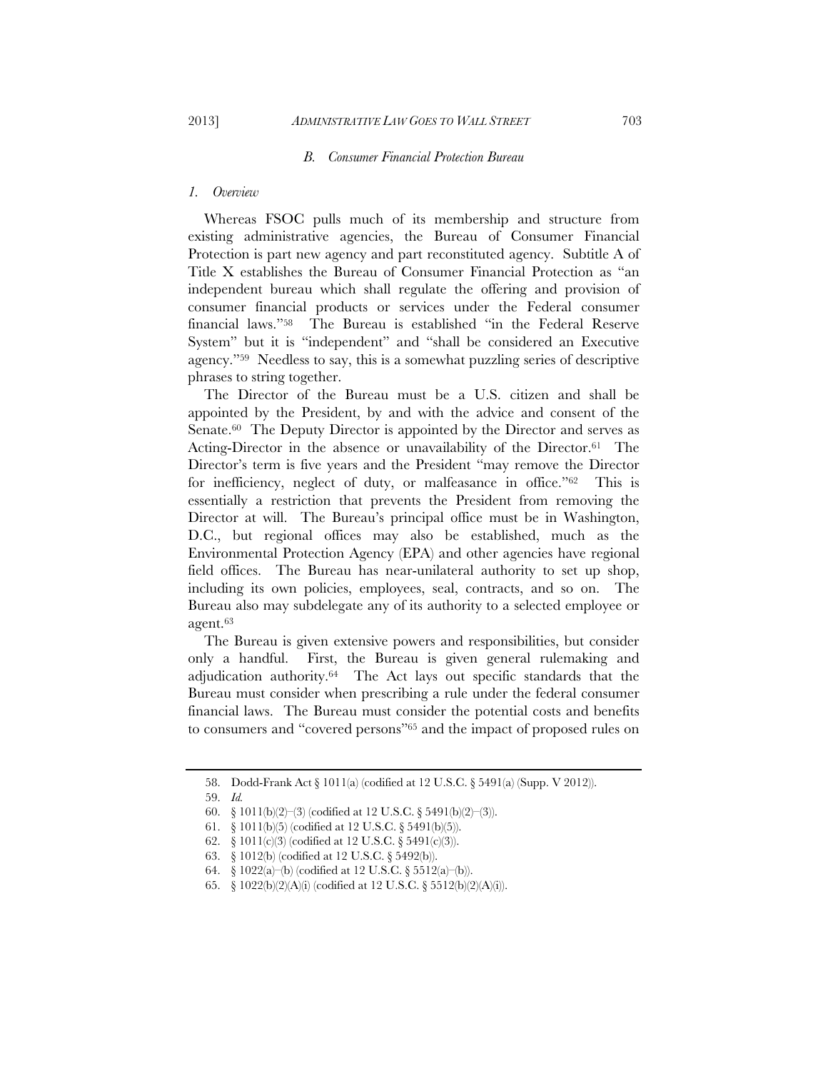### *B. Consumer Financial Protection Bureau*

#### *1. Overview*

Whereas FSOC pulls much of its membership and structure from existing administrative agencies, the Bureau of Consumer Financial Protection is part new agency and part reconstituted agency. Subtitle A of Title X establishes the Bureau of Consumer Financial Protection as "an independent bureau which shall regulate the offering and provision of consumer financial products or services under the Federal consumer financial laws."[58] The Bureau is established "in the Federal Reserve System" but it is "independent" and "shall be considered an Executive agency."[59] Needless to say, this is a somewhat puzzling series of descriptive phrases to string together.

The Director of the Bureau must be a U.S. citizen and shall be appointed by the President, by and with the advice and consent of the Senate.[60] The Deputy Director is appointed by the Director and serves as Acting-Director in the absence or unavailability of the Director.[61] The Director's term is five years and the President "may remove the Director for inefficiency, neglect of duty, or malfeasance in office."[62] This is essentially a restriction that prevents the President from removing the Director at will. The Bureau's principal office must be in Washington, D.C., but regional offices may also be established, much as the Environmental Protection Agency (EPA) and other agencies have regional field offices. The Bureau has near-unilateral authority to set up shop, including its own policies, employees, seal, contracts, and so on. The Bureau also may subdelegate any of its authority to a selected employee or agent.[63]

The Bureau is given extensive powers and responsibilities, but consider only a handful. First, the Bureau is given general rulemaking and adjudication authority.[64] The Act lays out specific standards that the Bureau must consider when prescribing a rule under the federal consumer financial laws. The Bureau must consider the potential costs and benefits to consumers and "covered persons"[65] and the impact of proposed rules on

---

58. Dodd-Frank Act § 1011(a) (codified at 12 U.S.C. § 5491(a) (Supp. V 2012)).

59. *Id.*

60. § 1011(b)(2)–(3) (codified at 12 U.S.C. § 5491(b)(2)–(3)).

61. § 1011(b)(5) (codified at 12 U.S.C. § 5491(b)(5)).

62. § 1011(c)(3) (codified at 12 U.S.C. § 5491(c)(3)).

63. § 1012(b) (codified at 12 U.S.C. § 5492(b)).

64. § 1022(a)–(b) (codified at 12 U.S.C. § 5512(a)–(b)).

65. § 1022(b)(2)(A)(i) (codified at 12 U.S.C. § 5512(b)(2)(A)(i)).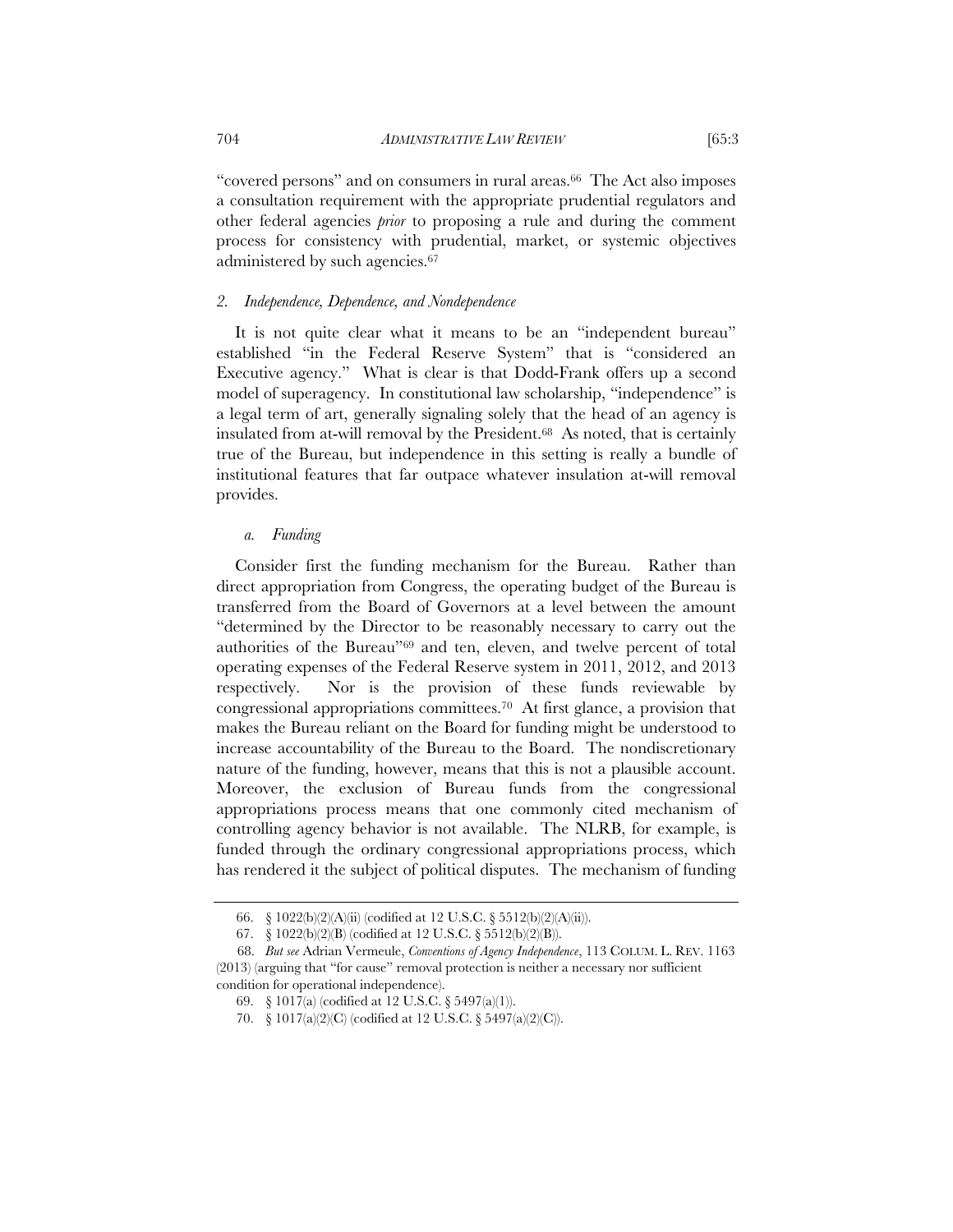"covered persons" and on consumers in rural areas.[66] The Act also imposes a consultation requirement with the appropriate prudential regulators and other federal agencies *prior* to proposing a rule and during the comment process for consistency with prudential, market, or systemic objectives administered by such agencies.[67]

### *2. Independence, Dependence, and Nondependence*

It is not quite clear what it means to be an "independent bureau" established "in the Federal Reserve System" that is "considered an Executive agency." What is clear is that Dodd-Frank offers up a second model of superagency. In constitutional law scholarship, "independence" is a legal term of art, generally signaling solely that the head of an agency is insulated from at-will removal by the President.[68] As noted, that is certainly true of the Bureau, but independence in this setting is really a bundle of institutional features that far outpace whatever insulation at-will removal provides.

#### *a. Funding*

Consider first the funding mechanism for the Bureau. Rather than direct appropriation from Congress, the operating budget of the Bureau is transferred from the Board of Governors at a level between the amount "determined by the Director to be reasonably necessary to carry out the authorities of the Bureau"[69] and ten, eleven, and twelve percent of total operating expenses of the Federal Reserve system in 2011, 2012, and 2013 respectively. Nor is the provision of these funds reviewable by congressional appropriations committees.[70] At first glance, a provision that makes the Bureau reliant on the Board for funding might be understood to increase accountability of the Bureau to the Board. The nondiscretionary nature of the funding, however, means that this is not a plausible account. Moreover, the exclusion of Bureau funds from the congressional appropriations process means that one commonly cited mechanism of controlling agency behavior is not available. The NLRB, for example, is funded through the ordinary congressional appropriations process, which has rendered it the subject of political disputes. The mechanism of funding

---

66. § 1022(b)(2)(A)(ii) (codified at 12 U.S.C. § 5512(b)(2)(A)(ii)).

67. § 1022(b)(2)(B) (codified at 12 U.S.C. § 5512(b)(2)(B)).

68. *But see* Adrian Vermeule, *Conventions of Agency Independence*, 113 COLUM. L. REV. 1163 (2013) (arguing that "for cause" removal protection is neither a necessary nor sufficient condition for operational independence).

69. § 1017(a) (codified at 12 U.S.C. § 5497(a)(1)).

70. § 1017(a)(2)(C) (codified at 12 U.S.C. § 5497(a)(2)(C)).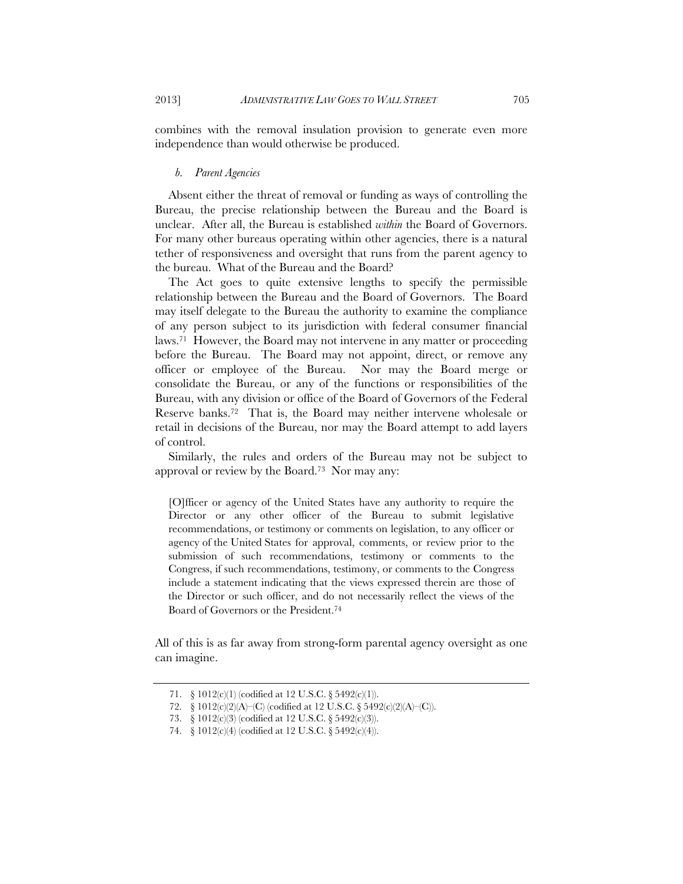combines with the removal insulation provision to generate even more independence than would otherwise be produced.

#### *b. Parent Agencies*

Absent either the threat of removal or funding as ways of controlling the Bureau, the precise relationship between the Bureau and the Board is unclear. After all, the Bureau is established *within* the Board of Governors. For many other bureaus operating within other agencies, there is a natural tether of responsiveness and oversight that runs from the parent agency to the bureau. What of the Bureau and the Board?

The Act goes to quite extensive lengths to specify the permissible relationship between the Bureau and the Board of Governors. The Board may itself delegate to the Bureau the authority to examine the compliance of any person subject to its jurisdiction with federal consumer financial laws.[71] However, the Board may not intervene in any matter or proceeding before the Bureau. The Board may not appoint, direct, or remove any officer or employee of the Bureau. Nor may the Board merge or consolidate the Bureau, or any of the functions or responsibilities of the Bureau, with any division or office of the Board of Governors of the Federal Reserve banks.[72] That is, the Board may neither intervene wholesale or retail in decisions of the Bureau, nor may the Board attempt to add layers of control.

Similarly, the rules and orders of the Bureau may not be subject to approval or review by the Board.[73] Nor may any:

> [O]fficer or agency of the United States have any authority to require the Director or any other officer of the Bureau to submit legislative recommendations, or testimony or comments on legislation, to any officer or agency of the United States for approval, comments, or review prior to the submission of such recommendations, testimony or comments to the Congress, if such recommendations, testimony, or comments to the Congress include a statement indicating that the views expressed therein are those of the Director or such officer, and do not necessarily reflect the views of the Board of Governors or the President.[74]

All of this is as far away from strong-form parental agency oversight as one can imagine.

---

71. § 1012(c)(1) (codified at 12 U.S.C. § 5492(c)(1)).
72. § 1012(c)(2)(A)–(C) (codified at 12 U.S.C. § 5492(c)(2)(A)–(C)).
73. § 1012(c)(3) (codified at 12 U.S.C. § 5492(c)(3)).
74. § 1012(c)(4) (codified at 12 U.S.C. § 5492(c)(4)).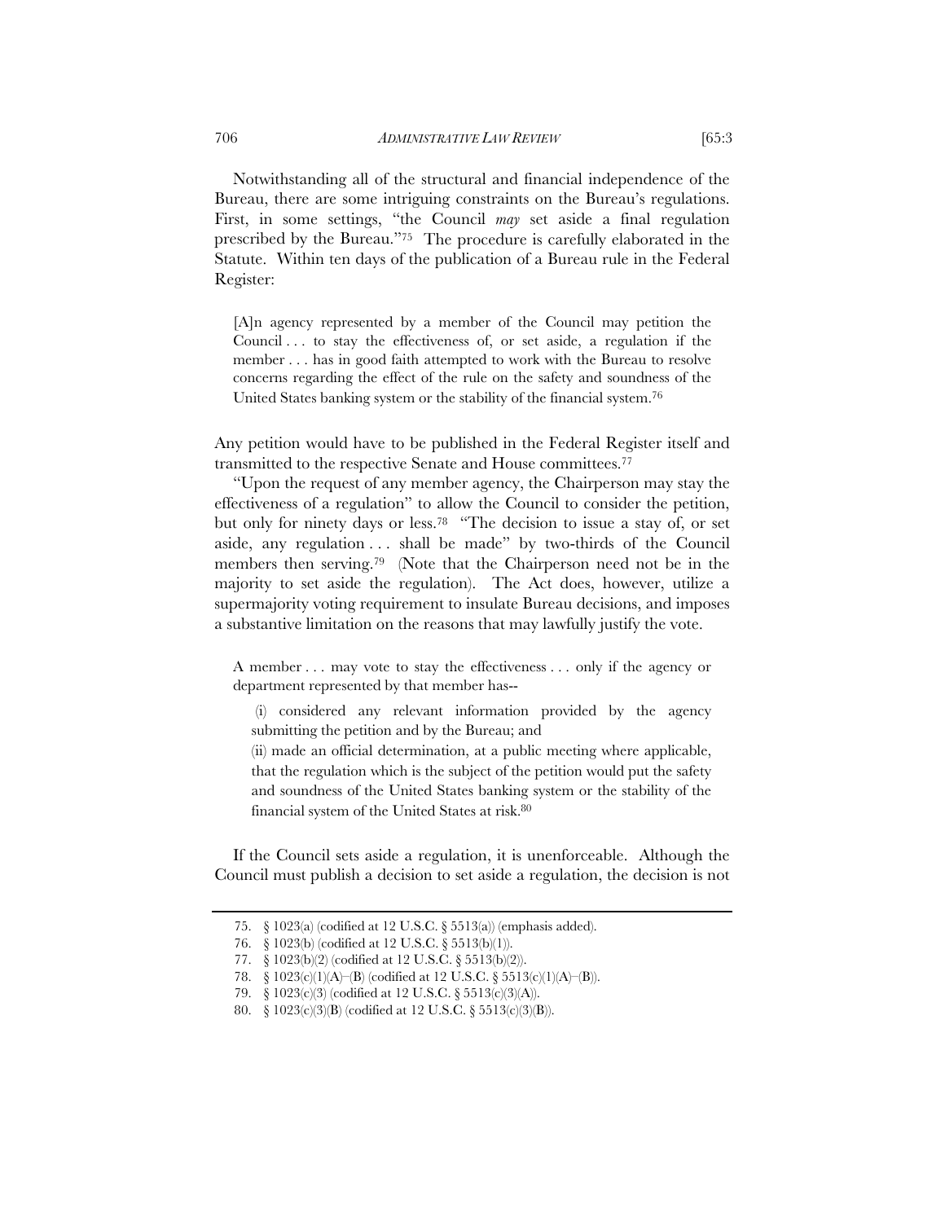Notwithstanding all of the structural and financial independence of the Bureau, there are some intriguing constraints on the Bureau's regulations. First, in some settings, "the Council *may* set aside a final regulation prescribed by the Bureau."[75] The procedure is carefully elaborated in the Statute. Within ten days of the publication of a Bureau rule in the Federal Register:

> [A]n agency represented by a member of the Council may petition the Council . . . to stay the effectiveness of, or set aside, a regulation if the member . . . has in good faith attempted to work with the Bureau to resolve concerns regarding the effect of the rule on the safety and soundness of the United States banking system or the stability of the financial system.[76]

Any petition would have to be published in the Federal Register itself and transmitted to the respective Senate and House committees.[77]

"Upon the request of any member agency, the Chairperson may stay the effectiveness of a regulation" to allow the Council to consider the petition, but only for ninety days or less.[78] "The decision to issue a stay of, or set aside, any regulation . . . shall be made" by two-thirds of the Council members then serving.[79] (Note that the Chairperson need not be in the majority to set aside the regulation). The Act does, however, utilize a supermajority voting requirement to insulate Bureau decisions, and imposes a substantive limitation on the reasons that may lawfully justify the vote.

> A member . . . may vote to stay the effectiveness . . . only if the agency or department represented by that member has--
>
> (i) considered any relevant information provided by the agency submitting the petition and by the Bureau; and
>
> (ii) made an official determination, at a public meeting where applicable, that the regulation which is the subject of the petition would put the safety and soundness of the United States banking system or the stability of the financial system of the United States at risk.[80]

If the Council sets aside a regulation, it is unenforceable. Although the Council must publish a decision to set aside a regulation, the decision is not

---

75. § 1023(a) (codified at 12 U.S.C. § 5513(a)) (emphasis added).

76. § 1023(b) (codified at 12 U.S.C. § 5513(b)(1)).

77. § 1023(b)(2) (codified at 12 U.S.C. § 5513(b)(2)).

78. § 1023(c)(1)(A)–(B) (codified at 12 U.S.C. § 5513(c)(1)(A)–(B)).

79. § 1023(c)(3) (codified at 12 U.S.C. § 5513(c)(3)(A)).

80. § 1023(c)(3)(B) (codified at 12 U.S.C. § 5513(c)(3)(B)).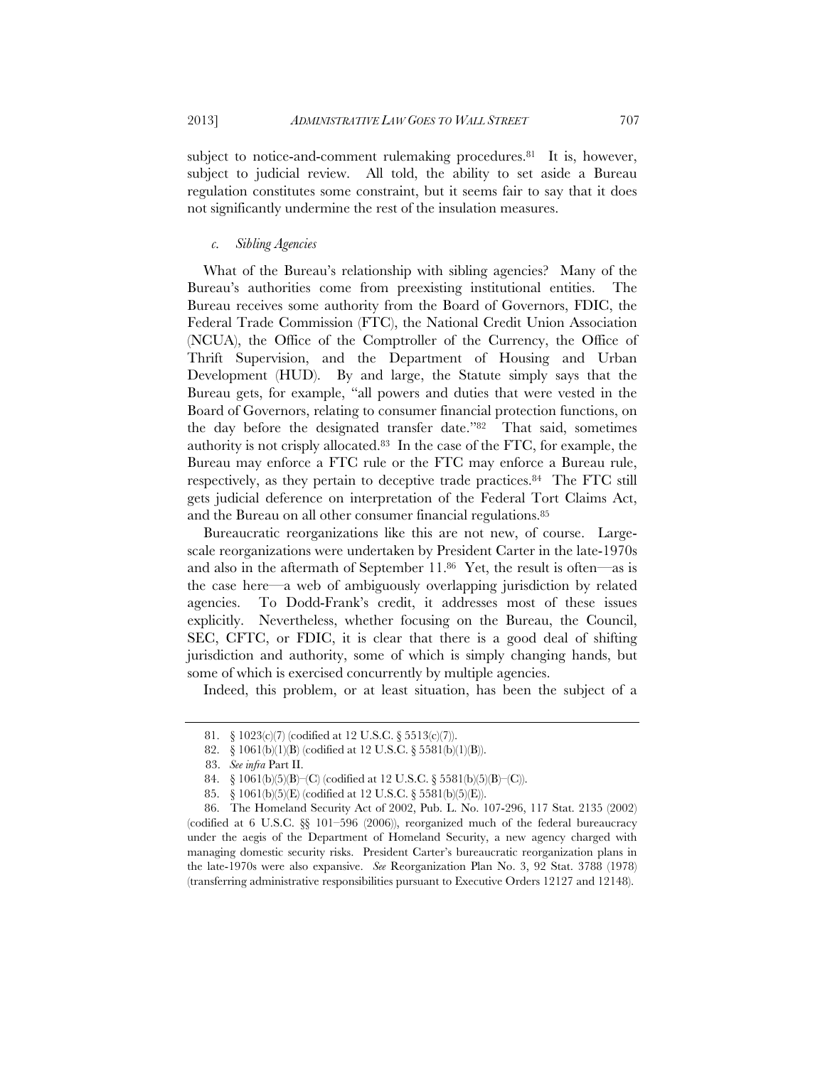subject to notice-and-comment rulemaking procedures.[81] It is, however, subject to judicial review. All told, the ability to set aside a Bureau regulation constitutes some constraint, but it seems fair to say that it does not significantly undermine the rest of the insulation measures.

#### *c. Sibling Agencies*

What of the Bureau's relationship with sibling agencies? Many of the Bureau's authorities come from preexisting institutional entities. The Bureau receives some authority from the Board of Governors, FDIC, the Federal Trade Commission (FTC), the National Credit Union Association (NCUA), the Office of the Comptroller of the Currency, the Office of Thrift Supervision, and the Department of Housing and Urban Development (HUD). By and large, the Statute simply says that the Bureau gets, for example, "all powers and duties that were vested in the Board of Governors, relating to consumer financial protection functions, on the day before the designated transfer date."[82] That said, sometimes authority is not crisply allocated.[83] In the case of the FTC, for example, the Bureau may enforce a FTC rule or the FTC may enforce a Bureau rule, respectively, as they pertain to deceptive trade practices.[84] The FTC still gets judicial deference on interpretation of the Federal Tort Claims Act, and the Bureau on all other consumer financial regulations.[85]

Bureaucratic reorganizations like this are not new, of course. Large-scale reorganizations were undertaken by President Carter in the late-1970s and also in the aftermath of September 11.[86] Yet, the result is often—as is the case here—a web of ambiguously overlapping jurisdiction by related agencies. To Dodd-Frank's credit, it addresses most of these issues explicitly. Nevertheless, whether focusing on the Bureau, the Council, SEC, CFTC, or FDIC, it is clear that there is a good deal of shifting jurisdiction and authority, some of which is simply changing hands, but some of which is exercised concurrently by multiple agencies.

Indeed, this problem, or at least situation, has been the subject of a

---

81. § 1023(c)(7) (codified at 12 U.S.C. § 5513(c)(7)).

82. § 1061(b)(1)(B) (codified at 12 U.S.C. § 5581(b)(1)(B)).

83. *See infra* Part II.

84. § 1061(b)(5)(B)–(C) (codified at 12 U.S.C. § 5581(b)(5)(B)–(C)).

85. § 1061(b)(5)(E) (codified at 12 U.S.C. § 5581(b)(5)(E)).

86. The Homeland Security Act of 2002, Pub. L. No. 107-296, 117 Stat. 2135 (2002) (codified at 6 U.S.C. §§ 101–596 (2006)), reorganized much of the federal bureaucracy under the aegis of the Department of Homeland Security, a new agency charged with managing domestic security risks. President Carter's bureaucratic reorganization plans in the late-1970s were also expansive. *See* Reorganization Plan No. 3, 92 Stat. 3788 (1978) (transferring administrative responsibilities pursuant to Executive Orders 12127 and 12148).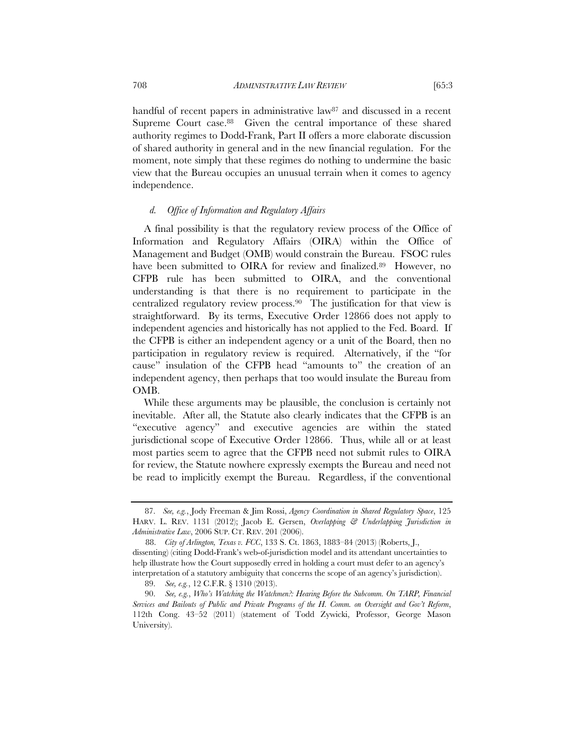handful of recent papers in administrative law[87] and discussed in a recent Supreme Court case.[88] Given the central importance of these shared authority regimes to Dodd-Frank, Part II offers a more elaborate discussion of shared authority in general and in the new financial regulation. For the moment, note simply that these regimes do nothing to undermine the basic view that the Bureau occupies an unusual terrain when it comes to agency independence.

#### *d. Office of Information and Regulatory Affairs*

A final possibility is that the regulatory review process of the Office of Information and Regulatory Affairs (OIRA) within the Office of Management and Budget (OMB) would constrain the Bureau. FSOC rules have been submitted to OIRA for review and finalized.[89] However, no CFPB rule has been submitted to OIRA, and the conventional understanding is that there is no requirement to participate in the centralized regulatory review process.[90] The justification for that view is straightforward. By its terms, Executive Order 12866 does not apply to independent agencies and historically has not applied to the Fed. Board. If the CFPB is either an independent agency or a unit of the Board, then no participation in regulatory review is required. Alternatively, if the "for cause" insulation of the CFPB head "amounts to" the creation of an independent agency, then perhaps that too would insulate the Bureau from OMB.

While these arguments may be plausible, the conclusion is certainly not inevitable. After all, the Statute also clearly indicates that the CFPB is an "executive agency" and executive agencies are within the stated jurisdictional scope of Executive Order 12866. Thus, while all or at least most parties seem to agree that the CFPB need not submit rules to OIRA for review, the Statute nowhere expressly exempts the Bureau and need not be read to implicitly exempt the Bureau. Regardless, if the conventional

---

87. *See, e.g.*, Jody Freeman & Jim Rossi, *Agency Coordination in Shared Regulatory Space*, 125 HARV. L. REV. 1131 (2012); Jacob E. Gersen, *Overlapping & Underlapping Jurisdiction in Administrative Law*, 2006 SUP. CT. REV. 201 (2006).

88. *City of Arlington, Texas v. FCC*, 133 S. Ct. 1863, 1883–84 (2013) (Roberts, J., dissenting) (citing Dodd-Frank's web-of-jurisdiction model and its attendant uncertainties to help illustrate how the Court supposedly erred in holding a court must defer to an agency's interpretation of a statutory ambiguity that concerns the scope of an agency's jurisdiction).

89. *See, e.g.*, 12 C.F.R. § 1310 (2013).

90. *See, e.g.*, *Who's Watching the Watchmen?: Hearing Before the Subcomm. On TARP, Financial Services and Bailouts of Public and Private Programs of the H. Comm. on Oversight and Gov't Reform*, 112th Cong. 43–52 (2011) (statement of Todd Zywicki, Professor, George Mason University).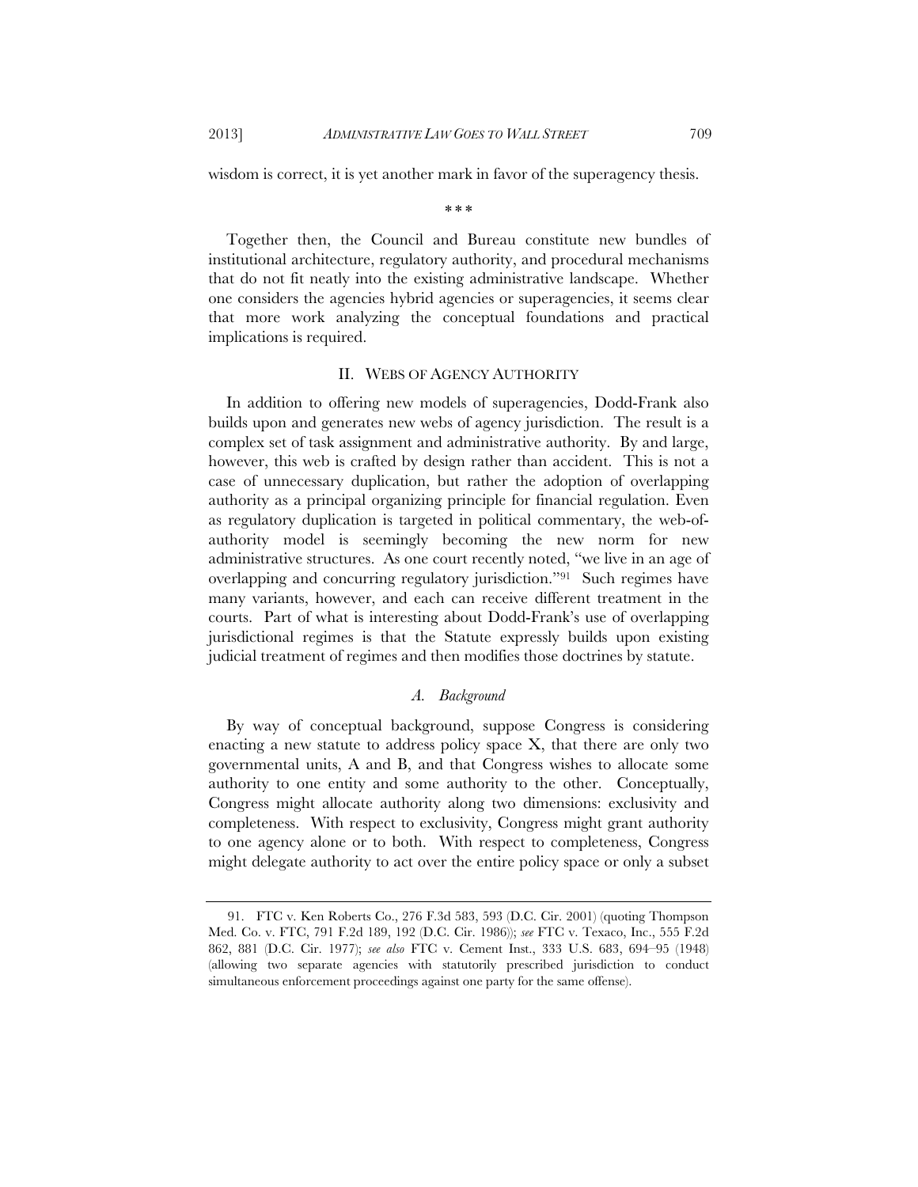wisdom is correct, it is yet another mark in favor of the superagency thesis.

\* \* \*

Together then, the Council and Bureau constitute new bundles of institutional architecture, regulatory authority, and procedural mechanisms that do not fit neatly into the existing administrative landscape. Whether one considers the agencies hybrid agencies or superagencies, it seems clear that more work analyzing the conceptual foundations and practical implications is required.

## II. WEBS OF AGENCY AUTHORITY

In addition to offering new models of superagencies, Dodd-Frank also builds upon and generates new webs of agency jurisdiction. The result is a complex set of task assignment and administrative authority. By and large, however, this web is crafted by design rather than accident. This is not a case of unnecessary duplication, but rather the adoption of overlapping authority as a principal organizing principle for financial regulation. Even as regulatory duplication is targeted in political commentary, the web-of-authority model is seemingly becoming the new norm for new administrative structures. As one court recently noted, "we live in an age of overlapping and concurring regulatory jurisdiction."[91] Such regimes have many variants, however, and each can receive different treatment in the courts. Part of what is interesting about Dodd-Frank's use of overlapping jurisdictional regimes is that the Statute expressly builds upon existing judicial treatment of regimes and then modifies those doctrines by statute.

### *A. Background*

By way of conceptual background, suppose Congress is considering enacting a new statute to address policy space X, that there are only two governmental units, A and B, and that Congress wishes to allocate some authority to one entity and some authority to the other. Conceptually, Congress might allocate authority along two dimensions: exclusivity and completeness. With respect to exclusivity, Congress might grant authority to one agency alone or to both. With respect to completeness, Congress might delegate authority to act over the entire policy space or only a subset

---

91. FTC v. Ken Roberts Co., 276 F.3d 583, 593 (D.C. Cir. 2001) (quoting Thompson Med. Co. v. FTC, 791 F.2d 189, 192 (D.C. Cir. 1986)); *see* FTC v. Texaco, Inc., 555 F.2d 862, 881 (D.C. Cir. 1977); *see also* FTC v. Cement Inst., 333 U.S. 683, 694–95 (1948) (allowing two separate agencies with statutorily prescribed jurisdiction to conduct simultaneous enforcement proceedings against one party for the same offense).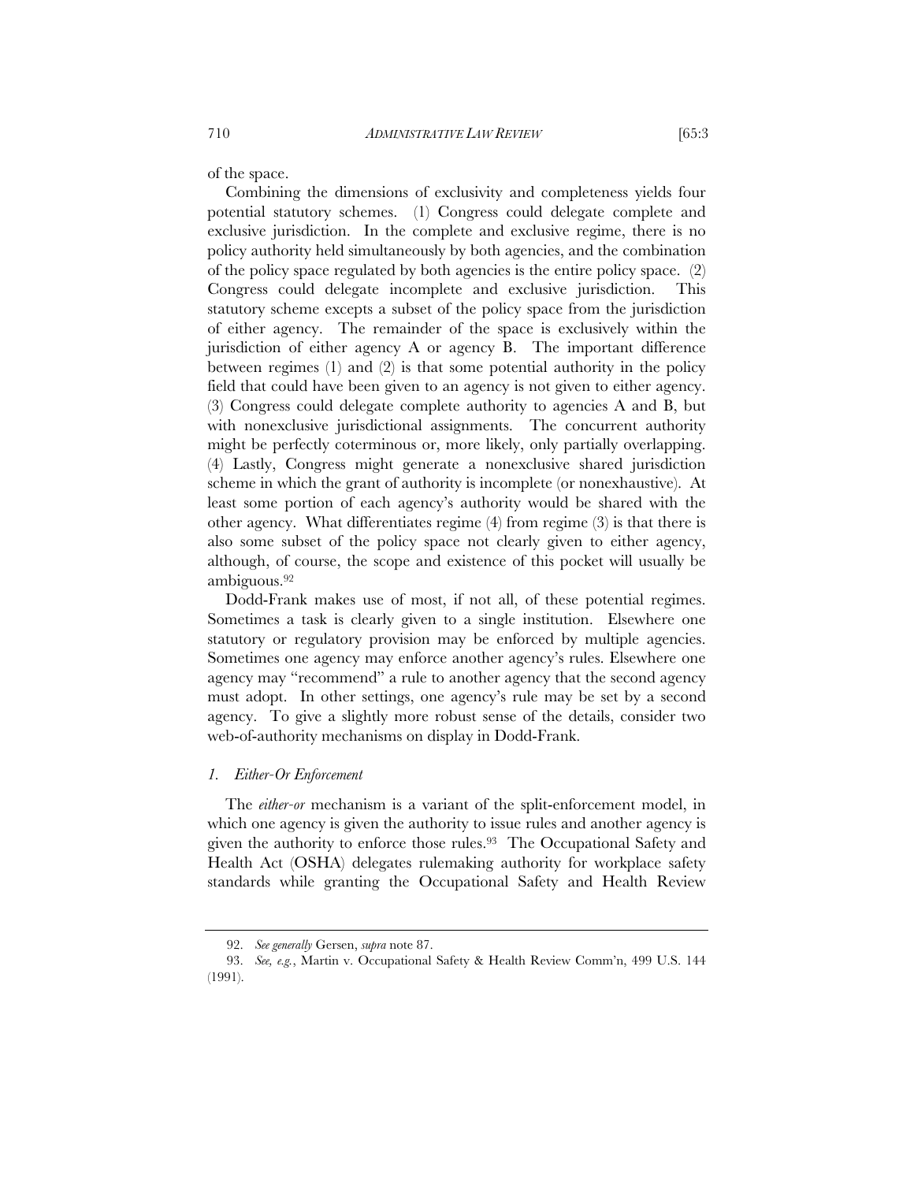of the space.

Combining the dimensions of exclusivity and completeness yields four potential statutory schemes. (1) Congress could delegate complete and exclusive jurisdiction. In the complete and exclusive regime, there is no policy authority held simultaneously by both agencies, and the combination of the policy space regulated by both agencies is the entire policy space. (2) Congress could delegate incomplete and exclusive jurisdiction. This statutory scheme excepts a subset of the policy space from the jurisdiction of either agency. The remainder of the space is exclusively within the jurisdiction of either agency A or agency B. The important difference between regimes (1) and (2) is that some potential authority in the policy field that could have been given to an agency is not given to either agency. (3) Congress could delegate complete authority to agencies A and B, but with nonexclusive jurisdictional assignments. The concurrent authority might be perfectly coterminous or, more likely, only partially overlapping. (4) Lastly, Congress might generate a nonexclusive shared jurisdiction scheme in which the grant of authority is incomplete (or nonexhaustive). At least some portion of each agency's authority would be shared with the other agency. What differentiates regime (4) from regime (3) is that there is also some subset of the policy space not clearly given to either agency, although, of course, the scope and existence of this pocket will usually be ambiguous.[92]

Dodd-Frank makes use of most, if not all, of these potential regimes. Sometimes a task is clearly given to a single institution. Elsewhere one statutory or regulatory provision may be enforced by multiple agencies. Sometimes one agency may enforce another agency's rules. Elsewhere one agency may "recommend" a rule to another agency that the second agency must adopt. In other settings, one agency's rule may be set by a second agency. To give a slightly more robust sense of the details, consider two web-of-authority mechanisms on display in Dodd-Frank.

### *1. Either-Or Enforcement*

The *either-or* mechanism is a variant of the split-enforcement model, in which one agency is given the authority to issue rules and another agency is given the authority to enforce those rules.[93] The Occupational Safety and Health Act (OSHA) delegates rulemaking authority for workplace safety standards while granting the Occupational Safety and Health Review

---

92. *See generally* Gersen, *supra* note 87.

93. *See, e.g.*, Martin v. Occupational Safety & Health Review Comm'n, 499 U.S. 144 (1991).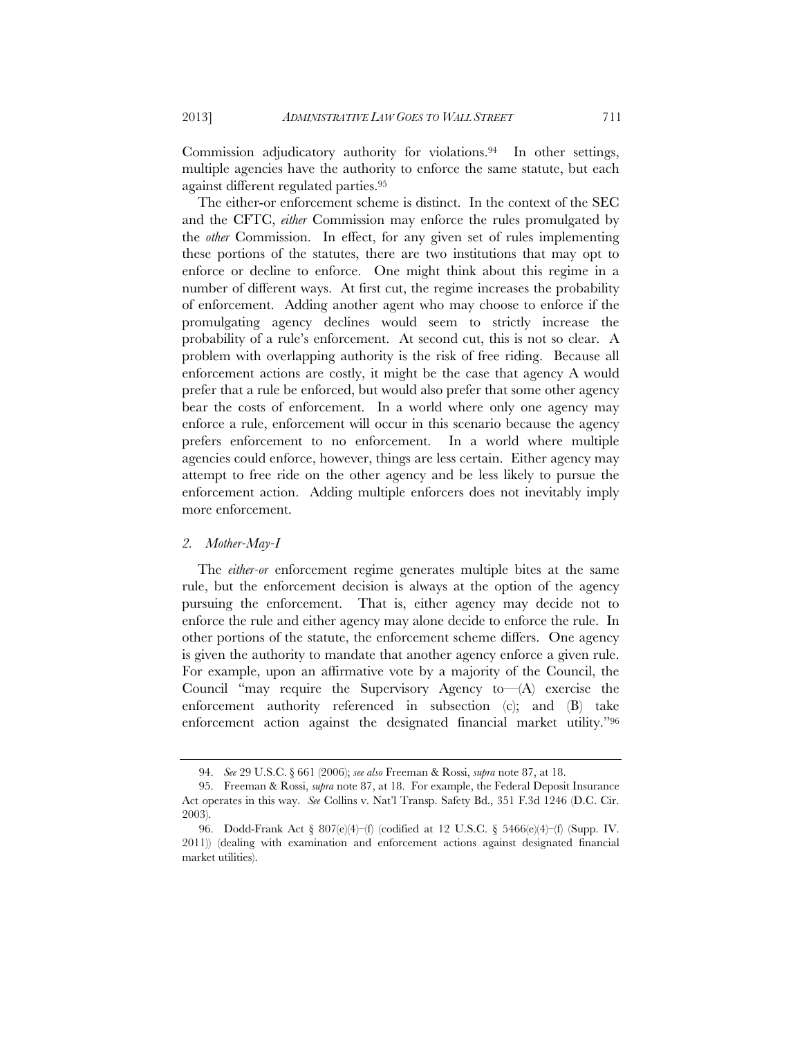Commission adjudicatory authority for violations.[94] In other settings, multiple agencies have the authority to enforce the same statute, but each against different regulated parties.[95]

The either-or enforcement scheme is distinct. In the context of the SEC and the CFTC, *either* Commission may enforce the rules promulgated by the *other* Commission. In effect, for any given set of rules implementing these portions of the statutes, there are two institutions that may opt to enforce or decline to enforce. One might think about this regime in a number of different ways. At first cut, the regime increases the probability of enforcement. Adding another agent who may choose to enforce if the promulgating agency declines would seem to strictly increase the probability of a rule's enforcement. At second cut, this is not so clear. A problem with overlapping authority is the risk of free riding. Because all enforcement actions are costly, it might be the case that agency A would prefer that a rule be enforced, but would also prefer that some other agency bear the costs of enforcement. In a world where only one agency may enforce a rule, enforcement will occur in this scenario because the agency prefers enforcement to no enforcement. In a world where multiple agencies could enforce, however, things are less certain. Either agency may attempt to free ride on the other agency and be less likely to pursue the enforcement action. Adding multiple enforcers does not inevitably imply more enforcement.

### *2. Mother-May-I*

The *either-or* enforcement regime generates multiple bites at the same rule, but the enforcement decision is always at the option of the agency pursuing the enforcement. That is, either agency may decide not to enforce the rule and either agency may alone decide to enforce the rule. In other portions of the statute, the enforcement scheme differs. One agency is given the authority to mandate that another agency enforce a given rule. For example, upon an affirmative vote by a majority of the Council, the Council "may require the Supervisory Agency to—(A) exercise the enforcement authority referenced in subsection (c); and (B) take enforcement action against the designated financial market utility."[96]

---

94. *See* 29 U.S.C. § 661 (2006); *see also* Freeman & Rossi, *supra* note 87, at 18.

95. Freeman & Rossi, *supra* note 87, at 18. For example, the Federal Deposit Insurance Act operates in this way. *See* Collins v. Nat'l Transp. Safety Bd., 351 F.3d 1246 (D.C. Cir. 2003).

96. Dodd-Frank Act § 807(e)(4)–(f) (codified at 12 U.S.C. § 5466(e)(4)–(f) (Supp. IV. 2011)) (dealing with examination and enforcement actions against designated financial market utilities).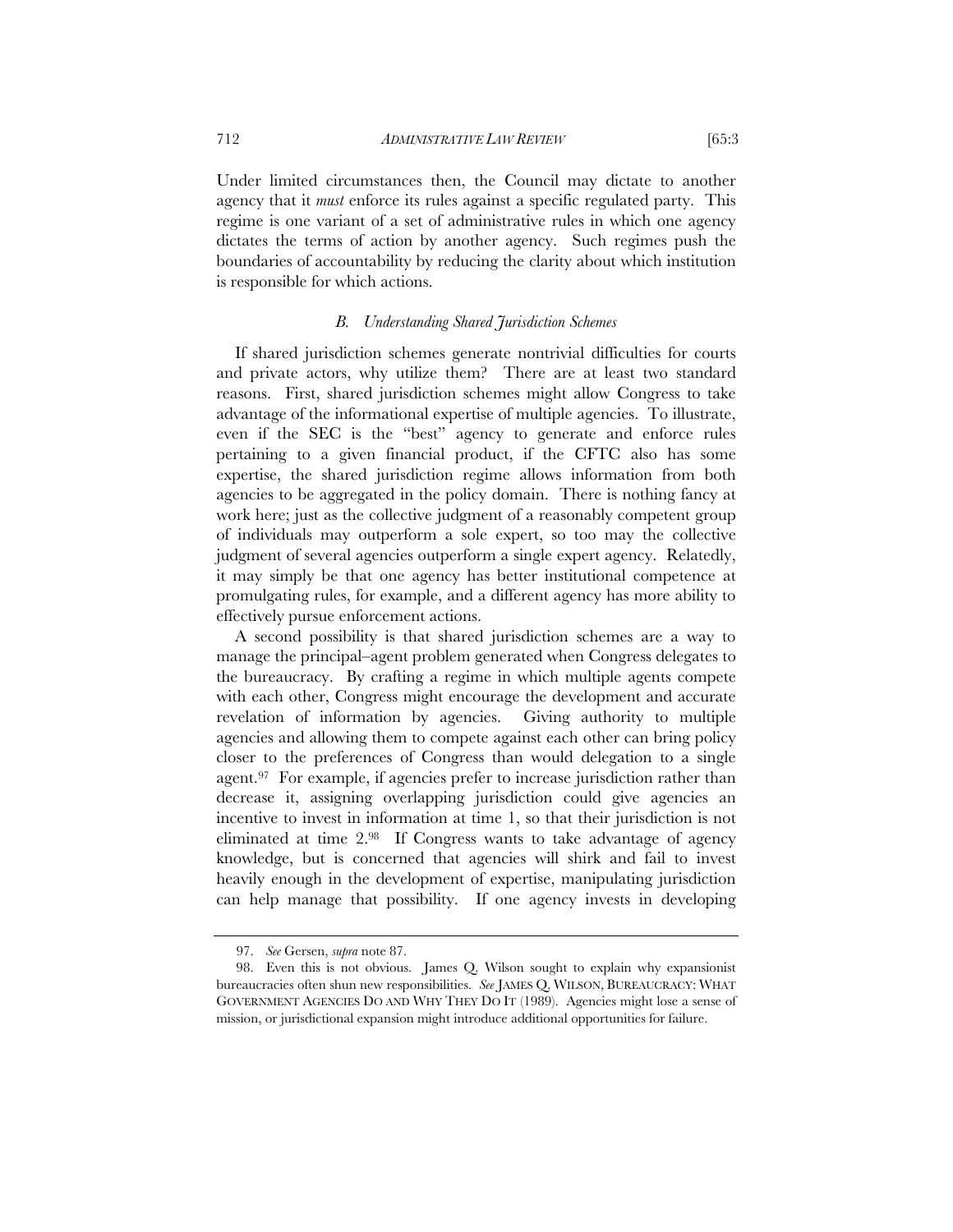Under limited circumstances then, the Council may dictate to another agency that it *must* enforce its rules against a specific regulated party. This regime is one variant of a set of administrative rules in which one agency dictates the terms of action by another agency. Such regimes push the boundaries of accountability by reducing the clarity about which institution is responsible for which actions.

### *B. Understanding Shared Jurisdiction Schemes*

If shared jurisdiction schemes generate nontrivial difficulties for courts and private actors, why utilize them? There are at least two standard reasons. First, shared jurisdiction schemes might allow Congress to take advantage of the informational expertise of multiple agencies. To illustrate, even if the SEC is the "best" agency to generate and enforce rules pertaining to a given financial product, if the CFTC also has some expertise, the shared jurisdiction regime allows information from both agencies to be aggregated in the policy domain. There is nothing fancy at work here; just as the collective judgment of a reasonably competent group of individuals may outperform a sole expert, so too may the collective judgment of several agencies outperform a single expert agency. Relatedly, it may simply be that one agency has better institutional competence at promulgating rules, for example, and a different agency has more ability to effectively pursue enforcement actions.

A second possibility is that shared jurisdiction schemes are a way to manage the principal–agent problem generated when Congress delegates to the bureaucracy. By crafting a regime in which multiple agents compete with each other, Congress might encourage the development and accurate revelation of information by agencies. Giving authority to multiple agencies and allowing them to compete against each other can bring policy closer to the preferences of Congress than would delegation to a single agent.[97] For example, if agencies prefer to increase jurisdiction rather than decrease it, assigning overlapping jurisdiction could give agencies an incentive to invest in information at time 1, so that their jurisdiction is not eliminated at time 2.[98] If Congress wants to take advantage of agency knowledge, but is concerned that agencies will shirk and fail to invest heavily enough in the development of expertise, manipulating jurisdiction can help manage that possibility. If one agency invests in developing

---

97. *See* Gersen, *supra* note 87.

98. Even this is not obvious. James Q. Wilson sought to explain why expansionist bureaucracies often shun new responsibilities. *See* JAMES Q. WILSON, BUREAUCRACY: WHAT GOVERNMENT AGENCIES DO AND WHY THEY DO IT (1989). Agencies might lose a sense of mission, or jurisdictional expansion might introduce additional opportunities for failure.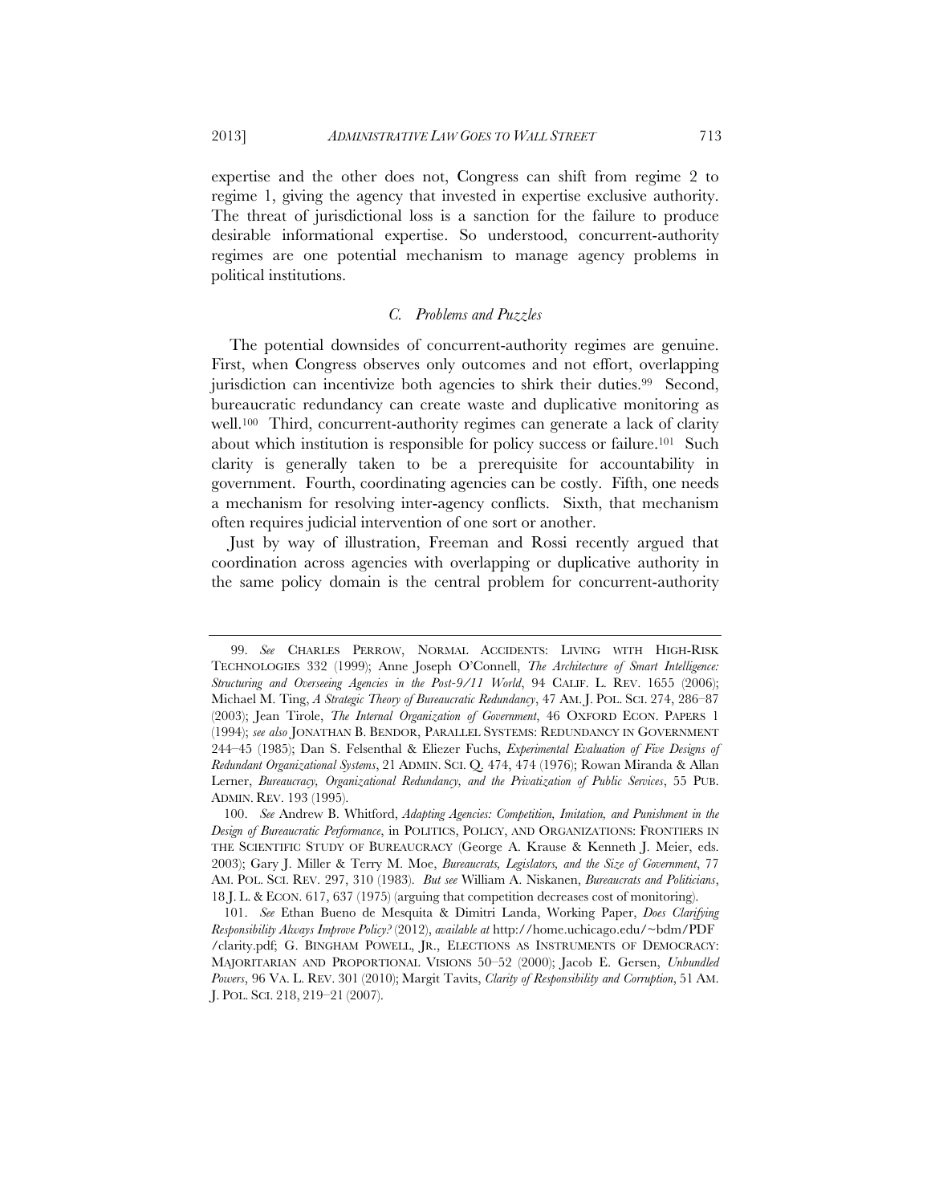expertise and the other does not, Congress can shift from regime 2 to regime 1, giving the agency that invested in expertise exclusive authority. The threat of jurisdictional loss is a sanction for the failure to produce desirable informational expertise. So understood, concurrent-authority regimes are one potential mechanism to manage agency problems in political institutions.

### *C. Problems and Puzzles*

The potential downsides of concurrent-authority regimes are genuine. First, when Congress observes only outcomes and not effort, overlapping jurisdiction can incentivize both agencies to shirk their duties.[99] Second, bureaucratic redundancy can create waste and duplicative monitoring as well.[100] Third, concurrent-authority regimes can generate a lack of clarity about which institution is responsible for policy success or failure.[101] Such clarity is generally taken to be a prerequisite for accountability in government. Fourth, coordinating agencies can be costly. Fifth, one needs a mechanism for resolving inter-agency conflicts. Sixth, that mechanism often requires judicial intervention of one sort or another.

Just by way of illustration, Freeman and Rossi recently argued that coordination across agencies with overlapping or duplicative authority in the same policy domain is the central problem for concurrent-authority

---

99. *See* CHARLES PERROW, NORMAL ACCIDENTS: LIVING WITH HIGH-RISK TECHNOLOGIES 332 (1999); Anne Joseph O'Connell, *The Architecture of Smart Intelligence: Structuring and Overseeing Agencies in the Post-9/11 World*, 94 CALIF. L. REV. 1655 (2006); Michael M. Ting, *A Strategic Theory of Bureaucratic Redundancy*, 47 AM. J. POL. SCI. 274, 286–87 (2003); Jean Tirole, *The Internal Organization of Government*, 46 OXFORD ECON. PAPERS 1 (1994); *see also* JONATHAN B. BENDOR, PARALLEL SYSTEMS: REDUNDANCY IN GOVERNMENT 244–45 (1985); Dan S. Felsenthal & Eliezer Fuchs, *Experimental Evaluation of Five Designs of Redundant Organizational Systems*, 21 ADMIN. SCI. Q. 474, 474 (1976); Rowan Miranda & Allan Lerner, *Bureaucracy, Organizational Redundancy, and the Privatization of Public Services*, 55 PUB. ADMIN. REV. 193 (1995).

100. *See* Andrew B. Whitford, *Adapting Agencies: Competition, Imitation, and Punishment in the Design of Bureaucratic Performance*, in POLITICS, POLICY, AND ORGANIZATIONS: FRONTIERS IN THE SCIENTIFIC STUDY OF BUREAUCRACY (George A. Krause & Kenneth J. Meier, eds. 2003); Gary J. Miller & Terry M. Moe, *Bureaucrats, Legislators, and the Size of Government*, 77 AM. POL. SCI. REV. 297, 310 (1983). *But see* William A. Niskanen, *Bureaucrats and Politicians*, 18 J. L. & ECON. 617, 637 (1975) (arguing that competition decreases cost of monitoring).

101. *See* Ethan Bueno de Mesquita & Dimitri Landa, Working Paper, *Does Clarifying Responsibility Always Improve Policy?* (2012), *available at* http://home.uchicago.edu/~bdm/PDF/clarity.pdf; G. BINGHAM POWELL, JR., ELECTIONS AS INSTRUMENTS OF DEMOCRACY: MAJORITARIAN AND PROPORTIONAL VISIONS 50–52 (2000); Jacob E. Gersen, *Unbundled Powers*, 96 VA. L. REV. 301 (2010); Margit Tavits, *Clarity of Responsibility and Corruption*, 51 AM. J. POL. SCI. 218, 219–21 (2007).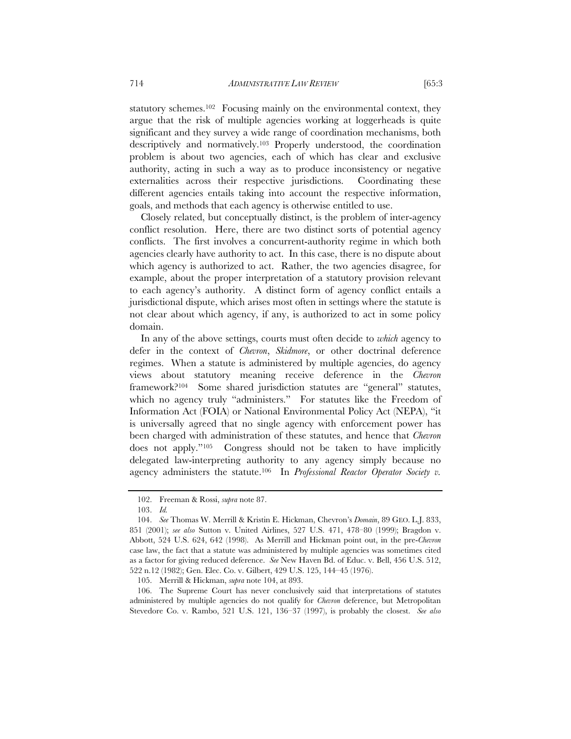statutory schemes.[102] Focusing mainly on the environmental context, they argue that the risk of multiple agencies working at loggerheads is quite significant and they survey a wide range of coordination mechanisms, both descriptively and normatively.[103] Properly understood, the coordination problem is about two agencies, each of which has clear and exclusive authority, acting in such a way as to produce inconsistency or negative externalities across their respective jurisdictions. Coordinating these different agencies entails taking into account the respective information, goals, and methods that each agency is otherwise entitled to use.

Closely related, but conceptually distinct, is the problem of inter-agency conflict resolution. Here, there are two distinct sorts of potential agency conflicts. The first involves a concurrent-authority regime in which both agencies clearly have authority to act. In this case, there is no dispute about which agency is authorized to act. Rather, the two agencies disagree, for example, about the proper interpretation of a statutory provision relevant to each agency's authority. A distinct form of agency conflict entails a jurisdictional dispute, which arises most often in settings where the statute is not clear about which agency, if any, is authorized to act in some policy domain.

In any of the above settings, courts must often decide to *which* agency to defer in the context of *Chevron*, *Skidmore*, or other doctrinal deference regimes. When a statute is administered by multiple agencies, do agency views about statutory meaning receive deference in the *Chevron* framework?[104] Some shared jurisdiction statutes are "general" statutes, which no agency truly "administers." For statutes like the Freedom of Information Act (FOIA) or National Environmental Policy Act (NEPA), "it is universally agreed that no single agency with enforcement power has been charged with administration of these statutes, and hence that *Chevron* does not apply."[105] Congress should not be taken to have implicitly delegated law-interpreting authority to any agency simply because no agency administers the statute.[106] In *Professional Reactor Operator Society v.*

---

102. Freeman & Rossi, *supra* note 87.

103. *Id.*

104. *See* Thomas W. Merrill & Kristin E. Hickman, Chevron's *Domain*, 89 GEO. L.J. 833, 851 (2001); *see also* Sutton v. United Airlines, 527 U.S. 471, 478–80 (1999); Bragdon v. Abbott, 524 U.S. 624, 642 (1998). As Merrill and Hickman point out, in the pre-*Chevron* case law, the fact that a statute was administered by multiple agencies was sometimes cited as a factor for giving reduced deference. *See* New Haven Bd. of Educ. v. Bell, 456 U.S. 512, 522 n.12 (1982); Gen. Elec. Co. v. Gilbert, 429 U.S. 125, 144–45 (1976).

105. Merrill & Hickman, *supra* note 104, at 893.

106. The Supreme Court has never conclusively said that interpretations of statutes administered by multiple agencies do not qualify for *Chevron* deference, but Metropolitan Stevedore Co. v. Rambo, 521 U.S. 121, 136–37 (1997), is probably the closest. *See also*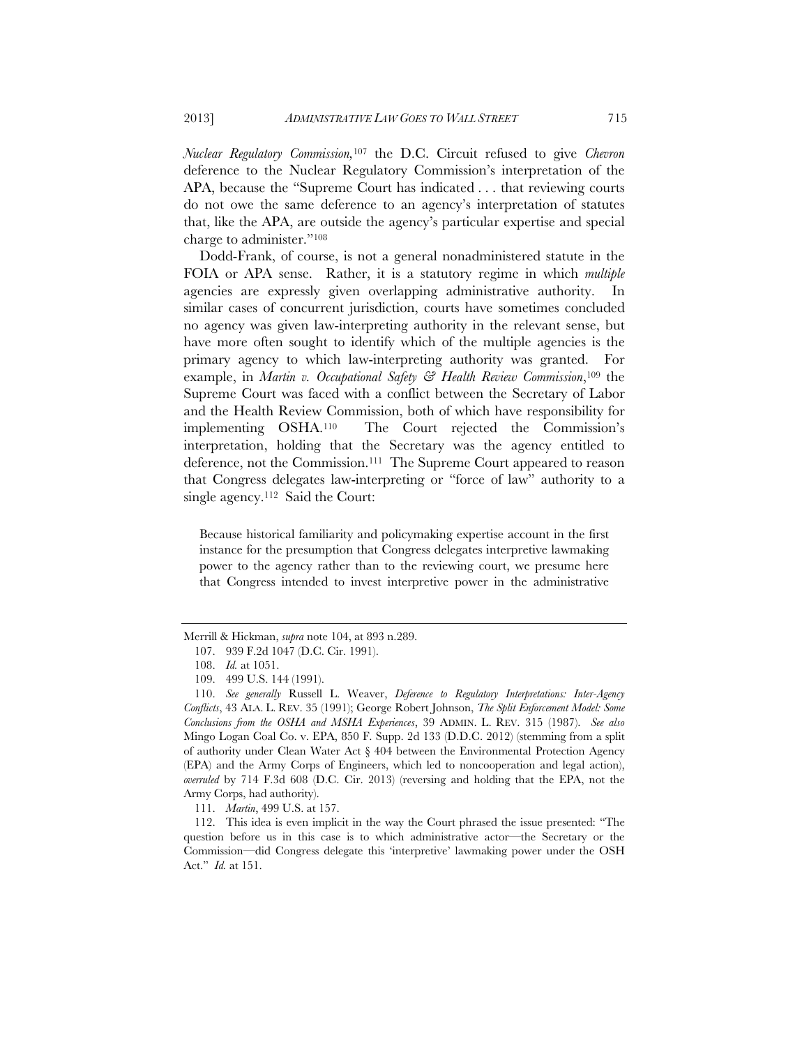*Nuclear Regulatory Commission,*[107] the D.C. Circuit refused to give *Chevron* deference to the Nuclear Regulatory Commission's interpretation of the APA, because the "Supreme Court has indicated . . . that reviewing courts do not owe the same deference to an agency's interpretation of statutes that, like the APA, are outside the agency's particular expertise and special charge to administer."[108]

Dodd-Frank, of course, is not a general nonadministered statute in the FOIA or APA sense. Rather, it is a statutory regime in which *multiple* agencies are expressly given overlapping administrative authority. In similar cases of concurrent jurisdiction, courts have sometimes concluded no agency was given law-interpreting authority in the relevant sense, but have more often sought to identify which of the multiple agencies is the primary agency to which law-interpreting authority was granted. For example, in *Martin v. Occupational Safety & Health Review Commission*,[109] the Supreme Court was faced with a conflict between the Secretary of Labor and the Health Review Commission, both of which have responsibility for implementing OSHA.[110] The Court rejected the Commission's interpretation, holding that the Secretary was the agency entitled to deference, not the Commission.[111] The Supreme Court appeared to reason that Congress delegates law-interpreting or "force of law" authority to a single agency.[112] Said the Court:

> Because historical familiarity and policymaking expertise account in the first instance for the presumption that Congress delegates interpretive lawmaking power to the agency rather than to the reviewing court, we presume here that Congress intended to invest interpretive power in the administrative

Merrill & Hickman, *supra* note 104, at 893 n.289.

107. 939 F.2d 1047 (D.C. Cir. 1991).

108. *Id.* at 1051.

109. 499 U.S. 144 (1991).

110. *See generally* Russell L. Weaver, *Deference to Regulatory Interpretations: Inter-Agency Conflicts*, 43 ALA. L. REV. 35 (1991); George Robert Johnson, *The Split Enforcement Model: Some Conclusions from the OSHA and MSHA Experiences*, 39 ADMIN. L. REV. 315 (1987). *See also* Mingo Logan Coal Co. v. EPA, 850 F. Supp. 2d 133 (D.D.C. 2012) (stemming from a split of authority under Clean Water Act § 404 between the Environmental Protection Agency (EPA) and the Army Corps of Engineers, which led to noncooperation and legal action), *overruled* by 714 F.3d 608 (D.C. Cir. 2013) (reversing and holding that the EPA, not the Army Corps, had authority).

111. *Martin*, 499 U.S. at 157.

112. This idea is even implicit in the way the Court phrased the issue presented: "The question before us in this case is to which administrative actor—the Secretary or the Commission—did Congress delegate this 'interpretive' lawmaking power under the OSH Act." *Id.* at 151.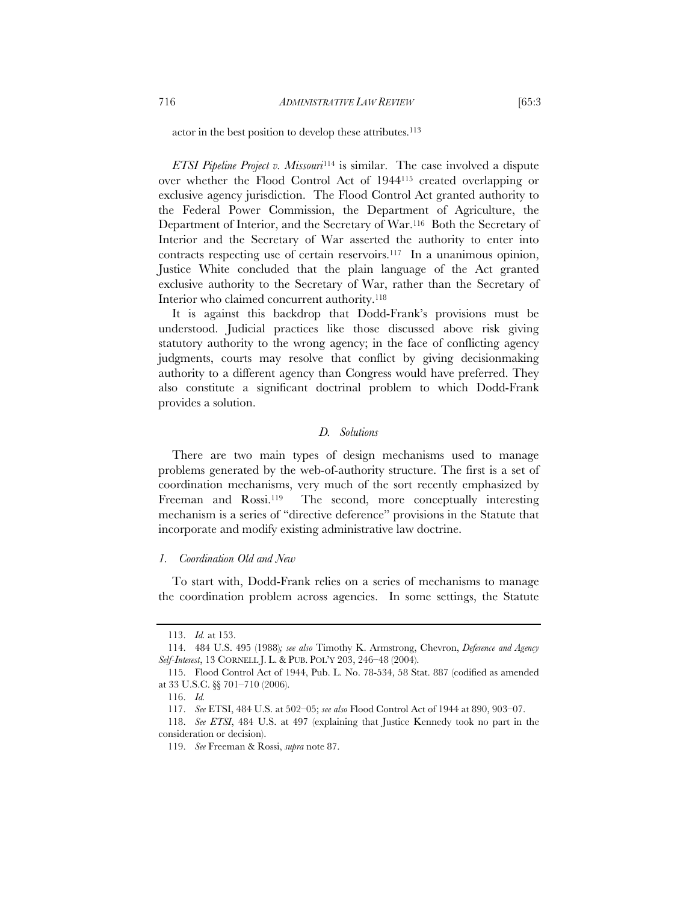actor in the best position to develop these attributes.[113]

*ETSI Pipeline Project v. Missouri*[114] is similar. The case involved a dispute over whether the Flood Control Act of 1944[115] created overlapping or exclusive agency jurisdiction. The Flood Control Act granted authority to the Federal Power Commission, the Department of Agriculture, the Department of Interior, and the Secretary of War.[116] Both the Secretary of Interior and the Secretary of War asserted the authority to enter into contracts respecting use of certain reservoirs.[117] In a unanimous opinion, Justice White concluded that the plain language of the Act granted exclusive authority to the Secretary of War, rather than the Secretary of Interior who claimed concurrent authority.[118]

It is against this backdrop that Dodd-Frank's provisions must be understood. Judicial practices like those discussed above risk giving statutory authority to the wrong agency; in the face of conflicting agency judgments, courts may resolve that conflict by giving decisionmaking authority to a different agency than Congress would have preferred. They also constitute a significant doctrinal problem to which Dodd-Frank provides a solution.

### *D. Solutions*

There are two main types of design mechanisms used to manage problems generated by the web-of-authority structure. The first is a set of coordination mechanisms, very much of the sort recently emphasized by Freeman and Rossi.[119] The second, more conceptually interesting mechanism is a series of "directive deference" provisions in the Statute that incorporate and modify existing administrative law doctrine.

#### *1. Coordination Old and New*

To start with, Dodd-Frank relies on a series of mechanisms to manage the coordination problem across agencies. In some settings, the Statute

---

113. *Id.* at 153.

114. 484 U.S. 495 (1988)*; see also* Timothy K. Armstrong, Chevron*, Deference and Agency Self-Interest*, 13 CORNELL J. L. & PUB. POL'Y 203, 246–48 (2004).

115. Flood Control Act of 1944, Pub. L. No. 78-534, 58 Stat. 887 (codified as amended at 33 U.S.C. §§ 701–710 (2006).

116. *Id.*

117. *See* ETSI, 484 U.S. at 502–05; *see also* Flood Control Act of 1944 at 890, 903–07.

118. *See ETSI*, 484 U.S. at 497 (explaining that Justice Kennedy took no part in the consideration or decision).

119. *See* Freeman & Rossi, *supra* note 87.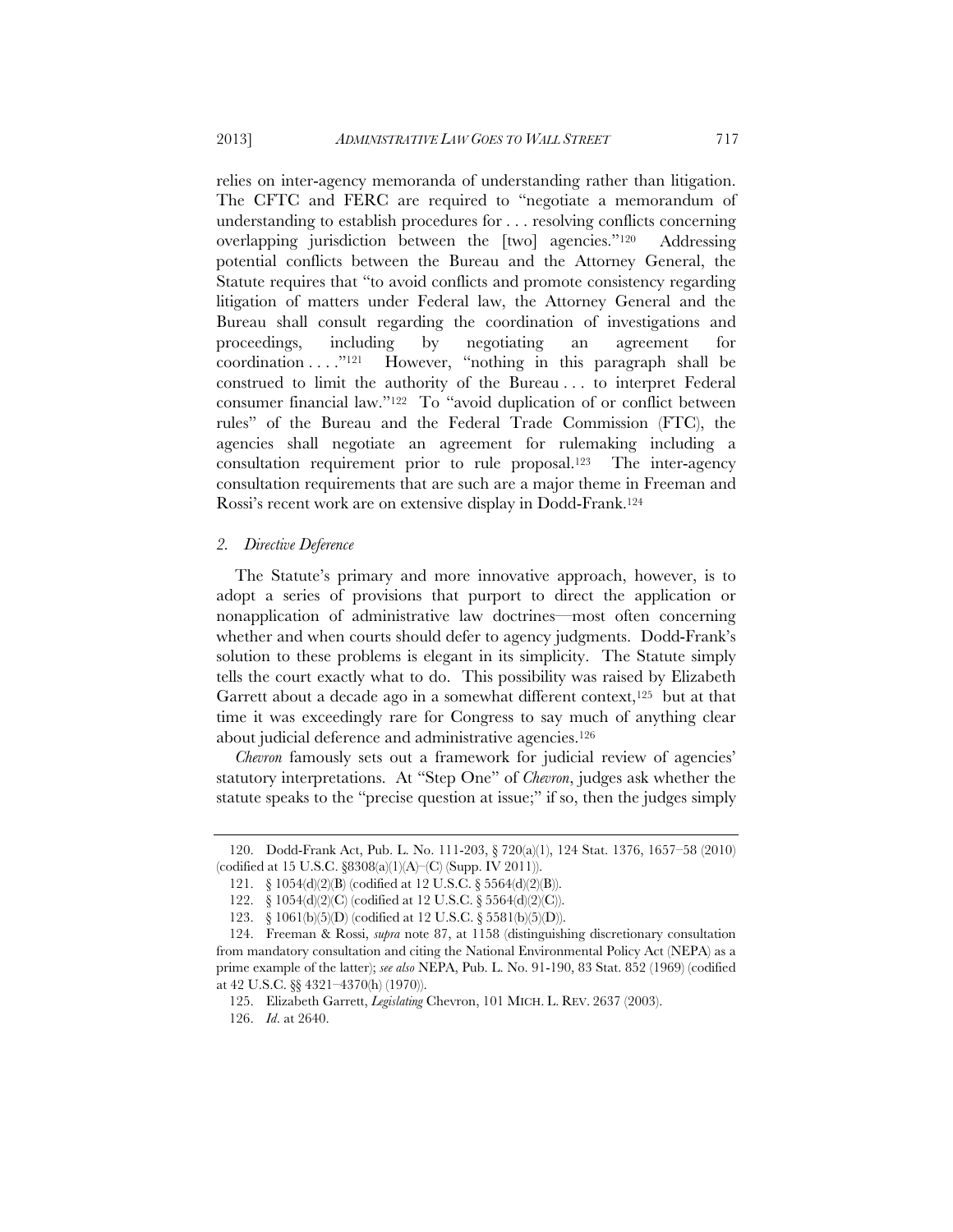relies on inter-agency memoranda of understanding rather than litigation. The CFTC and FERC are required to "negotiate a memorandum of understanding to establish procedures for . . . resolving conflicts concerning overlapping jurisdiction between the [two] agencies."[120] Addressing potential conflicts between the Bureau and the Attorney General, the Statute requires that "to avoid conflicts and promote consistency regarding litigation of matters under Federal law, the Attorney General and the Bureau shall consult regarding the coordination of investigations and proceedings, including by negotiating an agreement for coordination . . . ."[121] However, "nothing in this paragraph shall be construed to limit the authority of the Bureau . . . to interpret Federal consumer financial law."[122] To "avoid duplication of or conflict between rules" of the Bureau and the Federal Trade Commission (FTC), the agencies shall negotiate an agreement for rulemaking including a consultation requirement prior to rule proposal.[123] The inter-agency consultation requirements that are such are a major theme in Freeman and Rossi's recent work are on extensive display in Dodd-Frank.[124]

### *2. Directive Deference*

The Statute's primary and more innovative approach, however, is to adopt a series of provisions that purport to direct the application or nonapplication of administrative law doctrines—most often concerning whether and when courts should defer to agency judgments. Dodd-Frank's solution to these problems is elegant in its simplicity. The Statute simply tells the court exactly what to do. This possibility was raised by Elizabeth Garrett about a decade ago in a somewhat different context,[125] but at that time it was exceedingly rare for Congress to say much of anything clear about judicial deference and administrative agencies.[126]

*Chevron* famously sets out a framework for judicial review of agencies' statutory interpretations. At "Step One" of *Chevron*, judges ask whether the statute speaks to the "precise question at issue;" if so, then the judges simply

---

120. Dodd-Frank Act, Pub. L. No. 111-203, § 720(a)(1), 124 Stat. 1376, 1657–58 (2010) (codified at 15 U.S.C. §8308(a)(1)(A)–(C) (Supp. IV 2011)).

121. § 1054(d)(2)(B) (codified at 12 U.S.C. § 5564(d)(2)(B)).

122. § 1054(d)(2)(C) (codified at 12 U.S.C. § 5564(d)(2)(C)).

123. § 1061(b)(5)(D) (codified at 12 U.S.C. § 5581(b)(5)(D)).

124. Freeman & Rossi, *supra* note 87, at 1158 (distinguishing discretionary consultation from mandatory consultation and citing the National Environmental Policy Act (NEPA) as a prime example of the latter); *see also* NEPA, Pub. L. No. 91-190, 83 Stat. 852 (1969) (codified at 42 U.S.C. §§ 4321–4370(h) (1970)).

125. Elizabeth Garrett, *Legislating* Chevron, 101 MICH. L. REV. 2637 (2003).

126. *Id.* at 2640.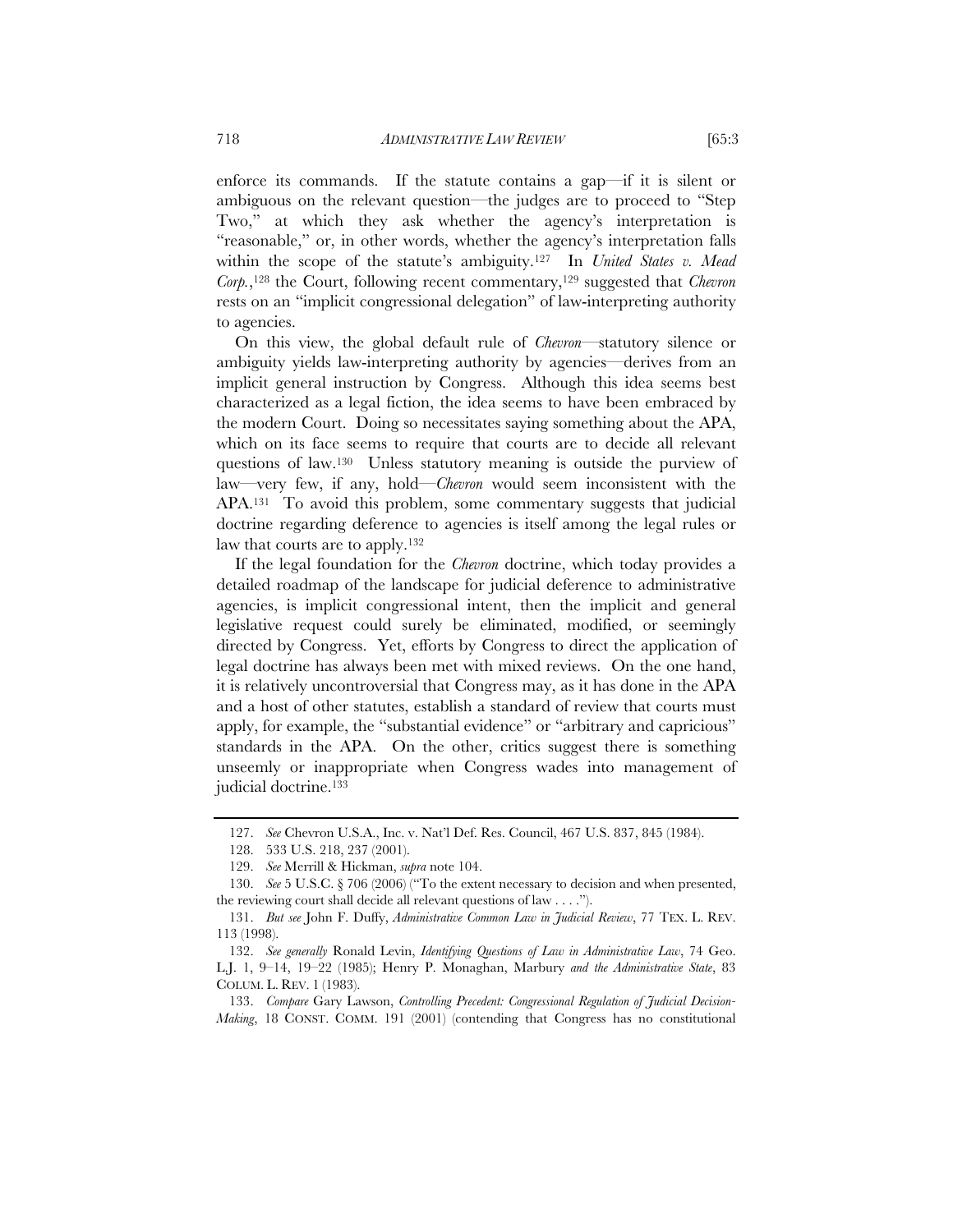enforce its commands. If the statute contains a gap—if it is silent or ambiguous on the relevant question—the judges are to proceed to "Step Two," at which they ask whether the agency's interpretation is "reasonable," or, in other words, whether the agency's interpretation falls within the scope of the statute's ambiguity.[127] In *United States v. Mead Corp.*,[128] the Court, following recent commentary,[129] suggested that *Chevron* rests on an "implicit congressional delegation" of law-interpreting authority to agencies.

On this view, the global default rule of *Chevron*—statutory silence or ambiguity yields law-interpreting authority by agencies—derives from an implicit general instruction by Congress. Although this idea seems best characterized as a legal fiction, the idea seems to have been embraced by the modern Court. Doing so necessitates saying something about the APA, which on its face seems to require that courts are to decide all relevant questions of law.[130] Unless statutory meaning is outside the purview of law—very few, if any, hold—*Chevron* would seem inconsistent with the APA.[131] To avoid this problem, some commentary suggests that judicial doctrine regarding deference to agencies is itself among the legal rules or law that courts are to apply.[132]

If the legal foundation for the *Chevron* doctrine, which today provides a detailed roadmap of the landscape for judicial deference to administrative agencies, is implicit congressional intent, then the implicit and general legislative request could surely be eliminated, modified, or seemingly directed by Congress. Yet, efforts by Congress to direct the application of legal doctrine has always been met with mixed reviews. On the one hand, it is relatively uncontroversial that Congress may, as it has done in the APA and a host of other statutes, establish a standard of review that courts must apply, for example, the "substantial evidence" or "arbitrary and capricious" standards in the APA. On the other, critics suggest there is something unseemly or inappropriate when Congress wades into management of judicial doctrine.[133]

---

127. *See* Chevron U.S.A., Inc. v. Nat'l Def. Res. Council, 467 U.S. 837, 845 (1984).

128. 533 U.S. 218, 237 (2001).

129. *See* Merrill & Hickman, *supra* note 104.

130. *See* 5 U.S.C. § 706 (2006) ("To the extent necessary to decision and when presented, the reviewing court shall decide all relevant questions of law . . . .").

131. *But see* John F. Duffy, *Administrative Common Law in Judicial Review*, 77 TEX. L. REV. 113 (1998).

132. *See generally* Ronald Levin, *Identifying Questions of Law in Administrative Law*, 74 Geo. L.J. 1, 9–14, 19–22 (1985); Henry P. Monaghan, Marbury *and the Administrative State*, 83 COLUM. L. REV. 1 (1983).

133. *Compare* Gary Lawson, *Controlling Precedent: Congressional Regulation of Judicial Decision-Making*, 18 CONST. COMM. 191 (2001) (contending that Congress has no constitutional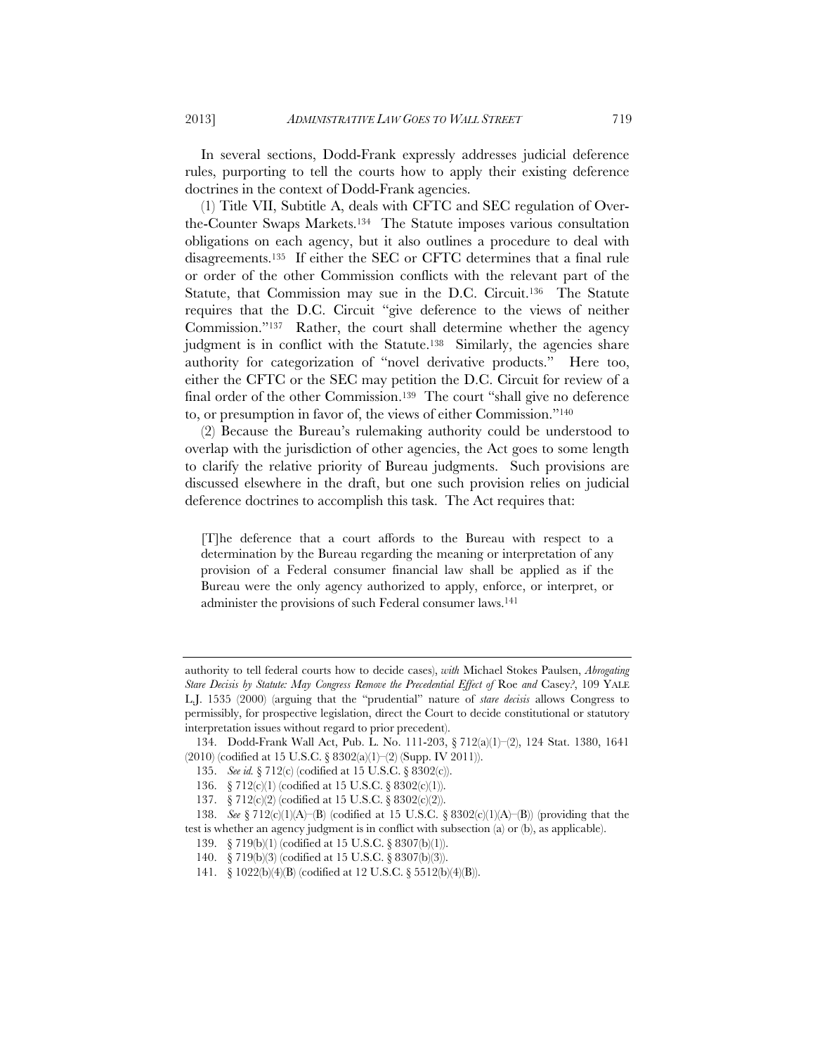In several sections, Dodd-Frank expressly addresses judicial deference rules, purporting to tell the courts how to apply their existing deference doctrines in the context of Dodd-Frank agencies.

(1) Title VII, Subtitle A, deals with CFTC and SEC regulation of Over-the-Counter Swaps Markets.[134] The Statute imposes various consultation obligations on each agency, but it also outlines a procedure to deal with disagreements.[135] If either the SEC or CFTC determines that a final rule or order of the other Commission conflicts with the relevant part of the Statute, that Commission may sue in the D.C. Circuit.[136] The Statute requires that the D.C. Circuit "give deference to the views of neither Commission."[137] Rather, the court shall determine whether the agency judgment is in conflict with the Statute.[138] Similarly, the agencies share authority for categorization of "novel derivative products." Here too, either the CFTC or the SEC may petition the D.C. Circuit for review of a final order of the other Commission.[139] The court "shall give no deference to, or presumption in favor of, the views of either Commission."[140]

(2) Because the Bureau's rulemaking authority could be understood to overlap with the jurisdiction of other agencies, the Act goes to some length to clarify the relative priority of Bureau judgments. Such provisions are discussed elsewhere in the draft, but one such provision relies on judicial deference doctrines to accomplish this task. The Act requires that:

> [T]he deference that a court affords to the Bureau with respect to a determination by the Bureau regarding the meaning or interpretation of any provision of a Federal consumer financial law shall be applied as if the Bureau were the only agency authorized to apply, enforce, or interpret, or administer the provisions of such Federal consumer laws.[141]

---

authority to tell federal courts how to decide cases), *with* Michael Stokes Paulsen, *Abrogating Stare Decisis by Statute: May Congress Remove the Precedential Effect of* Roe *and* Casey*?*, 109 YALE L.J. 1535 (2000) (arguing that the "prudential" nature of *stare decisis* allows Congress to permissibly, for prospective legislation, direct the Court to decide constitutional or statutory interpretation issues without regard to prior precedent).

134. Dodd-Frank Wall Act, Pub. L. No. 111-203, § 712(a)(1)–(2), 124 Stat. 1380, 1641 (2010) (codified at 15 U.S.C. § 8302(a)(1)–(2) (Supp. IV 2011)).

135. *See id.* § 712(c) (codified at 15 U.S.C. § 8302(c)).

136. § 712(c)(1) (codified at 15 U.S.C. § 8302(c)(1)).

137. § 712(c)(2) (codified at 15 U.S.C. § 8302(c)(2)).

138. *See* § 712(c)(1)(A)–(B) (codified at 15 U.S.C. § 8302(c)(1)(A)–(B)) (providing that the test is whether an agency judgment is in conflict with subsection (a) or (b), as applicable).

139. § 719(b)(1) (codified at 15 U.S.C. § 8307(b)(1)).

140. § 719(b)(3) (codified at 15 U.S.C. § 8307(b)(3)).

141. § 1022(b)(4)(B) (codified at 12 U.S.C. § 5512(b)(4)(B)).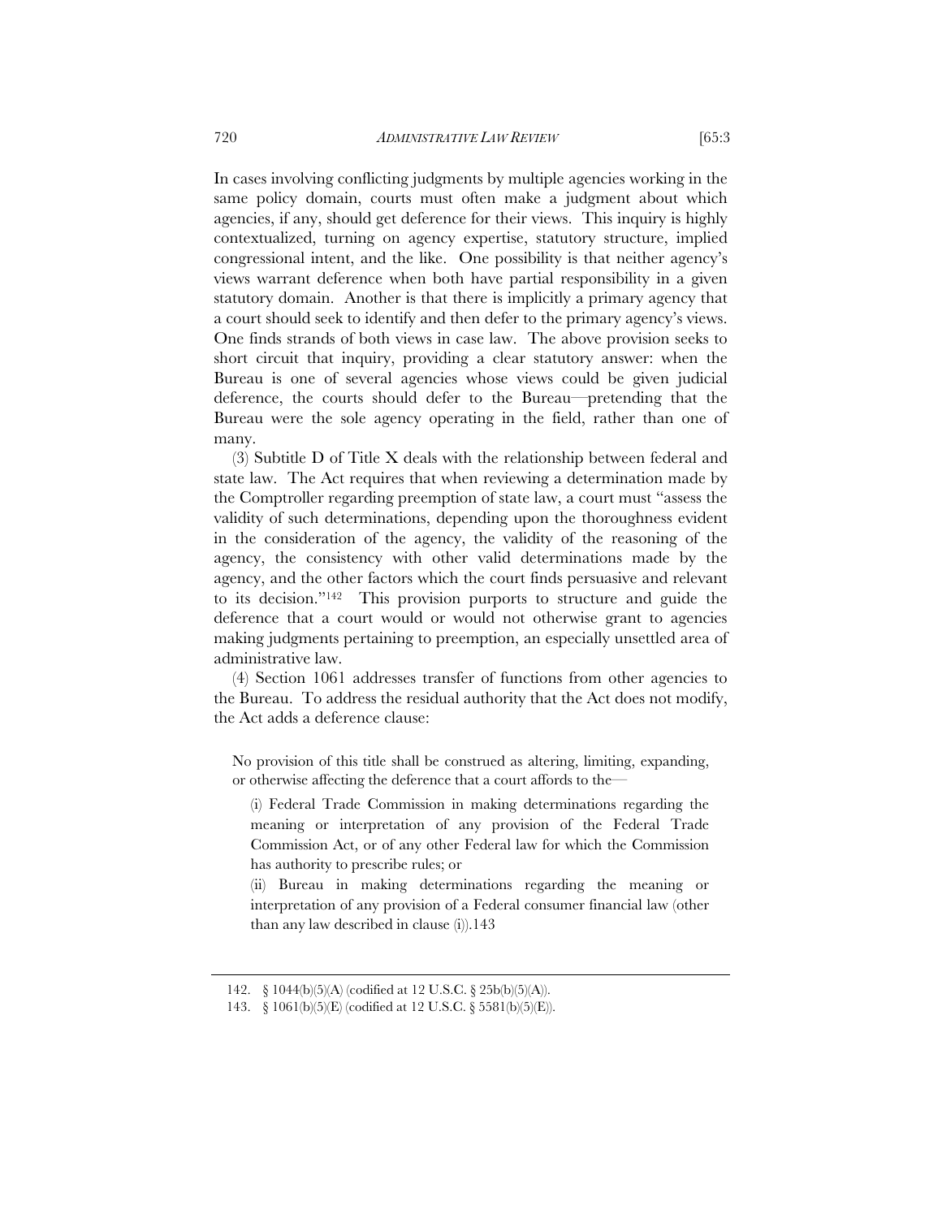In cases involving conflicting judgments by multiple agencies working in the same policy domain, courts must often make a judgment about which agencies, if any, should get deference for their views. This inquiry is highly contextualized, turning on agency expertise, statutory structure, implied congressional intent, and the like. One possibility is that neither agency's views warrant deference when both have partial responsibility in a given statutory domain. Another is that there is implicitly a primary agency that a court should seek to identify and then defer to the primary agency's views. One finds strands of both views in case law. The above provision seeks to short circuit that inquiry, providing a clear statutory answer: when the Bureau is one of several agencies whose views could be given judicial deference, the courts should defer to the Bureau—pretending that the Bureau were the sole agency operating in the field, rather than one of many.

(3) Subtitle D of Title X deals with the relationship between federal and state law. The Act requires that when reviewing a determination made by the Comptroller regarding preemption of state law, a court must "assess the validity of such determinations, depending upon the thoroughness evident in the consideration of the agency, the validity of the reasoning of the agency, the consistency with other valid determinations made by the agency, and the other factors which the court finds persuasive and relevant to its decision."[142] This provision purports to structure and guide the deference that a court would or would not otherwise grant to agencies making judgments pertaining to preemption, an especially unsettled area of administrative law.

(4) Section 1061 addresses transfer of functions from other agencies to the Bureau. To address the residual authority that the Act does not modify, the Act adds a deference clause:

> No provision of this title shall be construed as altering, limiting, expanding, or otherwise affecting the deference that a court affords to the—
>
> (i) Federal Trade Commission in making determinations regarding the meaning or interpretation of any provision of the Federal Trade Commission Act, or of any other Federal law for which the Commission has authority to prescribe rules; or
>
> (ii) Bureau in making determinations regarding the meaning or interpretation of any provision of a Federal consumer financial law (other than any law described in clause (i)).[143]

142. § 1044(b)(5)(A) (codified at 12 U.S.C. § 25b(b)(5)(A)).

143. § 1061(b)(5)(E) (codified at 12 U.S.C. § 5581(b)(5)(E)).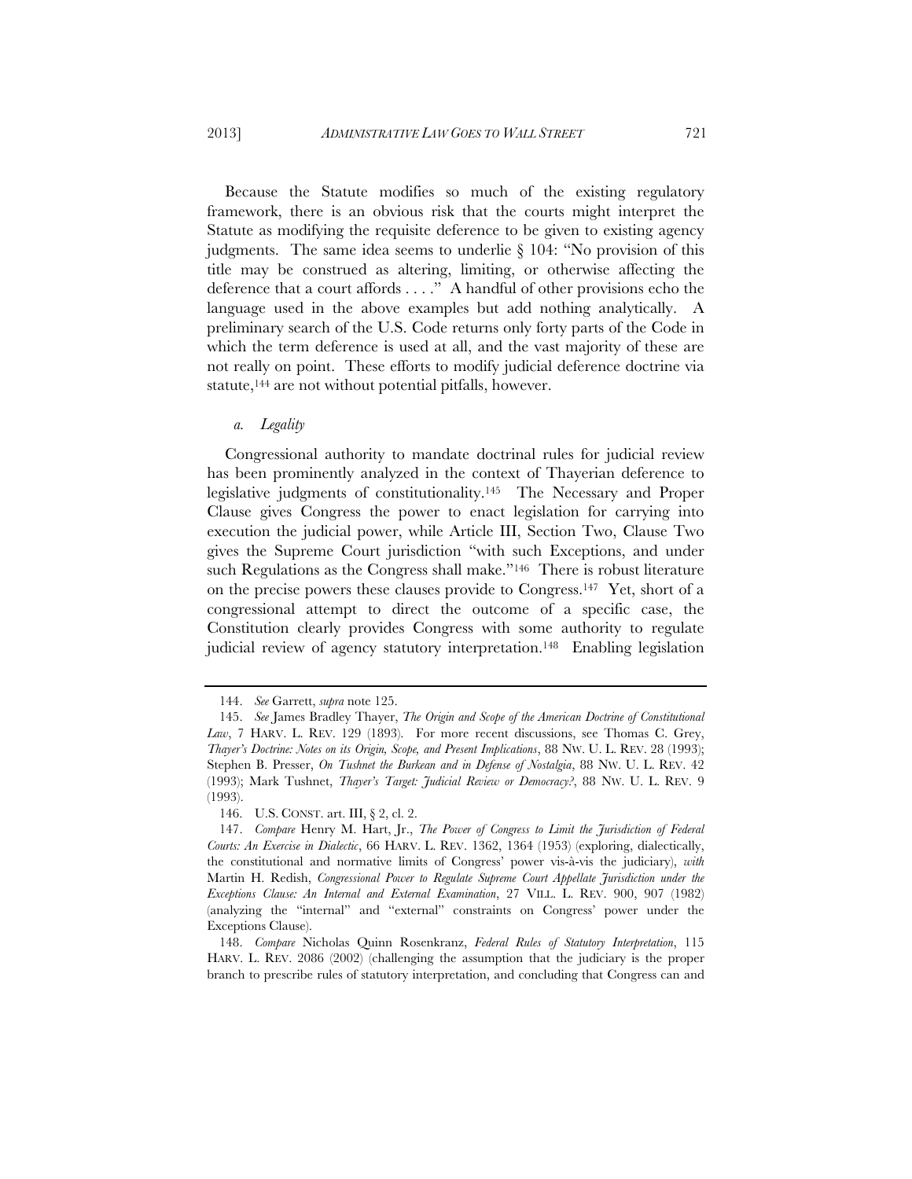Because the Statute modifies so much of the existing regulatory framework, there is an obvious risk that the courts might interpret the Statute as modifying the requisite deference to be given to existing agency judgments. The same idea seems to underlie § 104: "No provision of this title may be construed as altering, limiting, or otherwise affecting the deference that a court affords . . . ." A handful of other provisions echo the language used in the above examples but add nothing analytically. A preliminary search of the U.S. Code returns only forty parts of the Code in which the term deference is used at all, and the vast majority of these are not really on point. These efforts to modify judicial deference doctrine via statute,[144] are not without potential pitfalls, however.

*a. Legality*

Congressional authority to mandate doctrinal rules for judicial review has been prominently analyzed in the context of Thayerian deference to legislative judgments of constitutionality.[145] The Necessary and Proper Clause gives Congress the power to enact legislation for carrying into execution the judicial power, while Article III, Section Two, Clause Two gives the Supreme Court jurisdiction "with such Exceptions, and under such Regulations as the Congress shall make."[146] There is robust literature on the precise powers these clauses provide to Congress.[147] Yet, short of a congressional attempt to direct the outcome of a specific case, the Constitution clearly provides Congress with some authority to regulate judicial review of agency statutory interpretation.[148] Enabling legislation

---

144. *See* Garrett, *supra* note 125.

145. *See* James Bradley Thayer, *The Origin and Scope of the American Doctrine of Constitutional Law*, 7 HARV. L. REV. 129 (1893). For more recent discussions, see Thomas C. Grey, *Thayer's Doctrine: Notes on its Origin, Scope, and Present Implications*, 88 NW. U. L. REV. 28 (1993); Stephen B. Presser, *On Tushnet the Burkean and in Defense of Nostalgia*, 88 NW. U. L. REV. 42 (1993); Mark Tushnet, *Thayer's Target: Judicial Review or Democracy?*, 88 NW. U. L. REV. 9 (1993).

146. U.S. CONST. art. III, § 2, cl. 2.

147. *Compare* Henry M. Hart, Jr., *The Power of Congress to Limit the Jurisdiction of Federal Courts: An Exercise in Dialectic*, 66 HARV. L. REV. 1362, 1364 (1953) (exploring, dialectically, the constitutional and normative limits of Congress' power vis-à-vis the judiciary), *with* Martin H. Redish, *Congressional Power to Regulate Supreme Court Appellate Jurisdiction under the Exceptions Clause: An Internal and External Examination*, 27 VILL. L. REV. 900, 907 (1982) (analyzing the "internal" and "external" constraints on Congress' power under the Exceptions Clause).

148. *Compare* Nicholas Quinn Rosenkranz, *Federal Rules of Statutory Interpretation*, 115 HARV. L. REV. 2086 (2002) (challenging the assumption that the judiciary is the proper branch to prescribe rules of statutory interpretation, and concluding that Congress can and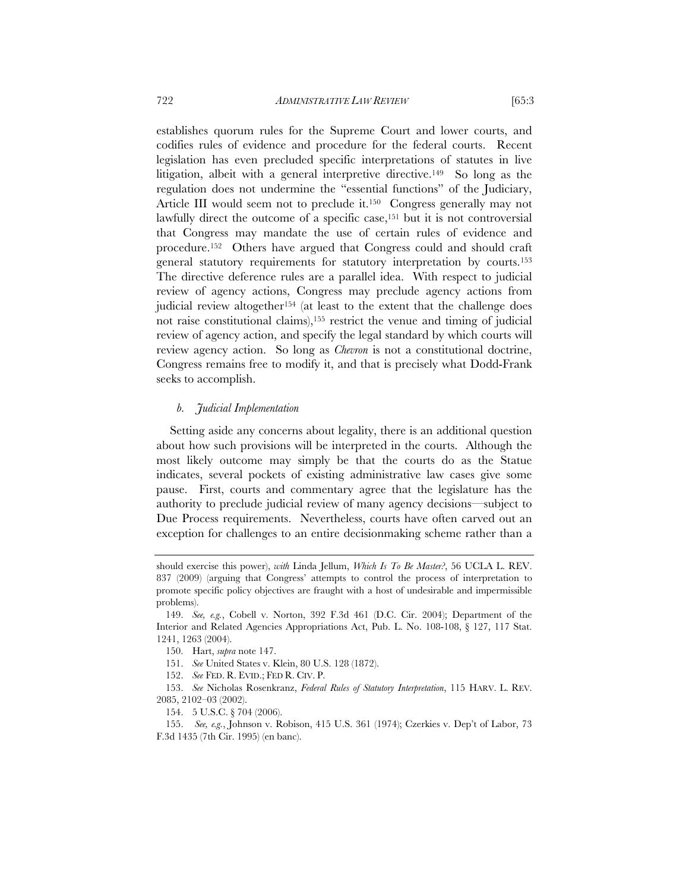establishes quorum rules for the Supreme Court and lower courts, and codifies rules of evidence and procedure for the federal courts. Recent legislation has even precluded specific interpretations of statutes in live litigation, albeit with a general interpretive directive.[149] So long as the regulation does not undermine the "essential functions" of the Judiciary, Article III would seem not to preclude it.[150] Congress generally may not lawfully direct the outcome of a specific case,[151] but it is not controversial that Congress may mandate the use of certain rules of evidence and procedure.[152] Others have argued that Congress could and should craft general statutory requirements for statutory interpretation by courts.[153] The directive deference rules are a parallel idea. With respect to judicial review of agency actions, Congress may preclude agency actions from judicial review altogether[154] (at least to the extent that the challenge does not raise constitutional claims),[155] restrict the venue and timing of judicial review of agency action, and specify the legal standard by which courts will review agency action. So long as *Chevron* is not a constitutional doctrine, Congress remains free to modify it, and that is precisely what Dodd-Frank seeks to accomplish.

#### *b. Judicial Implementation*

Setting aside any concerns about legality, there is an additional question about how such provisions will be interpreted in the courts. Although the most likely outcome may simply be that the courts do as the Statue indicates, several pockets of existing administrative law cases give some pause. First, courts and commentary agree that the legislature has the authority to preclude judicial review of many agency decisions—subject to Due Process requirements. Nevertheless, courts have often carved out an exception for challenges to an entire decisionmaking scheme rather than a

---

should exercise this power), *with* Linda Jellum, *Which Is To Be Master?*, 56 UCLA L. REV. 837 (2009) (arguing that Congress' attempts to control the process of interpretation to promote specific policy objectives are fraught with a host of undesirable and impermissible problems).

149. *See, e.g.*, Cobell v. Norton, 392 F.3d 461 (D.C. Cir. 2004); Department of the Interior and Related Agencies Appropriations Act, Pub. L. No. 108-108, § 127, 117 Stat. 1241, 1263 (2004).

150. Hart, *supra* note 147.

151. *See* United States v. Klein, 80 U.S. 128 (1872).

152. *See* FED. R. EVID.; FED R. CIV. P.

153. *See* Nicholas Rosenkranz, *Federal Rules of Statutory Interpretation*, 115 HARV. L. REV. 2085, 2102–03 (2002).

154. 5 U.S.C. § 704 (2006).

155. *See, e.g.*, Johnson v. Robison, 415 U.S. 361 (1974); Czerkies v. Dep't of Labor, 73 F.3d 1435 (7th Cir. 1995) (en banc).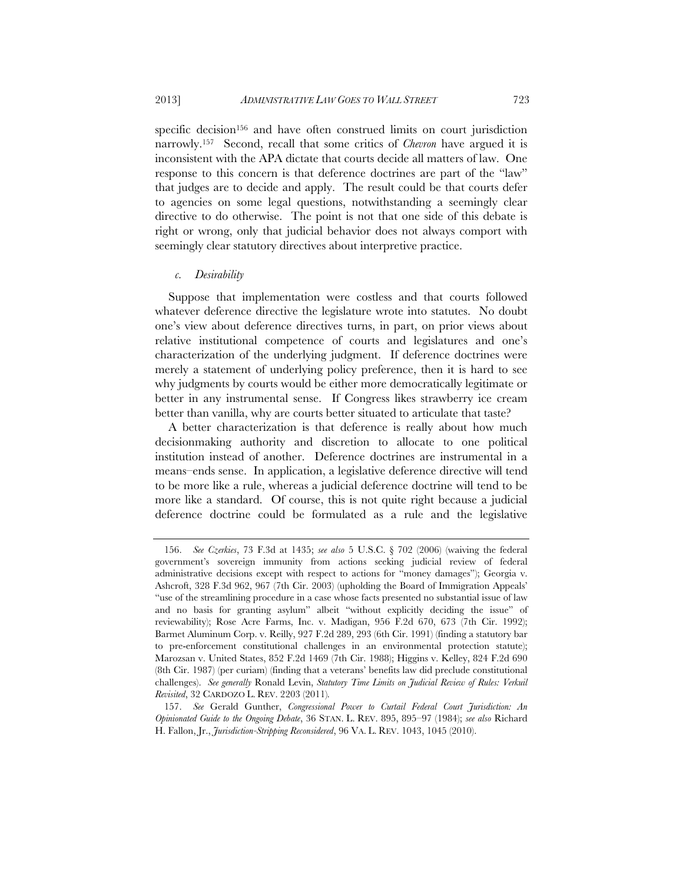specific decision[156] and have often construed limits on court jurisdiction narrowly.[157] Second, recall that some critics of *Chevron* have argued it is inconsistent with the APA dictate that courts decide all matters of law. One response to this concern is that deference doctrines are part of the "law" that judges are to decide and apply. The result could be that courts defer to agencies on some legal questions, notwithstanding a seemingly clear directive to do otherwise. The point is not that one side of this debate is right or wrong, only that judicial behavior does not always comport with seemingly clear statutory directives about interpretive practice.

#### *c. Desirability*

Suppose that implementation were costless and that courts followed whatever deference directive the legislature wrote into statutes. No doubt one's view about deference directives turns, in part, on prior views about relative institutional competence of courts and legislatures and one's characterization of the underlying judgment. If deference doctrines were merely a statement of underlying policy preference, then it is hard to see why judgments by courts would be either more democratically legitimate or better in any instrumental sense. If Congress likes strawberry ice cream better than vanilla, why are courts better situated to articulate that taste?

A better characterization is that deference is really about how much decisionmaking authority and discretion to allocate to one political institution instead of another. Deference doctrines are instrumental in a means–ends sense. In application, a legislative deference directive will tend to be more like a rule, whereas a judicial deference doctrine will tend to be more like a standard. Of course, this is not quite right because a judicial deference doctrine could be formulated as a rule and the legislative

---

156. *See Czerkies*, 73 F.3d at 1435; *see also* 5 U.S.C. § 702 (2006) (waiving the federal government's sovereign immunity from actions seeking judicial review of federal administrative decisions except with respect to actions for "money damages"); Georgia v. Ashcroft, 328 F.3d 962, 967 (7th Cir. 2003) (upholding the Board of Immigration Appeals' "use of the streamlining procedure in a case whose facts presented no substantial issue of law and no basis for granting asylum" albeit "without explicitly deciding the issue" of reviewability); Rose Acre Farms, Inc. v. Madigan, 956 F.2d 670, 673 (7th Cir. 1992); Barmet Aluminum Corp. v. Reilly, 927 F.2d 289, 293 (6th Cir. 1991) (finding a statutory bar to pre-enforcement constitutional challenges in an environmental protection statute); Marozsan v. United States, 852 F.2d 1469 (7th Cir. 1988); Higgins v. Kelley, 824 F.2d 690 (8th Cir. 1987) (per curiam) (finding that a veterans' benefits law did preclude constitutional challenges). *See generally* Ronald Levin, *Statutory Time Limits on Judicial Review of Rules: Verkuil Revisited*, 32 CARDOZO L. REV. 2203 (2011).

157. *See* Gerald Gunther, *Congressional Power to Curtail Federal Court Jurisdiction: An Opinionated Guide to the Ongoing Debate*, 36 STAN. L. REV. 895, 895–97 (1984); *see also* Richard H. Fallon, Jr., *Jurisdiction-Stripping Reconsidered*, 96 VA. L. REV. 1043, 1045 (2010).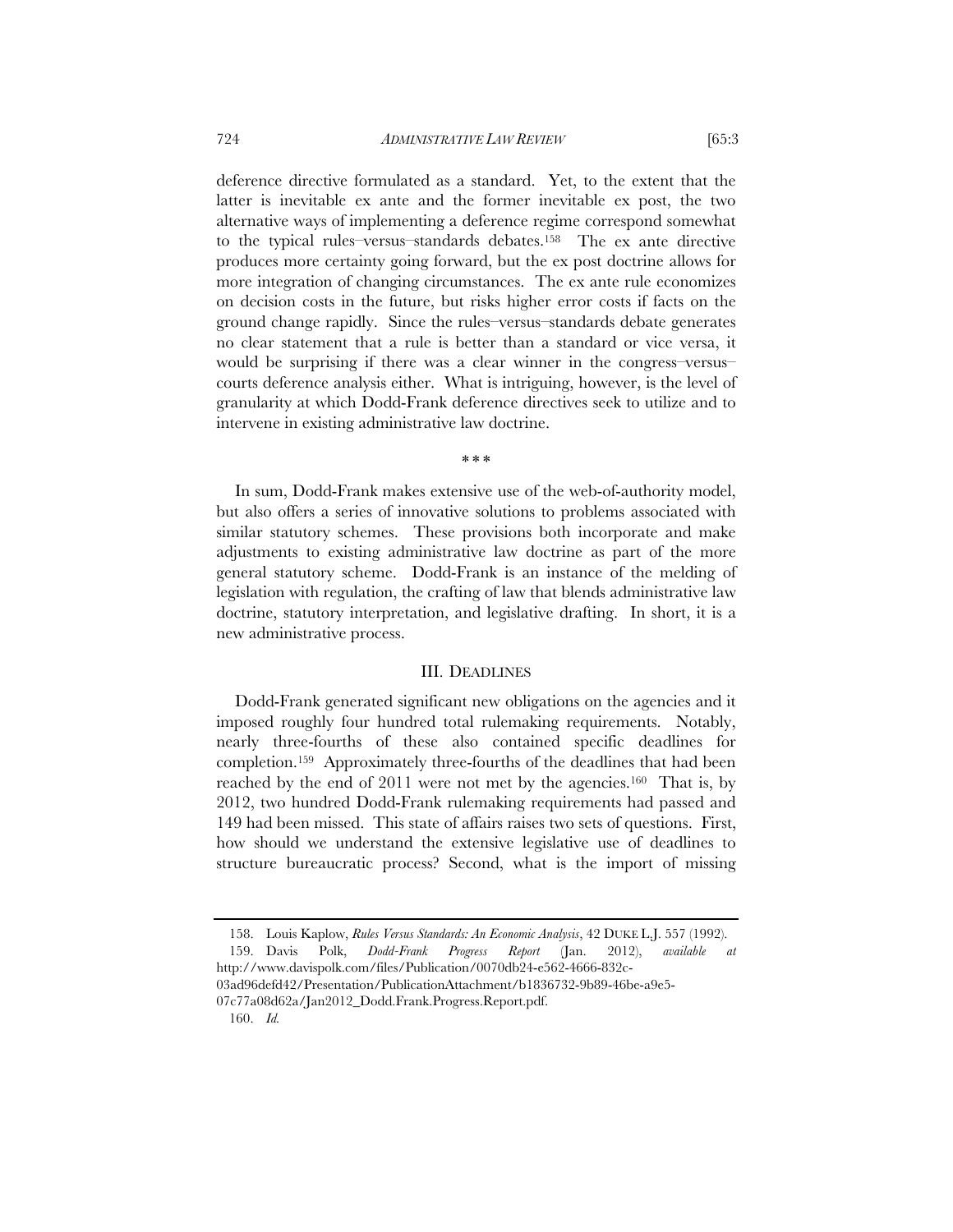deference directive formulated as a standard. Yet, to the extent that the latter is inevitable ex ante and the former inevitable ex post, the two alternative ways of implementing a deference regime correspond somewhat to the typical rules–versus–standards debates.[158] The ex ante directive produces more certainty going forward, but the ex post doctrine allows for more integration of changing circumstances. The ex ante rule economizes on decision costs in the future, but risks higher error costs if facts on the ground change rapidly. Since the rules–versus–standards debate generates no clear statement that a rule is better than a standard or vice versa, it would be surprising if there was a clear winner in the congress–versus–courts deference analysis either. What is intriguing, however, is the level of granularity at which Dodd-Frank deference directives seek to utilize and to intervene in existing administrative law doctrine.

\* \* \*

In sum, Dodd-Frank makes extensive use of the web-of-authority model, but also offers a series of innovative solutions to problems associated with similar statutory schemes. These provisions both incorporate and make adjustments to existing administrative law doctrine as part of the more general statutory scheme. Dodd-Frank is an instance of the melding of legislation with regulation, the crafting of law that blends administrative law doctrine, statutory interpretation, and legislative drafting. In short, it is a new administrative process.

## III. DEADLINES

Dodd-Frank generated significant new obligations on the agencies and it imposed roughly four hundred total rulemaking requirements. Notably, nearly three-fourths of these also contained specific deadlines for completion.[159] Approximately three-fourths of the deadlines that had been reached by the end of 2011 were not met by the agencies.[160] That is, by 2012, two hundred Dodd-Frank rulemaking requirements had passed and 149 had been missed. This state of affairs raises two sets of questions. First, how should we understand the extensive legislative use of deadlines to structure bureaucratic process? Second, what is the import of missing

---

158. Louis Kaplow, *Rules Versus Standards: An Economic Analysis*, 42 DUKE L.J. 557 (1992).

159. Davis Polk, *Dodd-Frank Progress Report* (Jan. 2012), *available at* http://www.davispolk.com/files/Publication/0070db24-e562-4666-832c-03ad96defd42/Presentation/PublicationAttachment/b1836732-9b89-46be-a9e5-07c77a08d62a/Jan2012_Dodd.Frank.Progress.Report.pdf.

160. *Id.*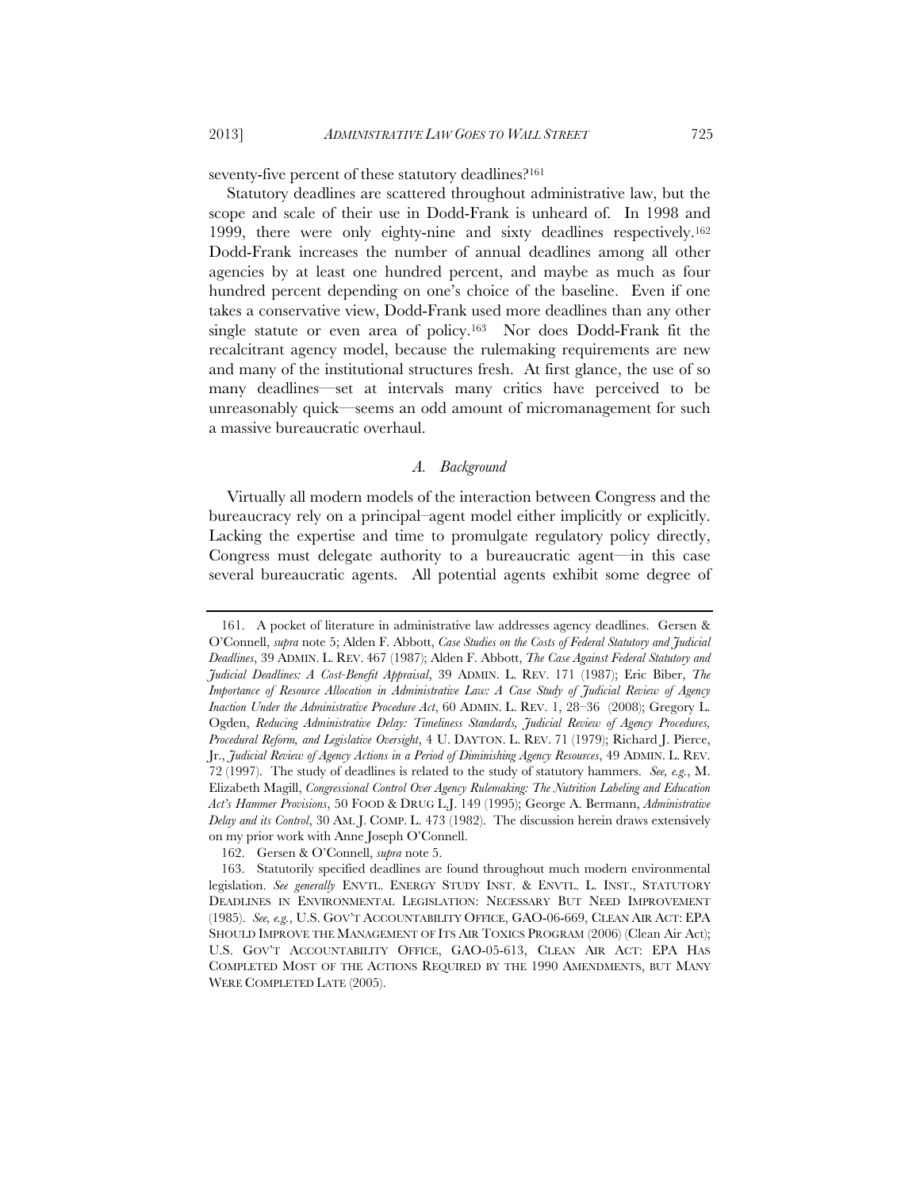seventy-five percent of these statutory deadlines?[161]

Statutory deadlines are scattered throughout administrative law, but the scope and scale of their use in Dodd-Frank is unheard of. In 1998 and 1999, there were only eighty-nine and sixty deadlines respectively.[162] Dodd-Frank increases the number of annual deadlines among all other agencies by at least one hundred percent, and maybe as much as four hundred percent depending on one's choice of the baseline. Even if one takes a conservative view, Dodd-Frank used more deadlines than any other single statute or even area of policy.[163] Nor does Dodd-Frank fit the recalcitrant agency model, because the rulemaking requirements are new and many of the institutional structures fresh. At first glance, the use of so many deadlines—set at intervals many critics have perceived to be unreasonably quick—seems an odd amount of micromanagement for such a massive bureaucratic overhaul.

### *A. Background*

Virtually all modern models of the interaction between Congress and the bureaucracy rely on a principal–agent model either implicitly or explicitly. Lacking the expertise and time to promulgate regulatory policy directly, Congress must delegate authority to a bureaucratic agent—in this case several bureaucratic agents. All potential agents exhibit some degree of

---

161. A pocket of literature in administrative law addresses agency deadlines. Gersen & O'Connell, *supra* note 5; Alden F. Abbott, *Case Studies on the Costs of Federal Statutory and Judicial Deadlines*, 39 ADMIN. L. REV. 467 (1987); Alden F. Abbott, *The Case Against Federal Statutory and Judicial Deadlines: A Cost-Benefit Appraisal*, 39 ADMIN. L. REV. 171 (1987); Eric Biber, *The Importance of Resource Allocation in Administrative Law: A Case Study of Judicial Review of Agency Inaction Under the Administrative Procedure Act*, 60 ADMIN. L. REV. 1, 28–36 (2008); Gregory L. Ogden, *Reducing Administrative Delay: Timeliness Standards, Judicial Review of Agency Procedures, Procedural Reform, and Legislative Oversight*, 4 U. DAYTON. L. REV. 71 (1979); Richard J. Pierce, Jr., *Judicial Review of Agency Actions in a Period of Diminishing Agency Resources*, 49 ADMIN. L. REV. 72 (1997). The study of deadlines is related to the study of statutory hammers. *See, e.g.*, M. Elizabeth Magill, *Congressional Control Over Agency Rulemaking: The Nutrition Labeling and Education Act's Hammer Provisions*, 50 FOOD & DRUG L.J. 149 (1995); George A. Bermann, *Administrative Delay and its Control*, 30 AM. J. COMP. L. 473 (1982). The discussion herein draws extensively on my prior work with Anne Joseph O'Connell.

162. Gersen & O'Connell, *supra* note 5.

163. Statutorily specified deadlines are found throughout much modern environmental legislation. *See generally* ENVTL. ENERGY STUDY INST. & ENVTL. L. INST., STATUTORY DEADLINES IN ENVIRONMENTAL LEGISLATION: NECESSARY BUT NEED IMPROVEMENT (1985). *See, e.g.*, U.S. GOV'T ACCOUNTABILITY OFFICE, GAO-06-669, CLEAN AIR ACT: EPA SHOULD IMPROVE THE MANAGEMENT OF ITS AIR TOXICS PROGRAM (2006) (Clean Air Act); U.S. GOV'T ACCOUNTABILITY OFFICE, GAO-05-613, CLEAN AIR ACT: EPA HAS COMPLETED MOST OF THE ACTIONS REQUIRED BY THE 1990 AMENDMENTS, BUT MANY WERE COMPLETED LATE (2005).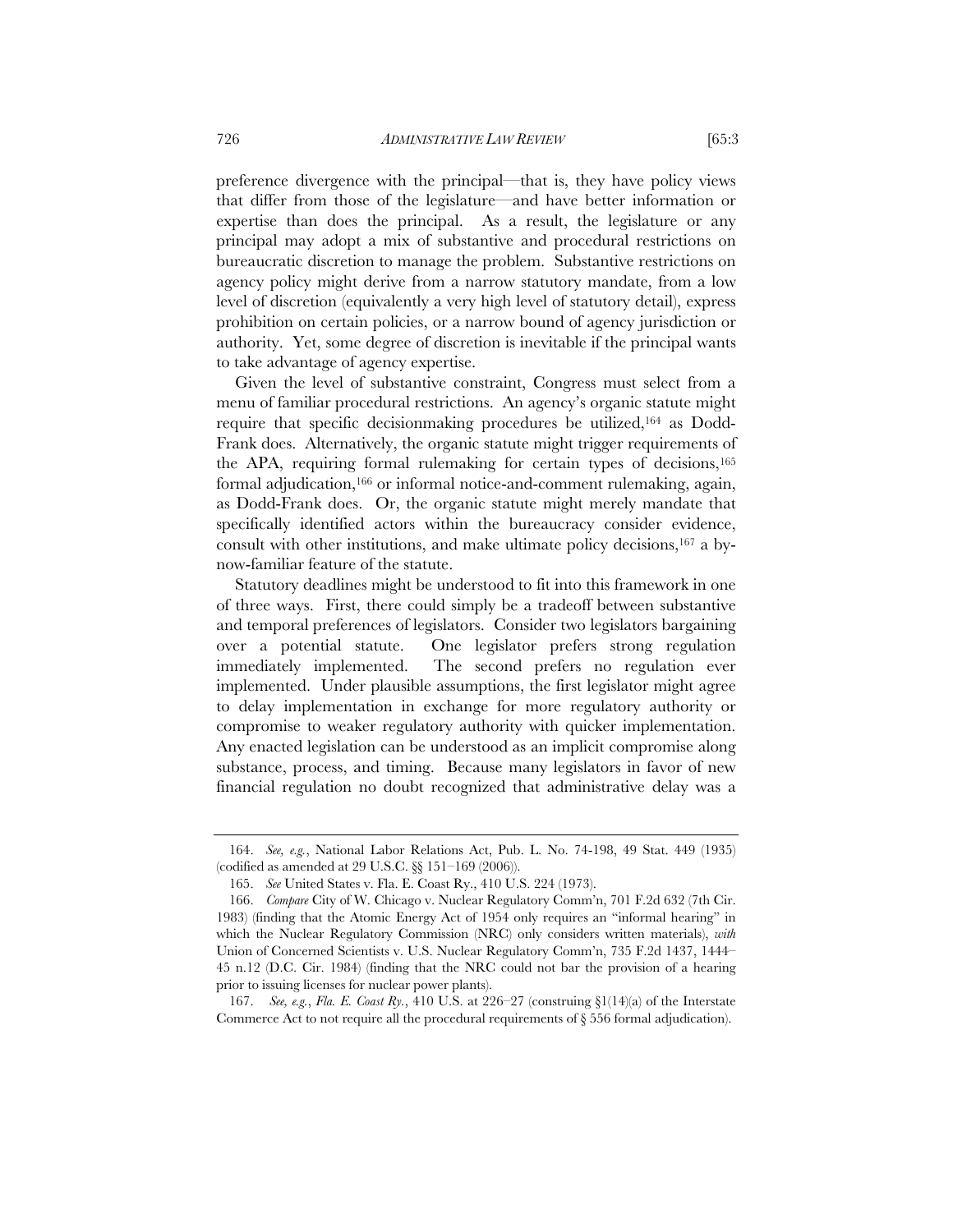preference divergence with the principal—that is, they have policy views that differ from those of the legislature—and have better information or expertise than does the principal. As a result, the legislature or any principal may adopt a mix of substantive and procedural restrictions on bureaucratic discretion to manage the problem. Substantive restrictions on agency policy might derive from a narrow statutory mandate, from a low level of discretion (equivalently a very high level of statutory detail), express prohibition on certain policies, or a narrow bound of agency jurisdiction or authority. Yet, some degree of discretion is inevitable if the principal wants to take advantage of agency expertise.

Given the level of substantive constraint, Congress must select from a menu of familiar procedural restrictions. An agency's organic statute might require that specific decisionmaking procedures be utilized,[164] as Dodd-Frank does. Alternatively, the organic statute might trigger requirements of the APA, requiring formal rulemaking for certain types of decisions,[165] formal adjudication,[166] or informal notice-and-comment rulemaking, again, as Dodd-Frank does. Or, the organic statute might merely mandate that specifically identified actors within the bureaucracy consider evidence, consult with other institutions, and make ultimate policy decisions,[167] a by-now-familiar feature of the statute.

Statutory deadlines might be understood to fit into this framework in one of three ways. First, there could simply be a tradeoff between substantive and temporal preferences of legislators. Consider two legislators bargaining over a potential statute. One legislator prefers strong regulation immediately implemented. The second prefers no regulation ever implemented. Under plausible assumptions, the first legislator might agree to delay implementation in exchange for more regulatory authority or compromise to weaker regulatory authority with quicker implementation. Any enacted legislation can be understood as an implicit compromise along substance, process, and timing. Because many legislators in favor of new financial regulation no doubt recognized that administrative delay was a

---

164. *See, e.g.*, National Labor Relations Act, Pub. L. No. 74-198, 49 Stat. 449 (1935) (codified as amended at 29 U.S.C. §§ 151–169 (2006)).

165. *See* United States v. Fla. E. Coast Ry., 410 U.S. 224 (1973).

166. *Compare* City of W. Chicago v. Nuclear Regulatory Comm'n, 701 F.2d 632 (7th Cir. 1983) (finding that the Atomic Energy Act of 1954 only requires an "informal hearing" in which the Nuclear Regulatory Commission (NRC) only considers written materials), *with* Union of Concerned Scientists v. U.S. Nuclear Regulatory Comm'n, 735 F.2d 1437, 1444–45 n.12 (D.C. Cir. 1984) (finding that the NRC could not bar the provision of a hearing prior to issuing licenses for nuclear power plants).

167. *See, e.g.*, *Fla. E. Coast Ry.*, 410 U.S. at 226–27 (construing §1(14)(a) of the Interstate Commerce Act to not require all the procedural requirements of § 556 formal adjudication).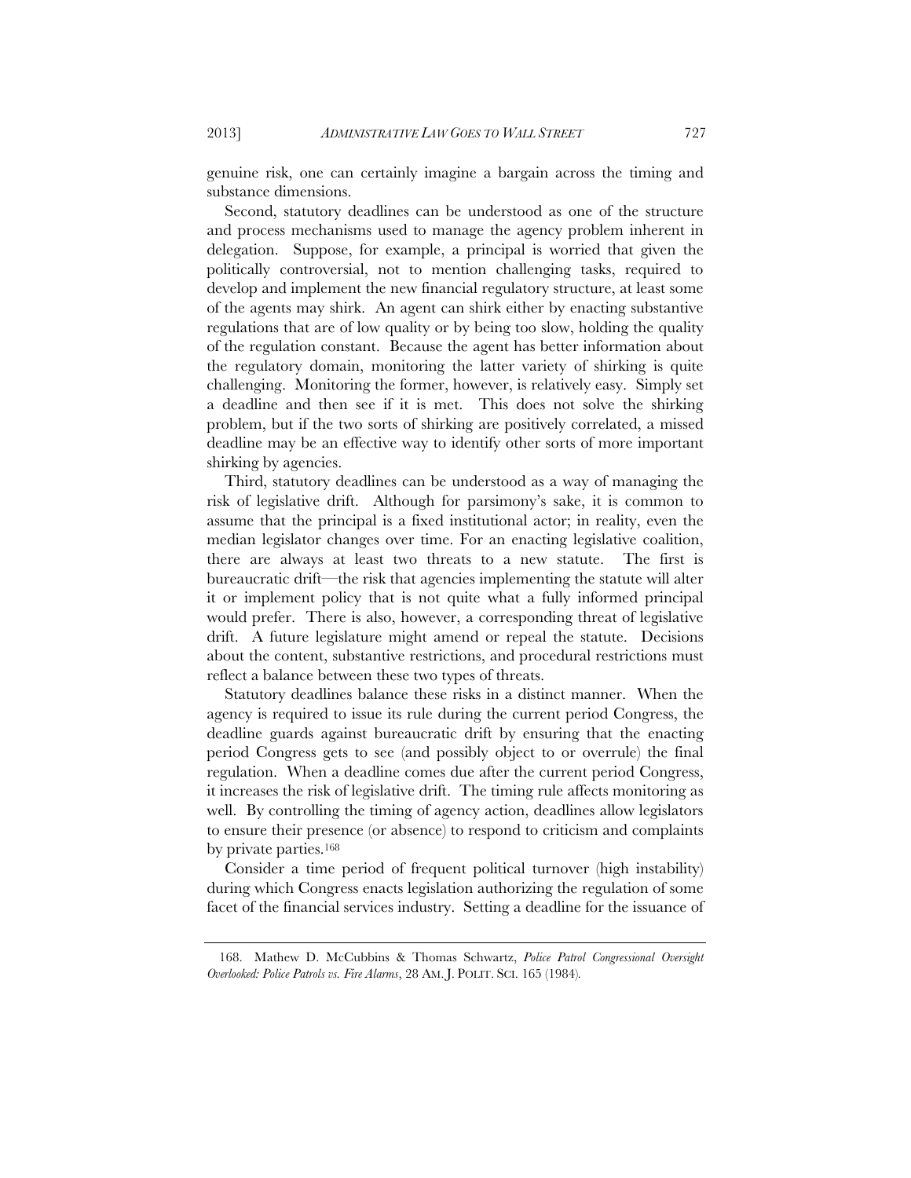genuine risk, one can certainly imagine a bargain across the timing and substance dimensions.

Second, statutory deadlines can be understood as one of the structure and process mechanisms used to manage the agency problem inherent in delegation. Suppose, for example, a principal is worried that given the politically controversial, not to mention challenging tasks, required to develop and implement the new financial regulatory structure, at least some of the agents may shirk. An agent can shirk either by enacting substantive regulations that are of low quality or by being too slow, holding the quality of the regulation constant. Because the agent has better information about the regulatory domain, monitoring the latter variety of shirking is quite challenging. Monitoring the former, however, is relatively easy. Simply set a deadline and then see if it is met. This does not solve the shirking problem, but if the two sorts of shirking are positively correlated, a missed deadline may be an effective way to identify other sorts of more important shirking by agencies.

Third, statutory deadlines can be understood as a way of managing the risk of legislative drift. Although for parsimony's sake, it is common to assume that the principal is a fixed institutional actor; in reality, even the median legislator changes over time. For an enacting legislative coalition, there are always at least two threats to a new statute. The first is bureaucratic drift—the risk that agencies implementing the statute will alter it or implement policy that is not quite what a fully informed principal would prefer. There is also, however, a corresponding threat of legislative drift. A future legislature might amend or repeal the statute. Decisions about the content, substantive restrictions, and procedural restrictions must reflect a balance between these two types of threats.

Statutory deadlines balance these risks in a distinct manner. When the agency is required to issue its rule during the current period Congress, the deadline guards against bureaucratic drift by ensuring that the enacting period Congress gets to see (and possibly object to or overrule) the final regulation. When a deadline comes due after the current period Congress, it increases the risk of legislative drift. The timing rule affects monitoring as well. By controlling the timing of agency action, deadlines allow legislators to ensure their presence (or absence) to respond to criticism and complaints by private parties.[168]

Consider a time period of frequent political turnover (high instability) during which Congress enacts legislation authorizing the regulation of some facet of the financial services industry. Setting a deadline for the issuance of

---

168. Mathew D. McCubbins & Thomas Schwartz, *Police Patrol Congressional Oversight Overlooked: Police Patrols vs. Fire Alarms*, 28 AM. J. POLIT. SCI. 165 (1984).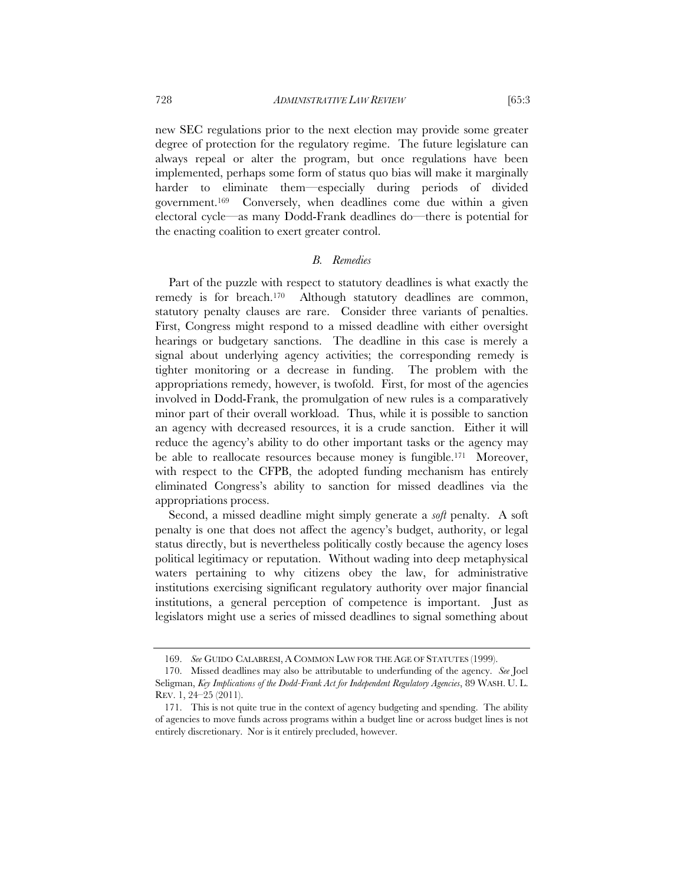new SEC regulations prior to the next election may provide some greater degree of protection for the regulatory regime. The future legislature can always repeal or alter the program, but once regulations have been implemented, perhaps some form of status quo bias will make it marginally harder to eliminate them—especially during periods of divided government.[169] Conversely, when deadlines come due within a given electoral cycle—as many Dodd-Frank deadlines do—there is potential for the enacting coalition to exert greater control.

### *B. Remedies*

Part of the puzzle with respect to statutory deadlines is what exactly the remedy is for breach.[170] Although statutory deadlines are common, statutory penalty clauses are rare. Consider three variants of penalties. First, Congress might respond to a missed deadline with either oversight hearings or budgetary sanctions. The deadline in this case is merely a signal about underlying agency activities; the corresponding remedy is tighter monitoring or a decrease in funding. The problem with the appropriations remedy, however, is twofold. First, for most of the agencies involved in Dodd-Frank, the promulgation of new rules is a comparatively minor part of their overall workload. Thus, while it is possible to sanction an agency with decreased resources, it is a crude sanction. Either it will reduce the agency's ability to do other important tasks or the agency may be able to reallocate resources because money is fungible.[171] Moreover, with respect to the CFPB, the adopted funding mechanism has entirely eliminated Congress's ability to sanction for missed deadlines via the appropriations process.

Second, a missed deadline might simply generate a *soft* penalty. A soft penalty is one that does not affect the agency's budget, authority, or legal status directly, but is nevertheless politically costly because the agency loses political legitimacy or reputation. Without wading into deep metaphysical waters pertaining to why citizens obey the law, for administrative institutions exercising significant regulatory authority over major financial institutions, a general perception of competence is important. Just as legislators might use a series of missed deadlines to signal something about

---

169. *See* GUIDO CALABRESI, A COMMON LAW FOR THE AGE OF STATUTES (1999).

170. Missed deadlines may also be attributable to underfunding of the agency. *See* Joel Seligman, *Key Implications of the Dodd-Frank Act for Independent Regulatory Agencies*, 89 WASH. U. L. REV. 1, 24–25 (2011).

171. This is not quite true in the context of agency budgeting and spending. The ability of agencies to move funds across programs within a budget line or across budget lines is not entirely discretionary. Nor is it entirely precluded, however.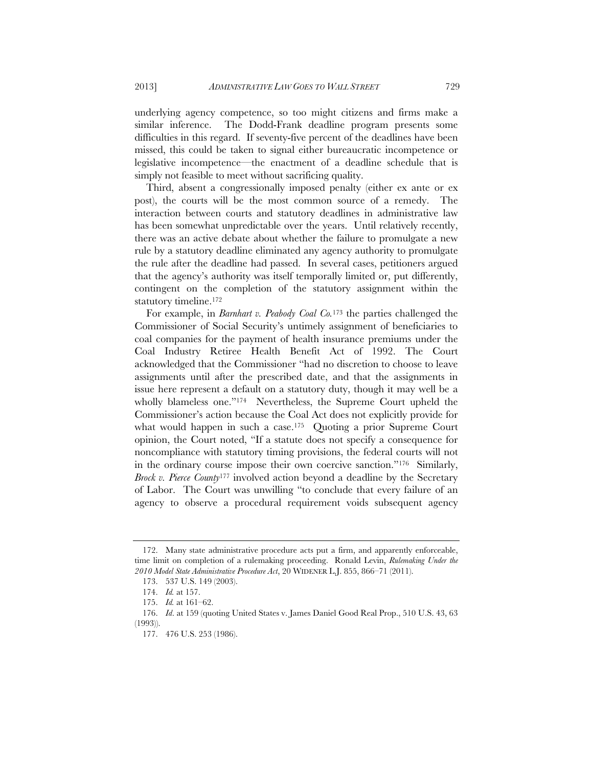underlying agency competence, so too might citizens and firms make a similar inference. The Dodd-Frank deadline program presents some difficulties in this regard. If seventy-five percent of the deadlines have been missed, this could be taken to signal either bureaucratic incompetence or legislative incompetence—the enactment of a deadline schedule that is simply not feasible to meet without sacrificing quality.

Third, absent a congressionally imposed penalty (either ex ante or ex post), the courts will be the most common source of a remedy. The interaction between courts and statutory deadlines in administrative law has been somewhat unpredictable over the years. Until relatively recently, there was an active debate about whether the failure to promulgate a new rule by a statutory deadline eliminated any agency authority to promulgate the rule after the deadline had passed. In several cases, petitioners argued that the agency's authority was itself temporally limited or, put differently, contingent on the completion of the statutory assignment within the statutory timeline.[172]

For example, in *Barnhart v. Peabody Coal Co.*[173] the parties challenged the Commissioner of Social Security's untimely assignment of beneficiaries to coal companies for the payment of health insurance premiums under the Coal Industry Retiree Health Benefit Act of 1992. The Court acknowledged that the Commissioner "had no discretion to choose to leave assignments until after the prescribed date, and that the assignments in issue here represent a default on a statutory duty, though it may well be a wholly blameless one."[174] Nevertheless, the Supreme Court upheld the Commissioner's action because the Coal Act does not explicitly provide for what would happen in such a case.[175] Quoting a prior Supreme Court opinion, the Court noted, "If a statute does not specify a consequence for noncompliance with statutory timing provisions, the federal courts will not in the ordinary course impose their own coercive sanction."[176] Similarly, *Brock v. Pierce County*[177] involved action beyond a deadline by the Secretary of Labor. The Court was unwilling "to conclude that every failure of an agency to observe a procedural requirement voids subsequent agency

---

172. Many state administrative procedure acts put a firm, and apparently enforceable, time limit on completion of a rulemaking proceeding. Ronald Levin, *Rulemaking Under the 2010 Model State Administrative Procedure Act*, 20 WIDENER L.J. 855, 866–71 (2011).

173. 537 U.S. 149 (2003).

174. *Id.* at 157.

175. *Id.* at 161–62.

176. *Id.* at 159 (quoting United States v. James Daniel Good Real Prop., 510 U.S. 43, 63 (1993)).

177. 476 U.S. 253 (1986).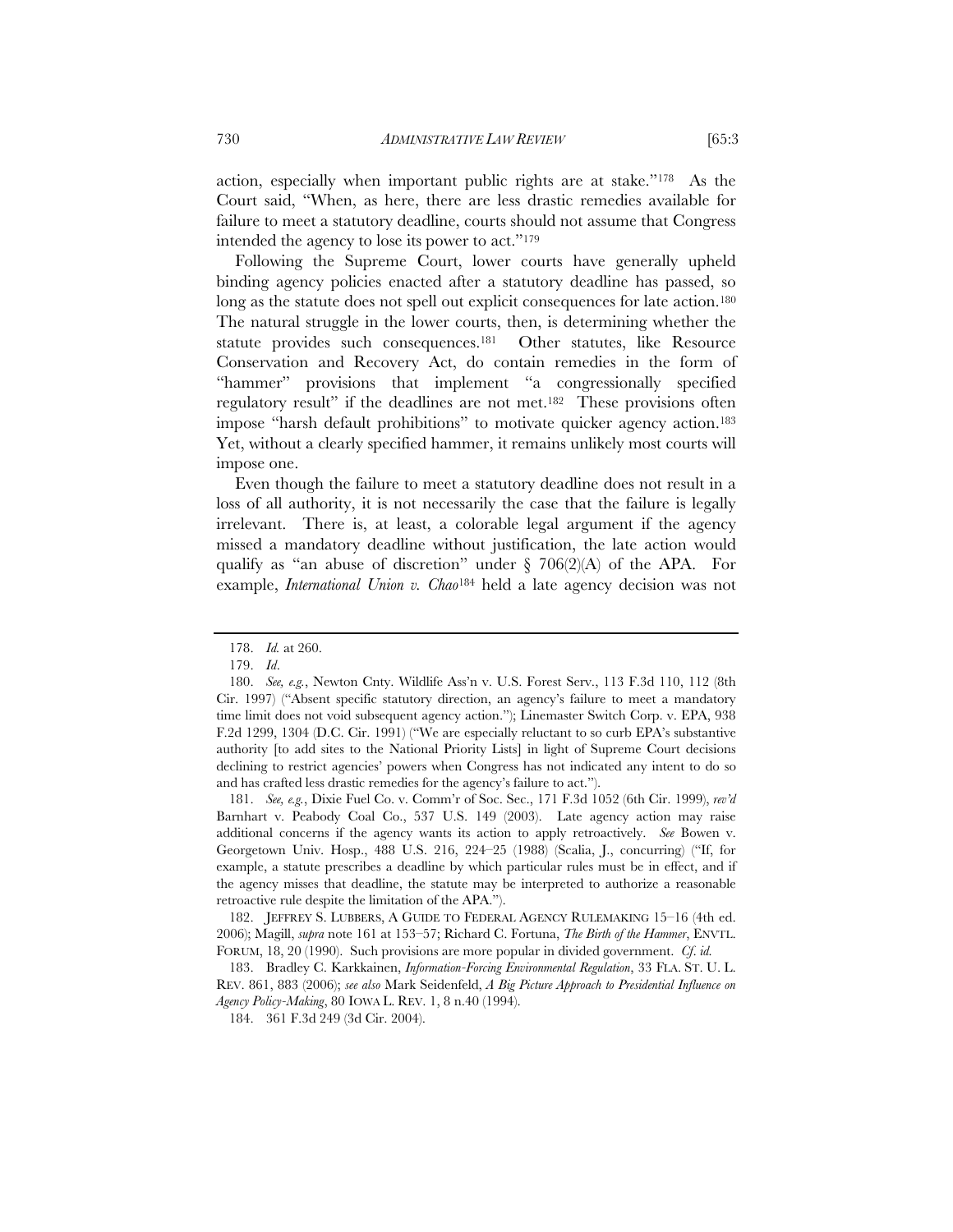action, especially when important public rights are at stake."[178] As the Court said, "When, as here, there are less drastic remedies available for failure to meet a statutory deadline, courts should not assume that Congress intended the agency to lose its power to act."[179]

Following the Supreme Court, lower courts have generally upheld binding agency policies enacted after a statutory deadline has passed, so long as the statute does not spell out explicit consequences for late action.[180] The natural struggle in the lower courts, then, is determining whether the statute provides such consequences.[181] Other statutes, like Resource Conservation and Recovery Act, do contain remedies in the form of "hammer" provisions that implement "a congressionally specified regulatory result" if the deadlines are not met.[182] These provisions often impose "harsh default prohibitions" to motivate quicker agency action.[183] Yet, without a clearly specified hammer, it remains unlikely most courts will impose one.

Even though the failure to meet a statutory deadline does not result in a loss of all authority, it is not necessarily the case that the failure is legally irrelevant. There is, at least, a colorable legal argument if the agency missed a mandatory deadline without justification, the late action would qualify as "an abuse of discretion" under § 706(2)(A) of the APA. For example, *International Union v. Chao*[184] held a late agency decision was not

---

178. *Id.* at 260.

179. *Id.*

180. *See, e.g.*, Newton Cnty. Wildlife Ass'n v. U.S. Forest Serv., 113 F.3d 110, 112 (8th Cir. 1997) ("Absent specific statutory direction, an agency's failure to meet a mandatory time limit does not void subsequent agency action."); Linemaster Switch Corp. v. EPA, 938 F.2d 1299, 1304 (D.C. Cir. 1991) ("We are especially reluctant to so curb EPA's substantive authority [to add sites to the National Priority Lists] in light of Supreme Court decisions declining to restrict agencies' powers when Congress has not indicated any intent to do so and has crafted less drastic remedies for the agency's failure to act.").

181. *See, e.g.*, Dixie Fuel Co. v. Comm'r of Soc. Sec., 171 F.3d 1052 (6th Cir. 1999), *rev'd* Barnhart v. Peabody Coal Co., 537 U.S. 149 (2003). Late agency action may raise additional concerns if the agency wants its action to apply retroactively. *See* Bowen v. Georgetown Univ. Hosp., 488 U.S. 216, 224–25 (1988) (Scalia, J., concurring) ("If, for example, a statute prescribes a deadline by which particular rules must be in effect, and if the agency misses that deadline, the statute may be interpreted to authorize a reasonable retroactive rule despite the limitation of the APA.").

182. JEFFREY S. LUBBERS, A GUIDE TO FEDERAL AGENCY RULEMAKING 15–16 (4th ed. 2006); Magill, *supra* note 161 at 153–57; Richard C. Fortuna, *The Birth of the Hammer*, ENVTL. FORUM, 18, 20 (1990). Such provisions are more popular in divided government. *Cf. id.*

183. Bradley C. Karkkainen, *Information-Forcing Environmental Regulation*, 33 FLA. ST. U. L. REV. 861, 883 (2006); *see also* Mark Seidenfeld, *A Big Picture Approach to Presidential Influence on Agency Policy-Making*, 80 IOWA L. REV. 1, 8 n.40 (1994).

184. 361 F.3d 249 (3d Cir. 2004).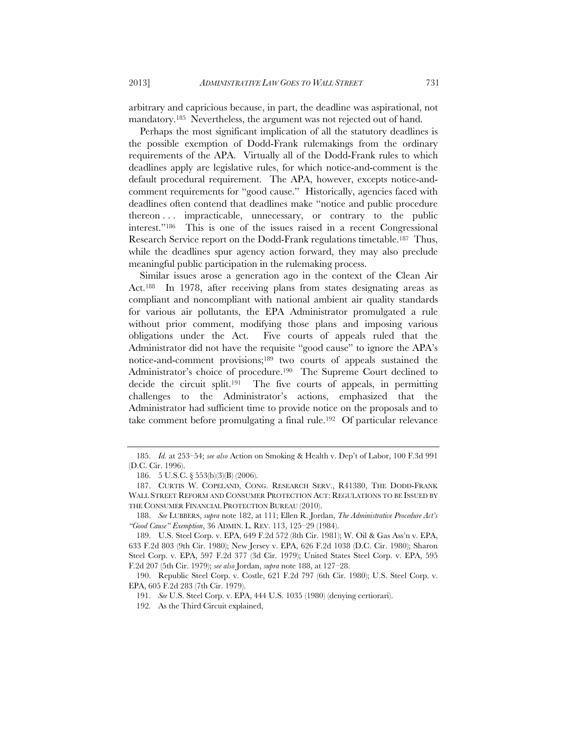arbitrary and capricious because, in part, the deadline was aspirational, not mandatory.[185] Nevertheless, the argument was not rejected out of hand.

Perhaps the most significant implication of all the statutory deadlines is the possible exemption of Dodd-Frank rulemakings from the ordinary requirements of the APA. Virtually all of the Dodd-Frank rules to which deadlines apply are legislative rules, for which notice-and-comment is the default procedural requirement. The APA, however, excepts notice-and-comment requirements for "good cause." Historically, agencies faced with deadlines often contend that deadlines make "notice and public procedure thereon . . . impracticable, unnecessary, or contrary to the public interest."[186] This is one of the issues raised in a recent Congressional Research Service report on the Dodd-Frank regulations timetable.[187] Thus, while the deadlines spur agency action forward, they may also preclude meaningful public participation in the rulemaking process.

Similar issues arose a generation ago in the context of the Clean Air Act.[188] In 1978, after receiving plans from states designating areas as compliant and noncompliant with national ambient air quality standards for various air pollutants, the EPA Administrator promulgated a rule without prior comment, modifying those plans and imposing various obligations under the Act. Five courts of appeals ruled that the Administrator did not have the requisite "good cause" to ignore the APA's notice-and-comment provisions;[189] two courts of appeals sustained the Administrator's choice of procedure.[190] The Supreme Court declined to decide the circuit split.[191] The five courts of appeals, in permitting challenges to the Administrator's actions, emphasized that the Administrator had sufficient time to provide notice on the proposals and to take comment before promulgating a final rule.[192] Of particular relevance

---

185. *Id.* at 253–54; *see also* Action on Smoking & Health v. Dep't of Labor, 100 F.3d 991 (D.C. Cir. 1996).

186. 5 U.S.C. § 553(b)(3)(B) (2006).

187. CURTIS W. COPELAND, CONG. RESEARCH SERV., R41380, THE DODD-FRANK WALL STREET REFORM AND CONSUMER PROTECTION ACT: REGULATIONS TO BE ISSUED BY THE CONSUMER FINANCIAL PROTECTION BUREAU (2010).

188. *See* LUBBERS, *supra* note 182, at 111; Ellen R. Jordan, *The Administrative Procedure Act's "Good Cause" Exemption*, 36 ADMIN. L. REV. 113, 125–29 (1984).

189. U.S. Steel Corp. v. EPA, 649 F.2d 572 (8th Cir. 1981); W. Oil & Gas Ass'n v. EPA, 633 F.2d 803 (9th Cir. 1980); New Jersey v. EPA, 626 F.2d 1038 (D.C. Cir. 1980); Sharon Steel Corp. v. EPA, 597 F.2d 377 (3d Cir. 1979); United States Steel Corp. v. EPA, 595 F.2d 207 (5th Cir. 1979); *see also* Jordan, *supra* note 188, at 127–28.

190. Republic Steel Corp. v. Costle, 621 F.2d 797 (6th Cir. 1980); U.S. Steel Corp. v. EPA, 605 F.2d 283 (7th Cir. 1979).

191. *See* U.S. Steel Corp. v. EPA, 444 U.S. 1035 (1980) (denying certiorari).

192. As the Third Circuit explained,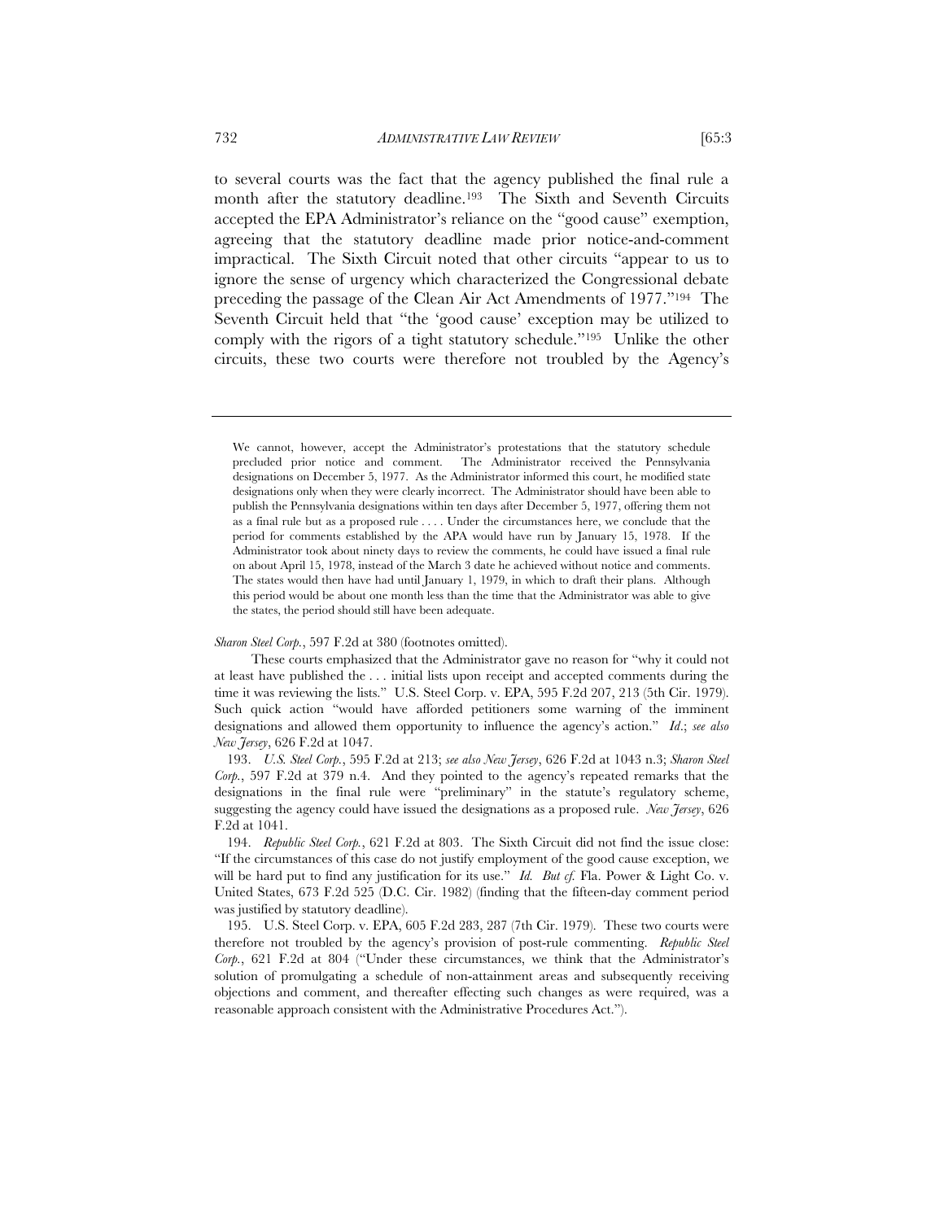to several courts was the fact that the agency published the final rule a month after the statutory deadline.[193] The Sixth and Seventh Circuits accepted the EPA Administrator's reliance on the "good cause" exemption, agreeing that the statutory deadline made prior notice-and-comment impractical. The Sixth Circuit noted that other circuits "appear to us to ignore the sense of urgency which characterized the Congressional debate preceding the passage of the Clean Air Act Amendments of 1977."[194] The Seventh Circuit held that "the 'good cause' exception may be utilized to comply with the rigors of a tight statutory schedule."[195] Unlike the other circuits, these two courts were therefore not troubled by the Agency's

---

> We cannot, however, accept the Administrator's protestations that the statutory schedule precluded prior notice and comment. The Administrator received the Pennsylvania designations on December 5, 1977. As the Administrator informed this court, he modified state designations only when they were clearly incorrect. The Administrator should have been able to publish the Pennsylvania designations within ten days after December 5, 1977, offering them not as a final rule but as a proposed rule . . . . Under the circumstances here, we conclude that the period for comments established by the APA would have run by January 15, 1978. If the Administrator took about ninety days to review the comments, he could have issued a final rule on about April 15, 1978, instead of the March 3 date he achieved without notice and comments. The states would then have had until January 1, 1979, in which to draft their plans. Although this period would be about one month less than the time that the Administrator was able to give the states, the period should still have been adequate.

*Sharon Steel Corp.*, 597 F.2d at 380 (footnotes omitted).

These courts emphasized that the Administrator gave no reason for "why it could not at least have published the . . . initial lists upon receipt and accepted comments during the time it was reviewing the lists." U.S. Steel Corp. v. EPA, 595 F.2d 207, 213 (5th Cir. 1979). Such quick action "would have afforded petitioners some warning of the imminent designations and allowed them opportunity to influence the agency's action." *Id*.; *see also New Jersey*, 626 F.2d at 1047.

193. *U.S. Steel Corp.*, 595 F.2d at 213; *see also New Jersey*, 626 F.2d at 1043 n.3; *Sharon Steel Corp.*, 597 F.2d at 379 n.4. And they pointed to the agency's repeated remarks that the designations in the final rule were "preliminary" in the statute's regulatory scheme, suggesting the agency could have issued the designations as a proposed rule. *New Jersey*, 626 F.2d at 1041.

194. *Republic Steel Corp.*, 621 F.2d at 803. The Sixth Circuit did not find the issue close: "If the circumstances of this case do not justify employment of the good cause exception, we will be hard put to find any justification for its use." *Id. But cf.* Fla. Power & Light Co. v. United States, 673 F.2d 525 (D.C. Cir. 1982) (finding that the fifteen-day comment period was justified by statutory deadline).

195. U.S. Steel Corp. v. EPA, 605 F.2d 283, 287 (7th Cir. 1979). These two courts were therefore not troubled by the agency's provision of post-rule commenting. *Republic Steel Corp.*, 621 F.2d at 804 ("Under these circumstances, we think that the Administrator's solution of promulgating a schedule of non-attainment areas and subsequently receiving objections and comment, and thereafter effecting such changes as were required, was a reasonable approach consistent with the Administrative Procedures Act.").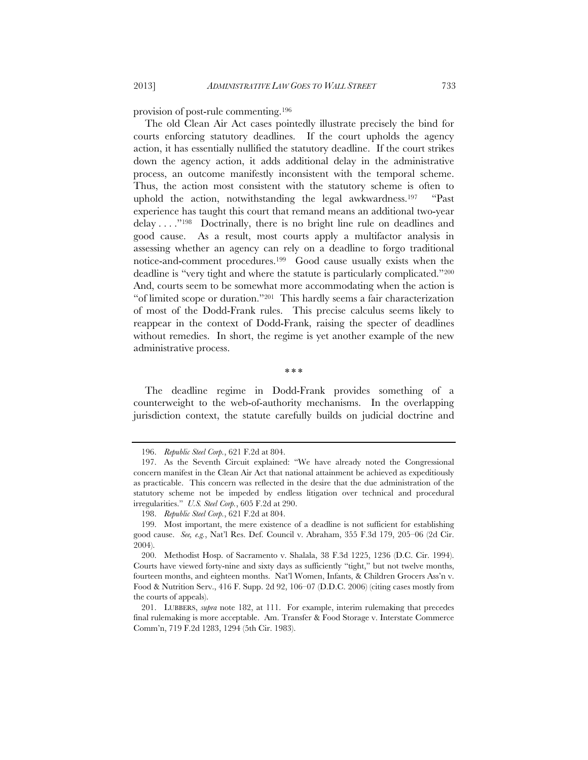provision of post-rule commenting.[196]

The old Clean Air Act cases pointedly illustrate precisely the bind for courts enforcing statutory deadlines. If the court upholds the agency action, it has essentially nullified the statutory deadline. If the court strikes down the agency action, it adds additional delay in the administrative process, an outcome manifestly inconsistent with the temporal scheme. Thus, the action most consistent with the statutory scheme is often to uphold the action, notwithstanding the legal awkwardness.[197] "Past experience has taught this court that remand means an additional two-year delay . . . ."[198] Doctrinally, there is no bright line rule on deadlines and good cause. As a result, most courts apply a multifactor analysis in assessing whether an agency can rely on a deadline to forgo traditional notice-and-comment procedures.[199] Good cause usually exists when the deadline is "very tight and where the statute is particularly complicated."[200] And, courts seem to be somewhat more accommodating when the action is "of limited scope or duration."[201] This hardly seems a fair characterization of most of the Dodd-Frank rules. This precise calculus seems likely to reappear in the context of Dodd-Frank, raising the specter of deadlines without remedies. In short, the regime is yet another example of the new administrative process.

\* \* \*

The deadline regime in Dodd-Frank provides something of a counterweight to the web-of-authority mechanisms. In the overlapping jurisdiction context, the statute carefully builds on judicial doctrine and

---

196. *Republic Steel Corp.*, 621 F.2d at 804.

197. As the Seventh Circuit explained: "We have already noted the Congressional concern manifest in the Clean Air Act that national attainment be achieved as expeditiously as practicable. This concern was reflected in the desire that the due administration of the statutory scheme not be impeded by endless litigation over technical and procedural irregularities." *U.S. Steel Corp.*, 605 F.2d at 290.

198. *Republic Steel Corp.*, 621 F.2d at 804.

199. Most important, the mere existence of a deadline is not sufficient for establishing good cause. *See, e.g.*, Nat'l Res. Def. Council v. Abraham, 355 F.3d 179, 205–06 (2d Cir. 2004).

200. Methodist Hosp. of Sacramento v. Shalala, 38 F.3d 1225, 1236 (D.C. Cir. 1994). Courts have viewed forty-nine and sixty days as sufficiently "tight," but not twelve months, fourteen months, and eighteen months. Nat'l Women, Infants, & Children Grocers Ass'n v. Food & Nutrition Serv., 416 F. Supp. 2d 92, 106–07 (D.D.C. 2006) (citing cases mostly from the courts of appeals).

201. LUBBERS, *supra* note 182, at 111. For example, interim rulemaking that precedes final rulemaking is more acceptable. Am. Transfer & Food Storage v. Interstate Commerce Comm'n, 719 F.2d 1283, 1294 (5th Cir. 1983).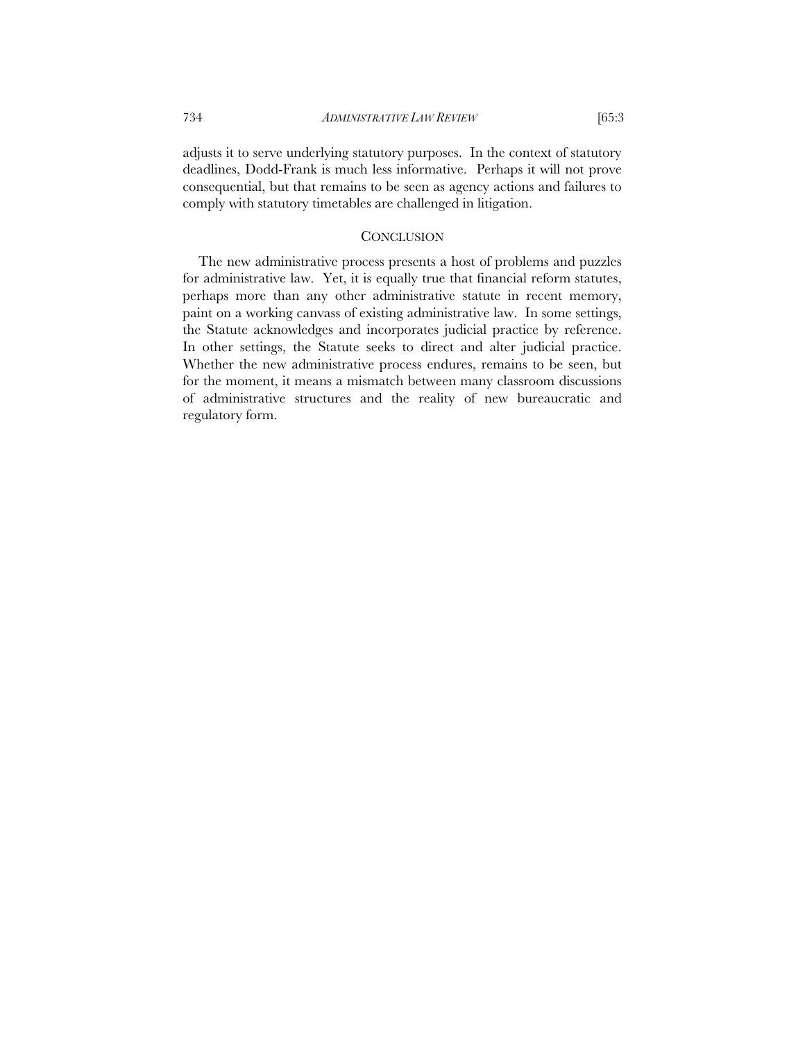adjusts it to serve underlying statutory purposes. In the context of statutory deadlines, Dodd-Frank is much less informative. Perhaps it will not prove consequential, but that remains to be seen as agency actions and failures to comply with statutory timetables are challenged in litigation.

## CONCLUSION

The new administrative process presents a host of problems and puzzles for administrative law. Yet, it is equally true that financial reform statutes, perhaps more than any other administrative statute in recent memory, paint on a working canvass of existing administrative law. In some settings, the Statute acknowledges and incorporates judicial practice by reference. In other settings, the Statute seeks to direct and alter judicial practice. Whether the new administrative process endures, remains to be seen, but for the moment, it means a mismatch between many classroom discussions of administrative structures and the reality of new bureaucratic and regulatory form.